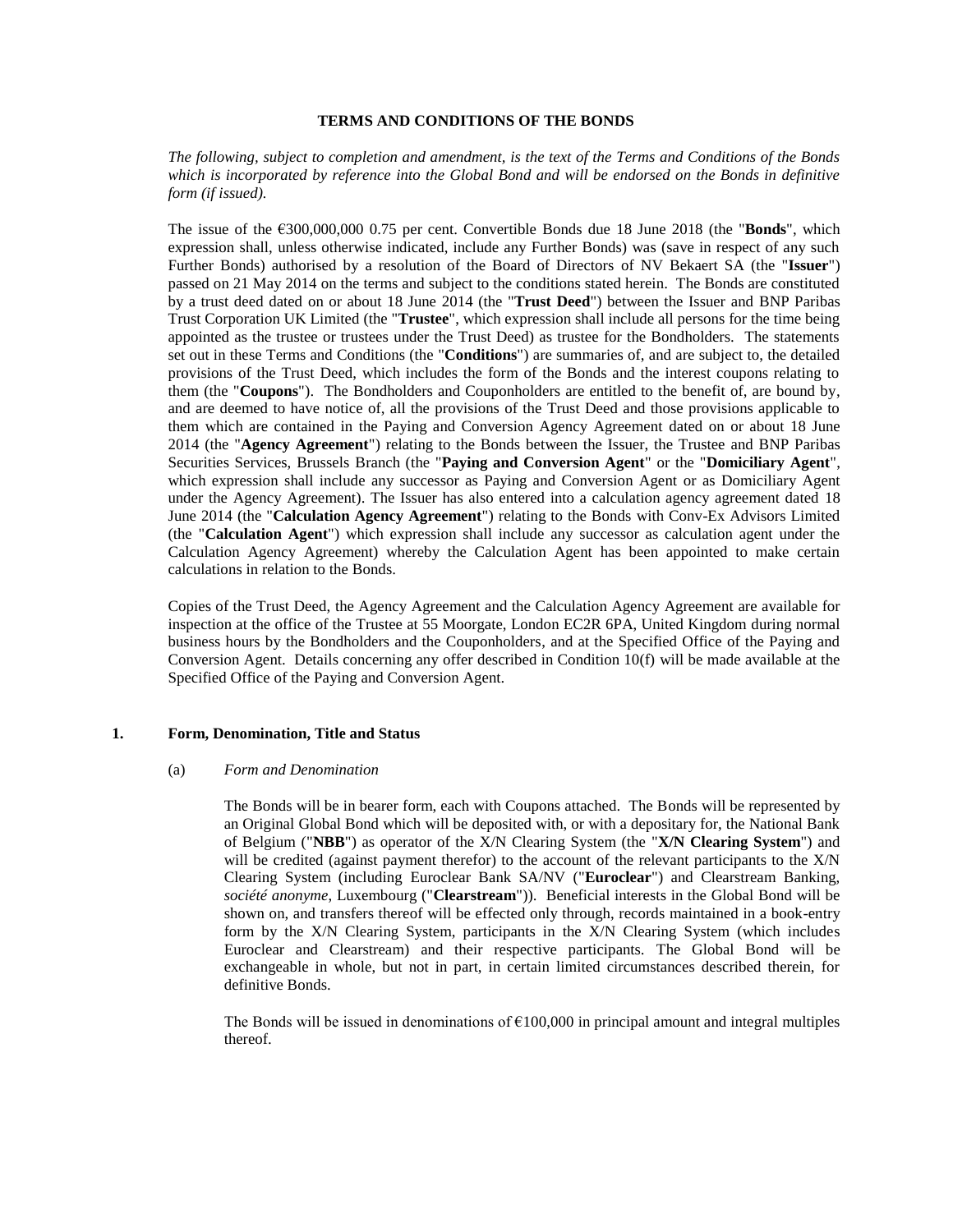# TERMS AND CONDITIONS OF THE BONDS

*The following, subject to completion and amendment, is the text of the Terms and Conditions of the Bonds which is incorporated by reference into the Global Bond and will be endorsed on the Bonds in definitive form (if issued).*

The issue of the €300,000,000 0.75 per cent. Convertible Bonds due 18 June 2018 (the "**Bonds**", which expression shall, unless otherwise indicated, include any Further Bonds) was (save in respect of any such Further Bonds) authorised by a resolution of the Board of Directors of NV Bekaert SA (the "**Issuer**") passed on 21 May 2014 on the terms and subject to the conditions stated herein. The Bonds are constituted by a trust deed dated on or about 18 June 2014 (the "**Trust Deed**") between the Issuer and BNP Paribas Trust Corporation UK Limited (the "**Trustee**", which expression shall include all persons for the time being appointed as the trustee or trustees under the Trust Deed) as trustee for the Bondholders. The statements set out in these Terms and Conditions (the "**Conditions**") are summaries of, and are subject to, the detailed provisions of the Trust Deed, which includes the form of the Bonds and the interest coupons relating to them (the "**Coupons**"). The Bondholders and Couponholders are entitled to the benefit of, are bound by, and are deemed to have notice of, all the provisions of the Trust Deed and those provisions applicable to them which are contained in the Paying and Conversion Agency Agreement dated on or about 18 June 2014 (the "**Agency Agreement**") relating to the Bonds between the Issuer, the Trustee and BNP Paribas Securities Services, Brussels Branch (the "**Paying and Conversion Agent**" or the "**Domiciliary Agent**", which expression shall include any successor as Paying and Conversion Agent or as Domiciliary Agent under the Agency Agreement). The Issuer has also entered into a calculation agency agreement dated 18 June 2014 (the "**Calculation Agency Agreement**") relating to the Bonds with Conv-Ex Advisors Limited (the "**Calculation Agent**") which expression shall include any successor as calculation agent under the Calculation Agency Agreement) whereby the Calculation Agent has been appointed to make certain calculations in relation to the Bonds.

Copies of the Trust Deed, the Agency Agreement and the Calculation Agency Agreement are available for inspection at the office of the Trustee at 55 Moorgate, London EC2R 6PA, United Kingdom during normal business hours by the Bondholders and the Couponholders, and at the Specified Office of the Paying and Conversion Agent. Details concerning any offer described in Condition 10(f) will be made available at the Specified Office of the Paying and Conversion Agent.

## 1. Form, Denomination, Title and Status

### (a) *Form and Denomination*

The Bonds will be in bearer form, each with Coupons attached. The Bonds will be represented by an Original Global Bond which will be deposited with, or with a depositary for, the National Bank of Belgium ("**NBB**") as operator of the X/N Clearing System (the "**X/N Clearing System**") and will be credited (against payment therefor) to the account of the relevant participants to the X/N Clearing System (including Euroclear Bank SA/NV ("**Euroclear**") and Clearstream Banking, *société anonyme*, Luxembourg ("**Clearstream**")). Beneficial interests in the Global Bond will be shown on, and transfers thereof will be effected only through, records maintained in a book-entry form by the X/N Clearing System, participants in the X/N Clearing System (which includes Euroclear and Clearstream) and their respective participants. The Global Bond will be exchangeable in whole, but not in part, in certain limited circumstances described therein, for definitive Bonds.

The Bonds will be issued in denominations of €100,000 in principal amount and integral multiples thereof.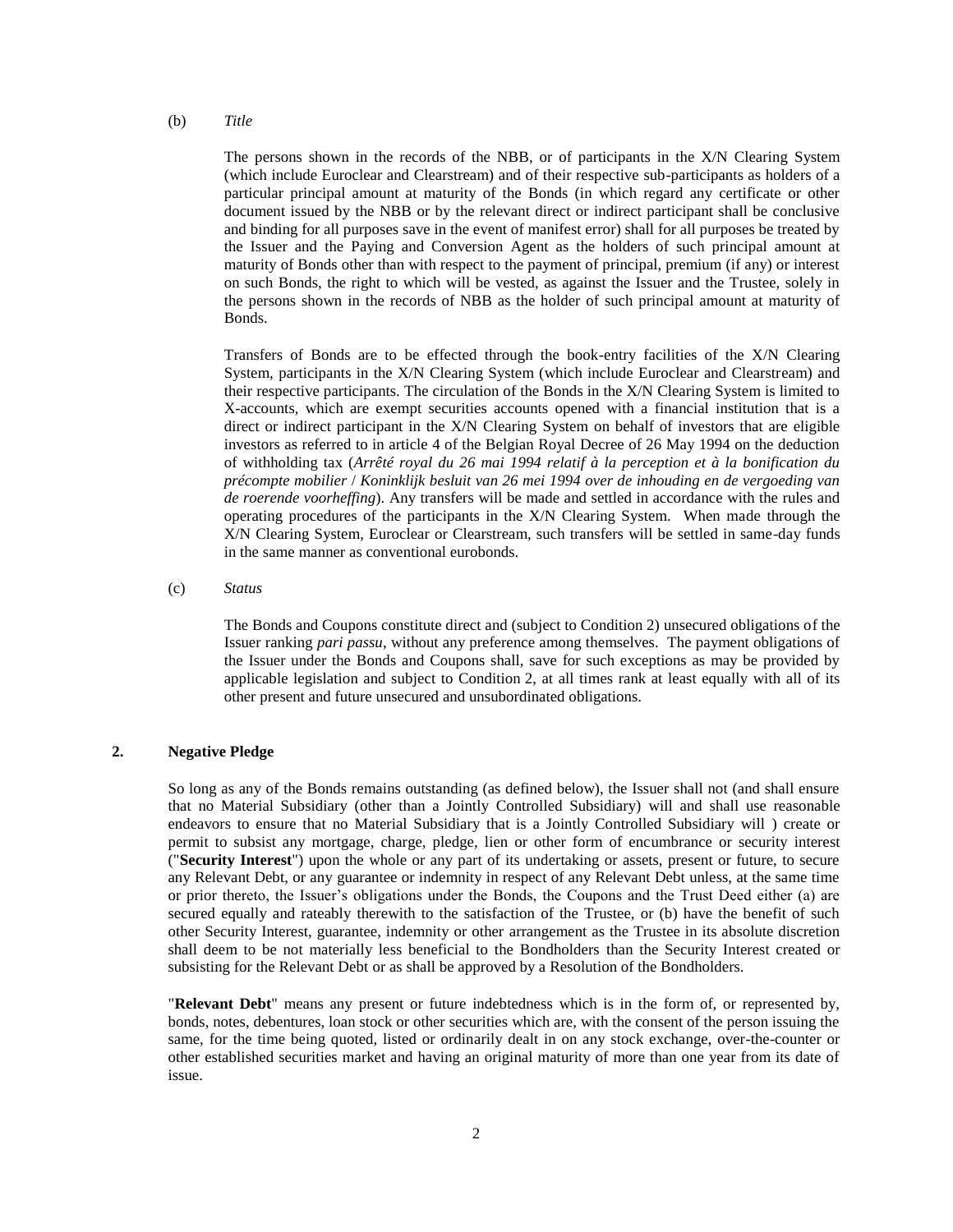(b) *Title*

The persons shown in the records of the NBB, or of participants in the X/N Clearing System (which include Euroclear and Clearstream) and of their respective sub-participants as holders of a particular principal amount at maturity of the Bonds (in which regard any certificate or other document issued by the NBB or by the relevant direct or indirect participant shall be conclusive and binding for all purposes save in the event of manifest error) shall for all purposes be treated by the Issuer and the Paying and Conversion Agent as the holders of such principal amount at maturity of Bonds other than with respect to the payment of principal, premium (if any) or interest on such Bonds, the right to which will be vested, as against the Issuer and the Trustee, solely in the persons shown in the records of NBB as the holder of such principal amount at maturity of Bonds.

Transfers of Bonds are to be effected through the book-entry facilities of the X/N Clearing System, participants in the X/N Clearing System (which include Euroclear and Clearstream) and their respective participants. The circulation of the Bonds in the X/N Clearing System is limited to X-accounts, which are exempt securities accounts opened with a financial institution that is a direct or indirect participant in the X/N Clearing System on behalf of investors that are eligible investors as referred to in article 4 of the Belgian Royal Decree of 26 May 1994 on the deduction of withholding tax (*Arrêté royal du 26 mai 1994 relatif à la perception et à la bonification du précompte mobilier* / *Koninklijk besluit van 26 mei 1994 over de inhouding en de vergoeding van de roerende voorheffing*). Any transfers will be made and settled in accordance with the rules and operating procedures of the participants in the X/N Clearing System. When made through the X/N Clearing System, Euroclear or Clearstream, such transfers will be settled in same-day funds in the same manner as conventional eurobonds.

(c) *Status*

The Bonds and Coupons constitute direct and (subject to Condition 2) unsecured obligations of the Issuer ranking *pari passu*, without any preference among themselves. The payment obligations of the Issuer under the Bonds and Coupons shall, save for such exceptions as may be provided by applicable legislation and subject to Condition 2, at all times rank at least equally with all of its other present and future unsecured and unsubordinated obligations.

## 2. Negative Pledge

So long as any of the Bonds remains outstanding (as defined below), the Issuer shall not (and shall ensure that no Material Subsidiary (other than a Jointly Controlled Subsidiary) will and shall use reasonable endeavors to ensure that no Material Subsidiary that is a Jointly Controlled Subsidiary will ) create or permit to subsist any mortgage, charge, pledge, lien or other form of encumbrance or security interest ("**Security Interest**") upon the whole or any part of its undertaking or assets, present or future, to secure any Relevant Debt, or any guarantee or indemnity in respect of any Relevant Debt unless, at the same time or prior thereto, the Issuer's obligations under the Bonds, the Coupons and the Trust Deed either (a) are secured equally and rateably therewith to the satisfaction of the Trustee, or (b) have the benefit of such other Security Interest, guarantee, indemnity or other arrangement as the Trustee in its absolute discretion shall deem to be not materially less beneficial to the Bondholders than the Security Interest created or subsisting for the Relevant Debt or as shall be approved by a Resolution of the Bondholders.

"**Relevant Debt**" means any present or future indebtedness which is in the form of, or represented by, bonds, notes, debentures, loan stock or other securities which are, with the consent of the person issuing the same, for the time being quoted, listed or ordinarily dealt in on any stock exchange, over-the-counter or other established securities market and having an original maturity of more than one year from its date of issue.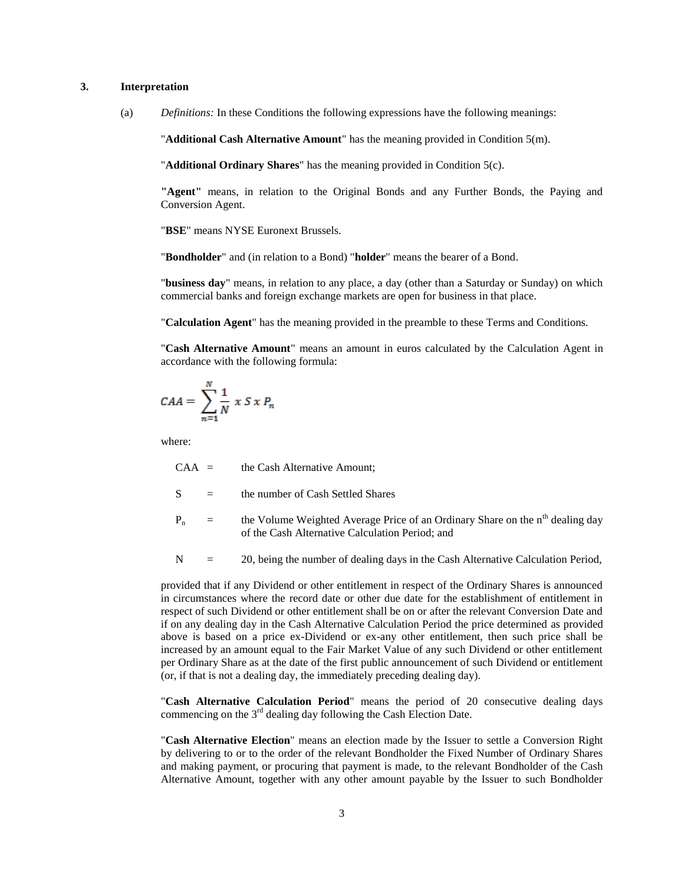## 3. Interpretation

(a) *Definitions:* In these Conditions the following expressions have the following meanings:

"**Additional Cash Alternative Amount**" has the meaning provided in Condition 5(m).

"**Additional Ordinary Shares**" has the meaning provided in Condition 5(c).

**"Agent"** means, in relation to the Original Bonds and any Further Bonds, the Paying and Conversion Agent.

"**BSE**" means NYSE Euronext Brussels.

"**Bondholder**" and (in relation to a Bond) "**holder**" means the bearer of a Bond.

"**business day**" means, in relation to any place, a day (other than a Saturday or Sunday) on which commercial banks and foreign exchange markets are open for business in that place.

"**Calculation Agent**" has the meaning provided in the preamble to these Terms and Conditions.

"**Cash Alternative Amount**" means an amount in euros calculated by the Calculation Agent in accordance with the following formula:

$$CAA = \sum_{n=1}^{N} \frac{1}{N} \ x \ S \ x \ P_n$$

where:

CAA = the Cash Alternative Amount;

S = the number of Cash Settled Shares

$P_n$ = the Volume Weighted Average Price of an Ordinary Share on the $n^{th}$ dealing day of the Cash Alternative Calculation Period; and

N = 20, being the number of dealing days in the Cash Alternative Calculation Period,

provided that if any Dividend or other entitlement in respect of the Ordinary Shares is announced in circumstances where the record date or other due date for the establishment of entitlement in respect of such Dividend or other entitlement shall be on or after the relevant Conversion Date and if on any dealing day in the Cash Alternative Calculation Period the price determined as provided above is based on a price ex-Dividend or ex-any other entitlement, then such price shall be increased by an amount equal to the Fair Market Value of any such Dividend or other entitlement per Ordinary Share as at the date of the first public announcement of such Dividend or entitlement (or, if that is not a dealing day, the immediately preceding dealing day).

"**Cash Alternative Calculation Period**" means the period of 20 consecutive dealing days commencing on the 3rd dealing day following the Cash Election Date.

"**Cash Alternative Election**" means an election made by the Issuer to settle a Conversion Right by delivering to or to the order of the relevant Bondholder the Fixed Number of Ordinary Shares and making payment, or procuring that payment is made, to the relevant Bondholder of the Cash Alternative Amount, together with any other amount payable by the Issuer to such Bondholder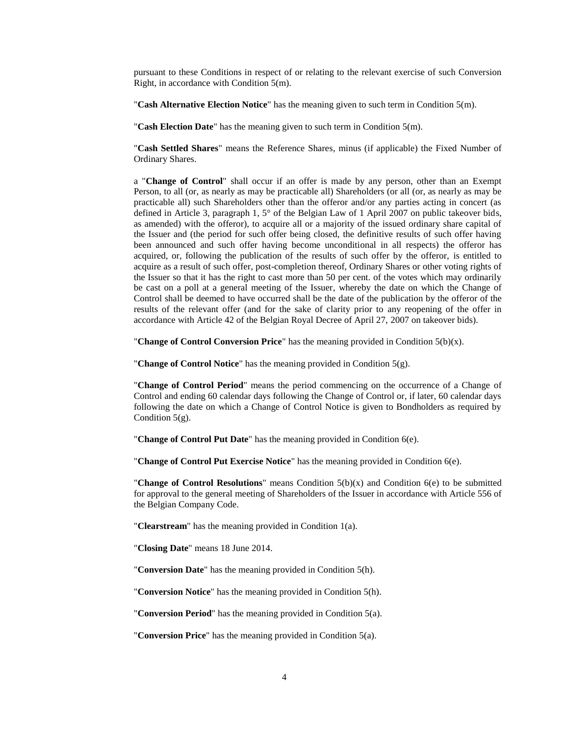pursuant to these Conditions in respect of or relating to the relevant exercise of such Conversion Right, in accordance with Condition 5(m).

"**Cash Alternative Election Notice**" has the meaning given to such term in Condition 5(m).

"**Cash Election Date**" has the meaning given to such term in Condition 5(m).

"**Cash Settled Shares**" means the Reference Shares, minus (if applicable) the Fixed Number of Ordinary Shares.

a "**Change of Control**" shall occur if an offer is made by any person, other than an Exempt Person, to all (or, as nearly as may be practicable all) Shareholders (or all (or, as nearly as may be practicable all) such Shareholders other than the offeror and/or any parties acting in concert (as defined in Article 3, paragraph 1, 5° of the Belgian Law of 1 April 2007 on public takeover bids, as amended) with the offeror), to acquire all or a majority of the issued ordinary share capital of the Issuer and (the period for such offer being closed, the definitive results of such offer having been announced and such offer having become unconditional in all respects) the offeror has acquired, or, following the publication of the results of such offer by the offeror, is entitled to acquire as a result of such offer, post-completion thereof, Ordinary Shares or other voting rights of the Issuer so that it has the right to cast more than 50 per cent. of the votes which may ordinarily be cast on a poll at a general meeting of the Issuer, whereby the date on which the Change of Control shall be deemed to have occurred shall be the date of the publication by the offeror of the results of the relevant offer (and for the sake of clarity prior to any reopening of the offer in accordance with Article 42 of the Belgian Royal Decree of April 27, 2007 on takeover bids).

"**Change of Control Conversion Price**" has the meaning provided in Condition 5(b)(x).

"**Change of Control Notice**" has the meaning provided in Condition 5(g).

"**Change of Control Period**" means the period commencing on the occurrence of a Change of Control and ending 60 calendar days following the Change of Control or, if later, 60 calendar days following the date on which a Change of Control Notice is given to Bondholders as required by Condition 5(g).

"**Change of Control Put Date**" has the meaning provided in Condition 6(e).

"**Change of Control Put Exercise Notice**" has the meaning provided in Condition 6(e).

"**Change of Control Resolutions**" means Condition 5(b)(x) and Condition 6(e) to be submitted for approval to the general meeting of Shareholders of the Issuer in accordance with Article 556 of the Belgian Company Code.

"**Clearstream**" has the meaning provided in Condition 1(a).

"**Closing Date**" means 18 June 2014.

"**Conversion Date**" has the meaning provided in Condition 5(h).

"**Conversion Notice**" has the meaning provided in Condition 5(h).

"**Conversion Period**" has the meaning provided in Condition 5(a).

"**Conversion Price**" has the meaning provided in Condition 5(a).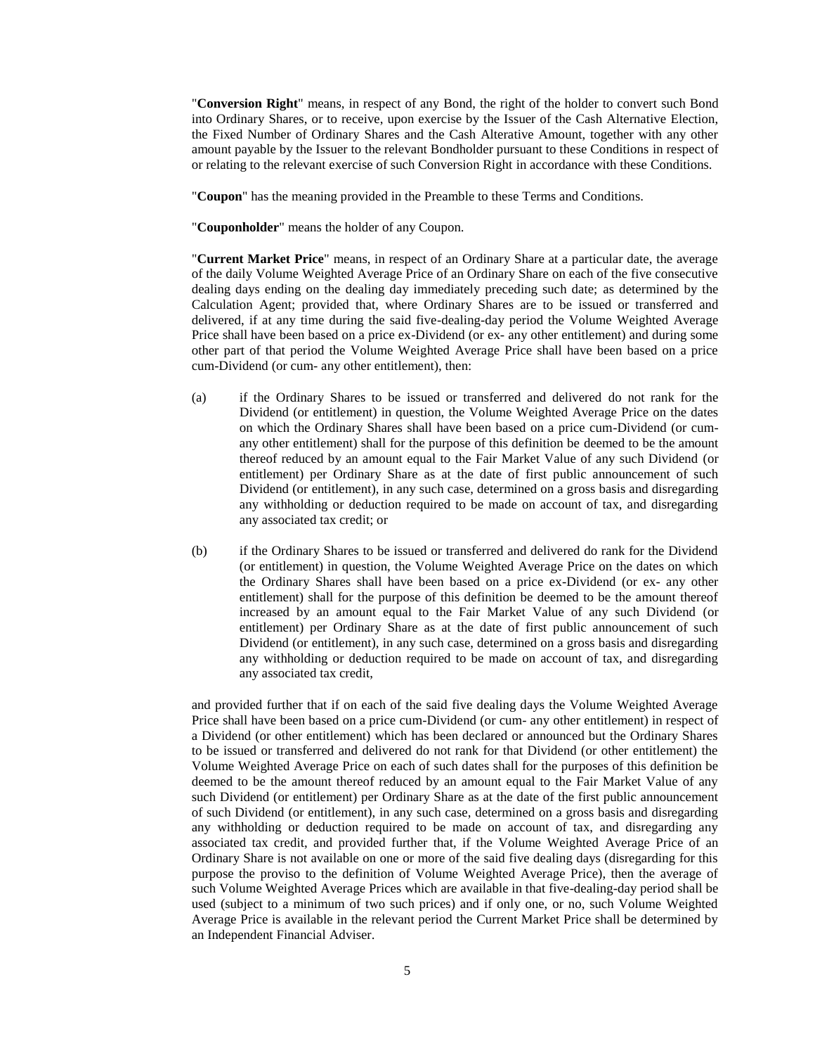"**Conversion Right**" means, in respect of any Bond, the right of the holder to convert such Bond into Ordinary Shares, or to receive, upon exercise by the Issuer of the Cash Alternative Election, the Fixed Number of Ordinary Shares and the Cash Alterative Amount, together with any other amount payable by the Issuer to the relevant Bondholder pursuant to these Conditions in respect of or relating to the relevant exercise of such Conversion Right in accordance with these Conditions.

"**Coupon**" has the meaning provided in the Preamble to these Terms and Conditions.

"**Couponholder**" means the holder of any Coupon.

"**Current Market Price**" means, in respect of an Ordinary Share at a particular date, the average of the daily Volume Weighted Average Price of an Ordinary Share on each of the five consecutive dealing days ending on the dealing day immediately preceding such date; as determined by the Calculation Agent; provided that, where Ordinary Shares are to be issued or transferred and delivered, if at any time during the said five-dealing-day period the Volume Weighted Average Price shall have been based on a price ex-Dividend (or ex- any other entitlement) and during some other part of that period the Volume Weighted Average Price shall have been based on a price cum-Dividend (or cum- any other entitlement), then:

(a) if the Ordinary Shares to be issued or transferred and delivered do not rank for the Dividend (or entitlement) in question, the Volume Weighted Average Price on the dates on which the Ordinary Shares shall have been based on a price cum-Dividend (or cum- any other entitlement) shall for the purpose of this definition be deemed to be the amount thereof reduced by an amount equal to the Fair Market Value of any such Dividend (or entitlement) per Ordinary Share as at the date of first public announcement of such Dividend (or entitlement), in any such case, determined on a gross basis and disregarding any withholding or deduction required to be made on account of tax, and disregarding any associated tax credit; or

(b) if the Ordinary Shares to be issued or transferred and delivered do rank for the Dividend (or entitlement) in question, the Volume Weighted Average Price on the dates on which the Ordinary Shares shall have been based on a price ex-Dividend (or ex- any other entitlement) shall for the purpose of this definition be deemed to be the amount thereof increased by an amount equal to the Fair Market Value of any such Dividend (or entitlement) per Ordinary Share as at the date of first public announcement of such Dividend (or entitlement), in any such case, determined on a gross basis and disregarding any withholding or deduction required to be made on account of tax, and disregarding any associated tax credit,

and provided further that if on each of the said five dealing days the Volume Weighted Average Price shall have been based on a price cum-Dividend (or cum- any other entitlement) in respect of a Dividend (or other entitlement) which has been declared or announced but the Ordinary Shares to be issued or transferred and delivered do not rank for that Dividend (or other entitlement) the Volume Weighted Average Price on each of such dates shall for the purposes of this definition be deemed to be the amount thereof reduced by an amount equal to the Fair Market Value of any such Dividend (or entitlement) per Ordinary Share as at the date of the first public announcement of such Dividend (or entitlement), in any such case, determined on a gross basis and disregarding any withholding or deduction required to be made on account of tax, and disregarding any associated tax credit, and provided further that, if the Volume Weighted Average Price of an Ordinary Share is not available on one or more of the said five dealing days (disregarding for this purpose the proviso to the definition of Volume Weighted Average Price), then the average of such Volume Weighted Average Prices which are available in that five-dealing-day period shall be used (subject to a minimum of two such prices) and if only one, or no, such Volume Weighted Average Price is available in the relevant period the Current Market Price shall be determined by an Independent Financial Adviser.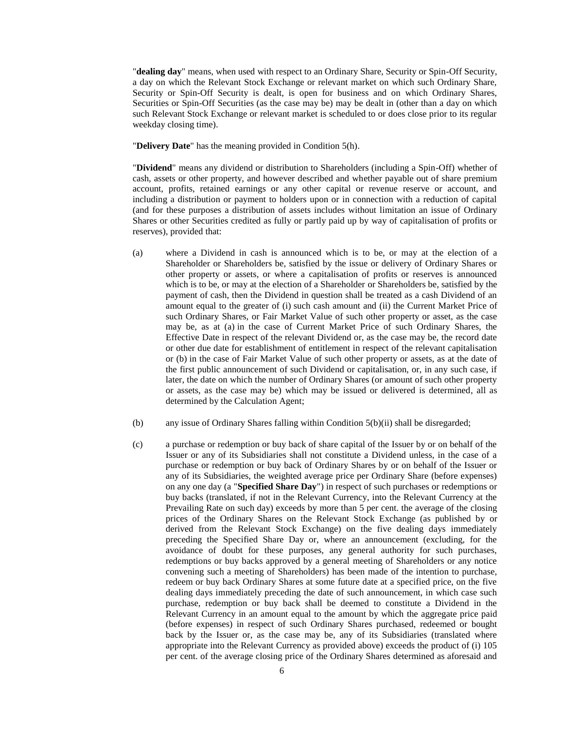"**dealing day**" means, when used with respect to an Ordinary Share, Security or Spin-Off Security, a day on which the Relevant Stock Exchange or relevant market on which such Ordinary Share, Security or Spin-Off Security is dealt, is open for business and on which Ordinary Shares, Securities or Spin-Off Securities (as the case may be) may be dealt in (other than a day on which such Relevant Stock Exchange or relevant market is scheduled to or does close prior to its regular weekday closing time).

"**Delivery Date**" has the meaning provided in Condition 5(h).

"**Dividend**" means any dividend or distribution to Shareholders (including a Spin-Off) whether of cash, assets or other property, and however described and whether payable out of share premium account, profits, retained earnings or any other capital or revenue reserve or account, and including a distribution or payment to holders upon or in connection with a reduction of capital (and for these purposes a distribution of assets includes without limitation an issue of Ordinary Shares or other Securities credited as fully or partly paid up by way of capitalisation of profits or reserves), provided that:

(a) where a Dividend in cash is announced which is to be, or may at the election of a Shareholder or Shareholders be, satisfied by the issue or delivery of Ordinary Shares or other property or assets, or where a capitalisation of profits or reserves is announced which is to be, or may at the election of a Shareholder or Shareholders be, satisfied by the payment of cash, then the Dividend in question shall be treated as a cash Dividend of an amount equal to the greater of (i) such cash amount and (ii) the Current Market Price of such Ordinary Shares, or Fair Market Value of such other property or asset, as the case may be, as at (a) in the case of Current Market Price of such Ordinary Shares, the Effective Date in respect of the relevant Dividend or, as the case may be, the record date or other due date for establishment of entitlement in respect of the relevant capitalisation or (b) in the case of Fair Market Value of such other property or assets, as at the date of the first public announcement of such Dividend or capitalisation, or, in any such case, if later, the date on which the number of Ordinary Shares (or amount of such other property or assets, as the case may be) which may be issued or delivered is determined, all as determined by the Calculation Agent;

(b) any issue of Ordinary Shares falling within Condition 5(b)(ii) shall be disregarded;

(c) a purchase or redemption or buy back of share capital of the Issuer by or on behalf of the Issuer or any of its Subsidiaries shall not constitute a Dividend unless, in the case of a purchase or redemption or buy back of Ordinary Shares by or on behalf of the Issuer or any of its Subsidiaries, the weighted average price per Ordinary Share (before expenses) on any one day (a "**Specified Share Day**") in respect of such purchases or redemptions or buy backs (translated, if not in the Relevant Currency, into the Relevant Currency at the Prevailing Rate on such day) exceeds by more than 5 per cent. the average of the closing prices of the Ordinary Shares on the Relevant Stock Exchange (as published by or derived from the Relevant Stock Exchange) on the five dealing days immediately preceding the Specified Share Day or, where an announcement (excluding, for the avoidance of doubt for these purposes, any general authority for such purchases, redemptions or buy backs approved by a general meeting of Shareholders or any notice convening such a meeting of Shareholders) has been made of the intention to purchase, redeem or buy back Ordinary Shares at some future date at a specified price, on the five dealing days immediately preceding the date of such announcement, in which case such purchase, redemption or buy back shall be deemed to constitute a Dividend in the Relevant Currency in an amount equal to the amount by which the aggregate price paid (before expenses) in respect of such Ordinary Shares purchased, redeemed or bought back by the Issuer or, as the case may be, any of its Subsidiaries (translated where appropriate into the Relevant Currency as provided above) exceeds the product of (i) 105 per cent. of the average closing price of the Ordinary Shares determined as aforesaid and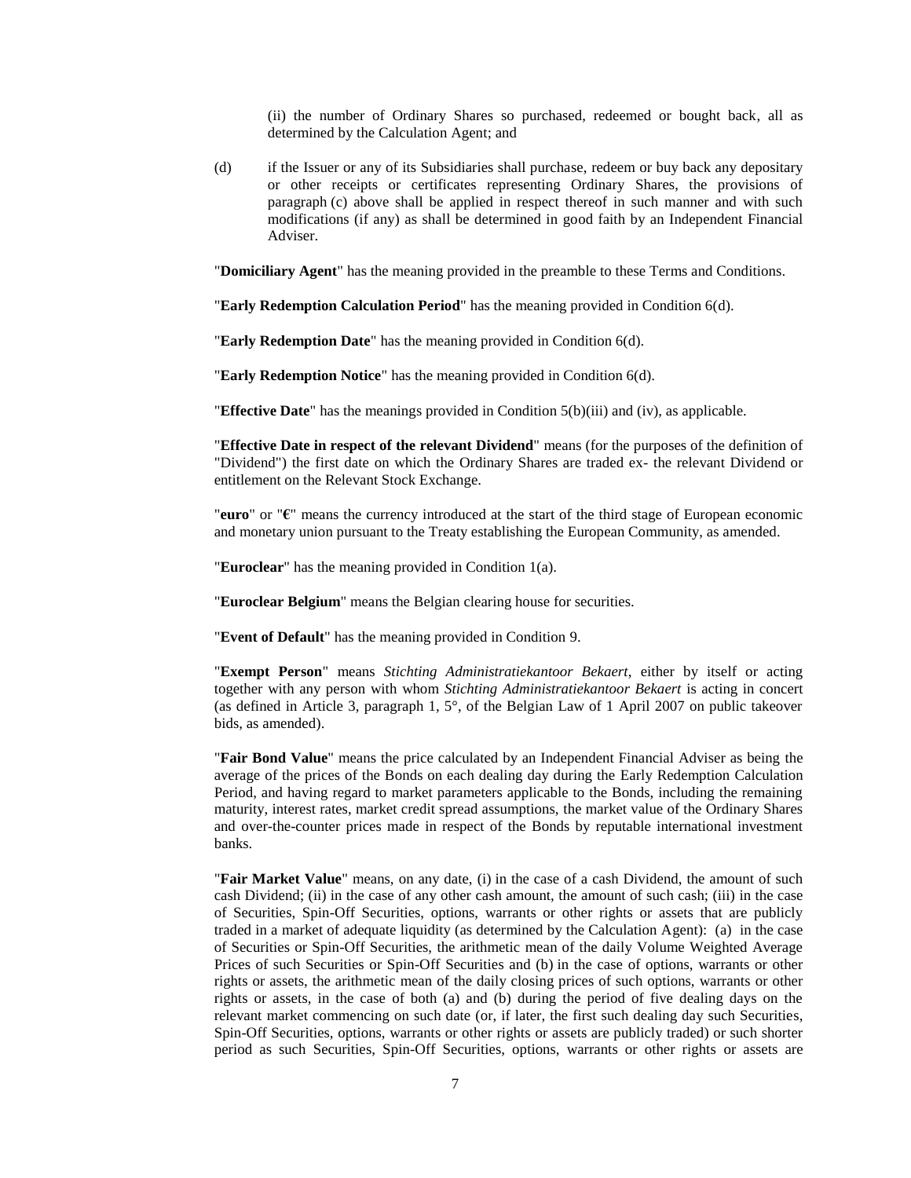(ii) the number of Ordinary Shares so purchased, redeemed or bought back, all as determined by the Calculation Agent; and

(d) if the Issuer or any of its Subsidiaries shall purchase, redeem or buy back any depositary or other receipts or certificates representing Ordinary Shares, the provisions of paragraph (c) above shall be applied in respect thereof in such manner and with such modifications (if any) as shall be determined in good faith by an Independent Financial Adviser.

"**Domiciliary Agent**" has the meaning provided in the preamble to these Terms and Conditions.

"**Early Redemption Calculation Period**" has the meaning provided in Condition 6(d).

"**Early Redemption Date**" has the meaning provided in Condition 6(d).

"**Early Redemption Notice**" has the meaning provided in Condition 6(d).

"**Effective Date**" has the meanings provided in Condition 5(b)(iii) and (iv), as applicable.

"**Effective Date in respect of the relevant Dividend**" means (for the purposes of the definition of "Dividend") the first date on which the Ordinary Shares are traded ex- the relevant Dividend or entitlement on the Relevant Stock Exchange.

"**euro**" or "**€**" means the currency introduced at the start of the third stage of European economic and monetary union pursuant to the Treaty establishing the European Community, as amended.

"**Euroclear**" has the meaning provided in Condition 1(a).

"**Euroclear Belgium**" means the Belgian clearing house for securities.

"**Event of Default**" has the meaning provided in Condition 9.

"**Exempt Person**" means *Stichting Administratiekantoor Bekaert*, either by itself or acting together with any person with whom *Stichting Administratiekantoor Bekaert* is acting in concert (as defined in Article 3, paragraph 1, 5°, of the Belgian Law of 1 April 2007 on public takeover bids, as amended).

"**Fair Bond Value**" means the price calculated by an Independent Financial Adviser as being the average of the prices of the Bonds on each dealing day during the Early Redemption Calculation Period, and having regard to market parameters applicable to the Bonds, including the remaining maturity, interest rates, market credit spread assumptions, the market value of the Ordinary Shares and over-the-counter prices made in respect of the Bonds by reputable international investment banks.

"**Fair Market Value**" means, on any date, (i) in the case of a cash Dividend, the amount of such cash Dividend; (ii) in the case of any other cash amount, the amount of such cash; (iii) in the case of Securities, Spin-Off Securities, options, warrants or other rights or assets that are publicly traded in a market of adequate liquidity (as determined by the Calculation Agent): (a) in the case of Securities or Spin-Off Securities, the arithmetic mean of the daily Volume Weighted Average Prices of such Securities or Spin-Off Securities and (b) in the case of options, warrants or other rights or assets, the arithmetic mean of the daily closing prices of such options, warrants or other rights or assets, in the case of both (a) and (b) during the period of five dealing days on the relevant market commencing on such date (or, if later, the first such dealing day such Securities, Spin-Off Securities, options, warrants or other rights or assets are publicly traded) or such shorter period as such Securities, Spin-Off Securities, options, warrants or other rights or assets are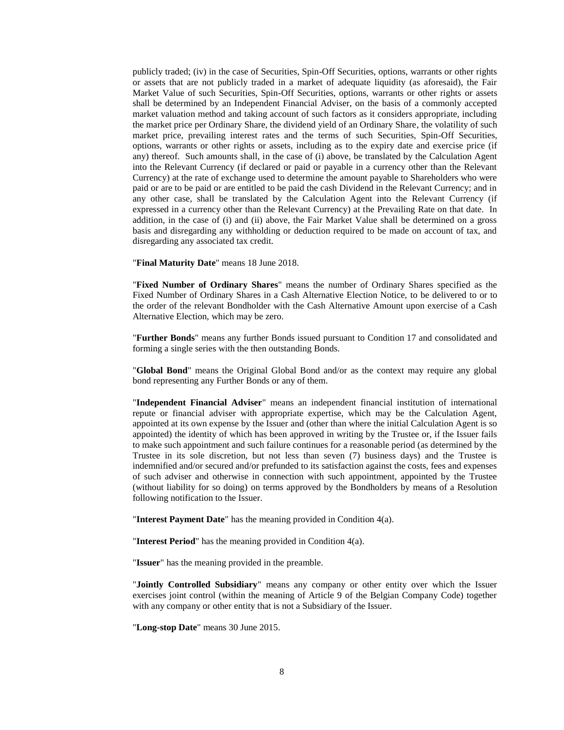publicly traded; (iv) in the case of Securities, Spin-Off Securities, options, warrants or other rights or assets that are not publicly traded in a market of adequate liquidity (as aforesaid), the Fair Market Value of such Securities, Spin-Off Securities, options, warrants or other rights or assets shall be determined by an Independent Financial Adviser, on the basis of a commonly accepted market valuation method and taking account of such factors as it considers appropriate, including the market price per Ordinary Share, the dividend yield of an Ordinary Share, the volatility of such market price, prevailing interest rates and the terms of such Securities, Spin-Off Securities, options, warrants or other rights or assets, including as to the expiry date and exercise price (if any) thereof. Such amounts shall, in the case of (i) above, be translated by the Calculation Agent into the Relevant Currency (if declared or paid or payable in a currency other than the Relevant Currency) at the rate of exchange used to determine the amount payable to Shareholders who were paid or are to be paid or are entitled to be paid the cash Dividend in the Relevant Currency; and in any other case, shall be translated by the Calculation Agent into the Relevant Currency (if expressed in a currency other than the Relevant Currency) at the Prevailing Rate on that date. In addition, in the case of (i) and (ii) above, the Fair Market Value shall be determined on a gross basis and disregarding any withholding or deduction required to be made on account of tax, and disregarding any associated tax credit.

"**Final Maturity Date**" means 18 June 2018.

"**Fixed Number of Ordinary Shares**" means the number of Ordinary Shares specified as the Fixed Number of Ordinary Shares in a Cash Alternative Election Notice, to be delivered to or to the order of the relevant Bondholder with the Cash Alternative Amount upon exercise of a Cash Alternative Election, which may be zero.

"**Further Bonds**" means any further Bonds issued pursuant to Condition 17 and consolidated and forming a single series with the then outstanding Bonds.

"**Global Bond**" means the Original Global Bond and/or as the context may require any global bond representing any Further Bonds or any of them.

"**Independent Financial Adviser**" means an independent financial institution of international repute or financial adviser with appropriate expertise, which may be the Calculation Agent, appointed at its own expense by the Issuer and (other than where the initial Calculation Agent is so appointed) the identity of which has been approved in writing by the Trustee or, if the Issuer fails to make such appointment and such failure continues for a reasonable period (as determined by the Trustee in its sole discretion, but not less than seven (7) business days) and the Trustee is indemnified and/or secured and/or prefunded to its satisfaction against the costs, fees and expenses of such adviser and otherwise in connection with such appointment, appointed by the Trustee (without liability for so doing) on terms approved by the Bondholders by means of a Resolution following notification to the Issuer.

"**Interest Payment Date**" has the meaning provided in Condition 4(a).

"**Interest Period**" has the meaning provided in Condition 4(a).

"**Issuer**" has the meaning provided in the preamble.

"**Jointly Controlled Subsidiary**" means any company or other entity over which the Issuer exercises joint control (within the meaning of Article 9 of the Belgian Company Code) together with any company or other entity that is not a Subsidiary of the Issuer.

"**Long-stop Date**" means 30 June 2015.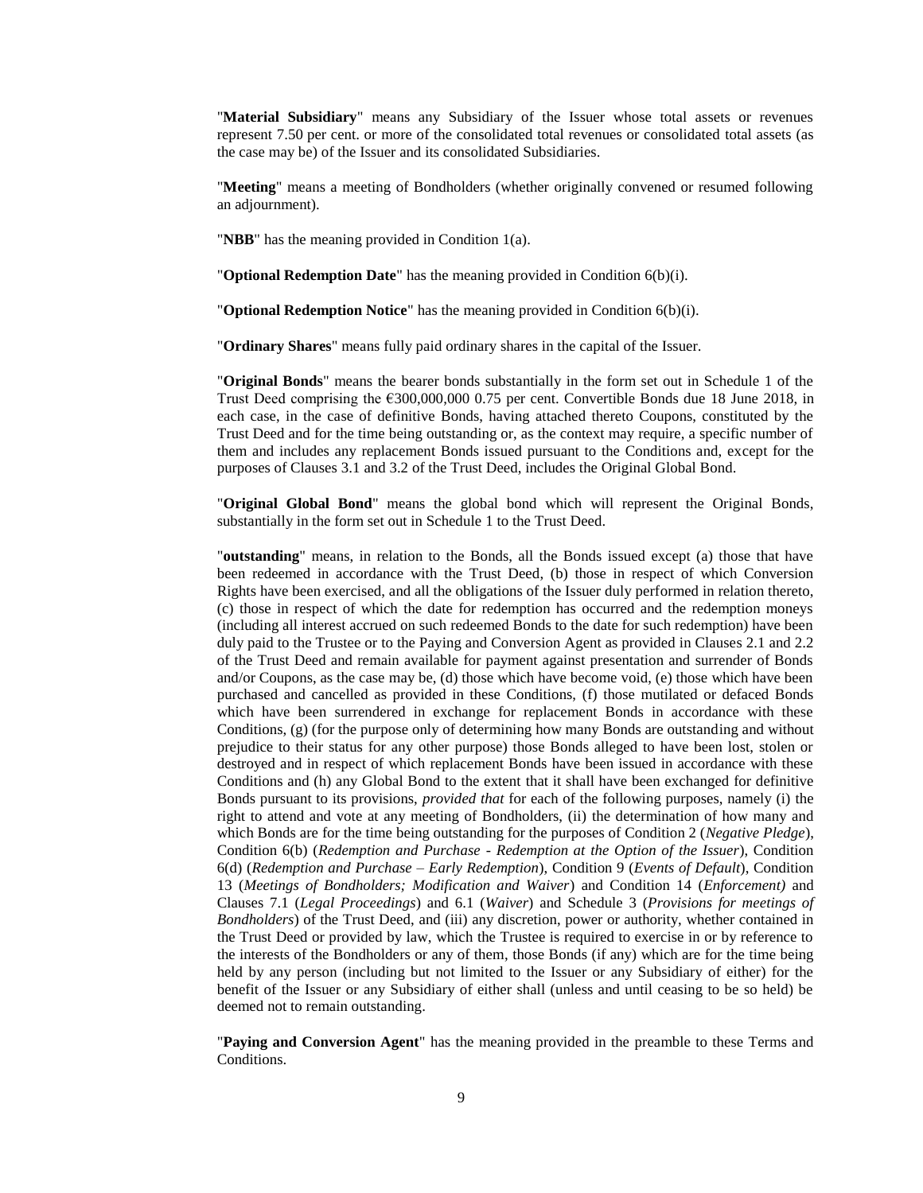"**Material Subsidiary**" means any Subsidiary of the Issuer whose total assets or revenues represent 7.50 per cent. or more of the consolidated total revenues or consolidated total assets (as the case may be) of the Issuer and its consolidated Subsidiaries.

"**Meeting**" means a meeting of Bondholders (whether originally convened or resumed following an adjournment).

"**NBB**" has the meaning provided in Condition 1(a).

"**Optional Redemption Date**" has the meaning provided in Condition 6(b)(i).

"**Optional Redemption Notice**" has the meaning provided in Condition 6(b)(i).

"**Ordinary Shares**" means fully paid ordinary shares in the capital of the Issuer.

"**Original Bonds**" means the bearer bonds substantially in the form set out in Schedule 1 of the Trust Deed comprising the €300,000,000 0.75 per cent. Convertible Bonds due 18 June 2018, in each case, in the case of definitive Bonds, having attached thereto Coupons, constituted by the Trust Deed and for the time being outstanding or, as the context may require, a specific number of them and includes any replacement Bonds issued pursuant to the Conditions and, except for the purposes of Clauses 3.1 and 3.2 of the Trust Deed, includes the Original Global Bond.

"**Original Global Bond**" means the global bond which will represent the Original Bonds, substantially in the form set out in Schedule 1 to the Trust Deed.

"**outstanding**" means, in relation to the Bonds, all the Bonds issued except (a) those that have been redeemed in accordance with the Trust Deed, (b) those in respect of which Conversion Rights have been exercised, and all the obligations of the Issuer duly performed in relation thereto, (c) those in respect of which the date for redemption has occurred and the redemption moneys (including all interest accrued on such redeemed Bonds to the date for such redemption) have been duly paid to the Trustee or to the Paying and Conversion Agent as provided in Clauses 2.1 and 2.2 of the Trust Deed and remain available for payment against presentation and surrender of Bonds and/or Coupons, as the case may be, (d) those which have become void, (e) those which have been purchased and cancelled as provided in these Conditions, (f) those mutilated or defaced Bonds which have been surrendered in exchange for replacement Bonds in accordance with these Conditions, (g) (for the purpose only of determining how many Bonds are outstanding and without prejudice to their status for any other purpose) those Bonds alleged to have been lost, stolen or destroyed and in respect of which replacement Bonds have been issued in accordance with these Conditions and (h) any Global Bond to the extent that it shall have been exchanged for definitive Bonds pursuant to its provisions, *provided that* for each of the following purposes, namely (i) the right to attend and vote at any meeting of Bondholders, (ii) the determination of how many and which Bonds are for the time being outstanding for the purposes of Condition 2 (*Negative Pledge*), Condition 6(b) (*Redemption and Purchase - Redemption at the Option of the Issuer*), Condition 6(d) (*Redemption and Purchase – Early Redemption*), Condition 9 (*Events of Default*), Condition 13 (*Meetings of Bondholders; Modification and Waiver*) and Condition 14 (*Enforcement)* and Clauses 7.1 (*Legal Proceedings*) and 6.1 (*Waiver*) and Schedule 3 (*Provisions for meetings of Bondholders*) of the Trust Deed, and (iii) any discretion, power or authority, whether contained in the Trust Deed or provided by law, which the Trustee is required to exercise in or by reference to the interests of the Bondholders or any of them, those Bonds (if any) which are for the time being held by any person (including but not limited to the Issuer or any Subsidiary of either) for the benefit of the Issuer or any Subsidiary of either shall (unless and until ceasing to be so held) be deemed not to remain outstanding.

"**Paying and Conversion Agent**" has the meaning provided in the preamble to these Terms and Conditions.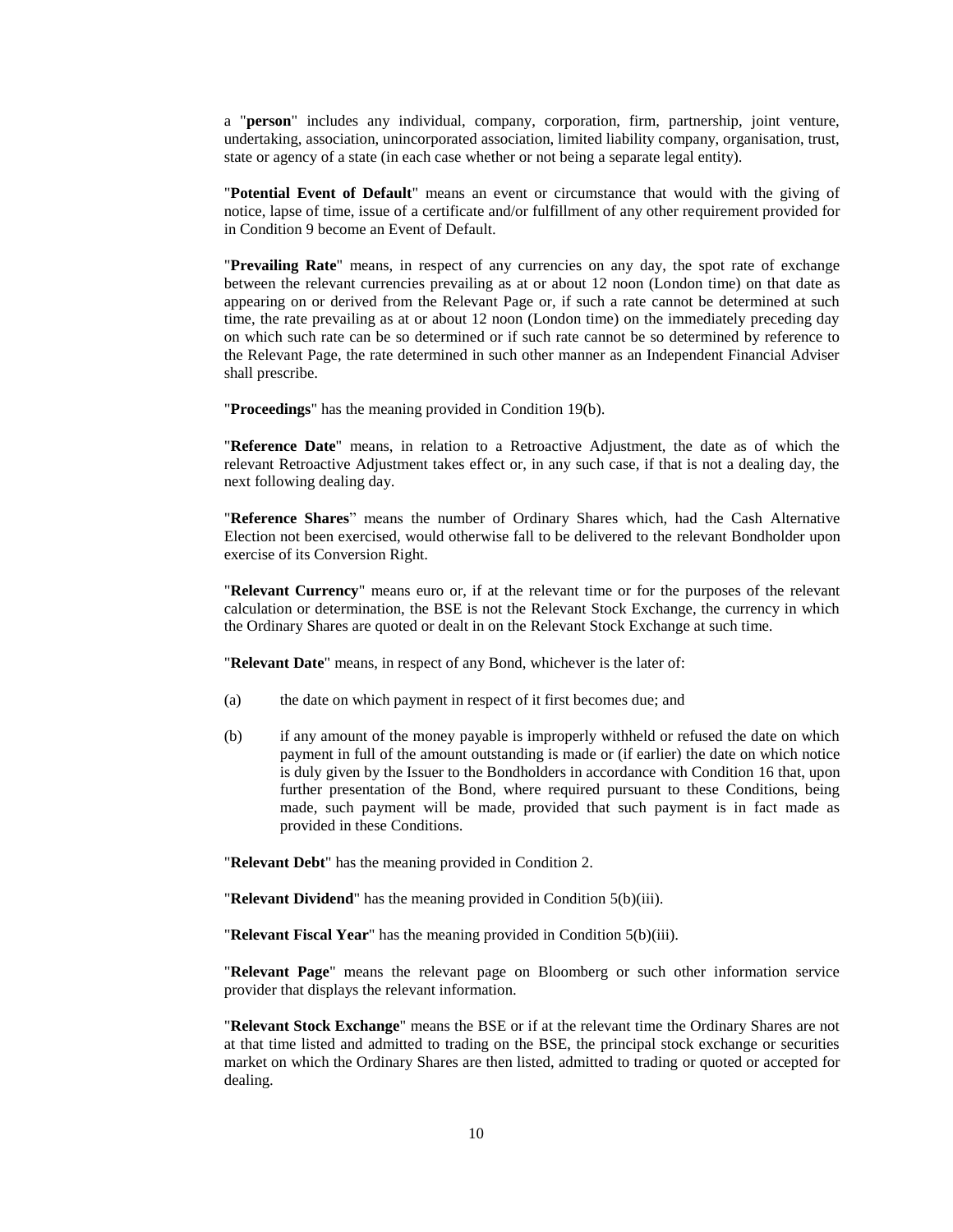a "**person**" includes any individual, company, corporation, firm, partnership, joint venture, undertaking, association, unincorporated association, limited liability company, organisation, trust, state or agency of a state (in each case whether or not being a separate legal entity).

"**Potential Event of Default**" means an event or circumstance that would with the giving of notice, lapse of time, issue of a certificate and/or fulfillment of any other requirement provided for in Condition 9 become an Event of Default.

"**Prevailing Rate**" means, in respect of any currencies on any day, the spot rate of exchange between the relevant currencies prevailing as at or about 12 noon (London time) on that date as appearing on or derived from the Relevant Page or, if such a rate cannot be determined at such time, the rate prevailing as at or about 12 noon (London time) on the immediately preceding day on which such rate can be so determined or if such rate cannot be so determined by reference to the Relevant Page, the rate determined in such other manner as an Independent Financial Adviser shall prescribe.

"**Proceedings**" has the meaning provided in Condition 19(b).

"**Reference Date**" means, in relation to a Retroactive Adjustment, the date as of which the relevant Retroactive Adjustment takes effect or, in any such case, if that is not a dealing day, the next following dealing day.

"**Reference Shares**" means the number of Ordinary Shares which, had the Cash Alternative Election not been exercised, would otherwise fall to be delivered to the relevant Bondholder upon exercise of its Conversion Right.

"**Relevant Currency**" means euro or, if at the relevant time or for the purposes of the relevant calculation or determination, the BSE is not the Relevant Stock Exchange, the currency in which the Ordinary Shares are quoted or dealt in on the Relevant Stock Exchange at such time.

"**Relevant Date**" means, in respect of any Bond, whichever is the later of:

(a) the date on which payment in respect of it first becomes due; and

(b) if any amount of the money payable is improperly withheld or refused the date on which payment in full of the amount outstanding is made or (if earlier) the date on which notice is duly given by the Issuer to the Bondholders in accordance with Condition 16 that, upon further presentation of the Bond, where required pursuant to these Conditions, being made, such payment will be made, provided that such payment is in fact made as provided in these Conditions.

"**Relevant Debt**" has the meaning provided in Condition 2.

"**Relevant Dividend**" has the meaning provided in Condition 5(b)(iii).

"**Relevant Fiscal Year**" has the meaning provided in Condition 5(b)(iii).

"**Relevant Page**" means the relevant page on Bloomberg or such other information service provider that displays the relevant information.

"**Relevant Stock Exchange**" means the BSE or if at the relevant time the Ordinary Shares are not at that time listed and admitted to trading on the BSE, the principal stock exchange or securities market on which the Ordinary Shares are then listed, admitted to trading or quoted or accepted for dealing.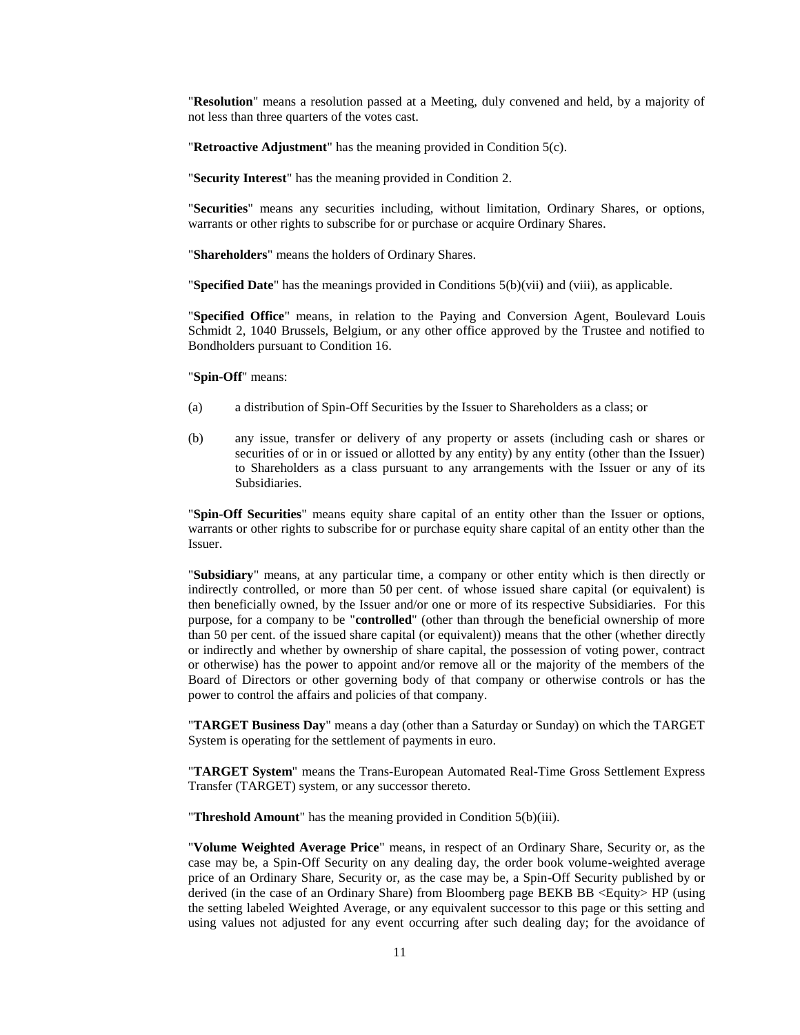"**Resolution**" means a resolution passed at a Meeting, duly convened and held, by a majority of not less than three quarters of the votes cast.

"**Retroactive Adjustment**" has the meaning provided in Condition 5(c).

"**Security Interest**" has the meaning provided in Condition 2.

"**Securities**" means any securities including, without limitation, Ordinary Shares, or options, warrants or other rights to subscribe for or purchase or acquire Ordinary Shares.

"**Shareholders**" means the holders of Ordinary Shares.

"**Specified Date**" has the meanings provided in Conditions 5(b)(vii) and (viii), as applicable.

"**Specified Office**" means, in relation to the Paying and Conversion Agent, Boulevard Louis Schmidt 2, 1040 Brussels, Belgium, or any other office approved by the Trustee and notified to Bondholders pursuant to Condition 16.

"**Spin-Off**" means:

(a) a distribution of Spin-Off Securities by the Issuer to Shareholders as a class; or

(b) any issue, transfer or delivery of any property or assets (including cash or shares or securities of or in or issued or allotted by any entity) by any entity (other than the Issuer) to Shareholders as a class pursuant to any arrangements with the Issuer or any of its Subsidiaries.

"**Spin-Off Securities**" means equity share capital of an entity other than the Issuer or options, warrants or other rights to subscribe for or purchase equity share capital of an entity other than the Issuer.

"**Subsidiary**" means, at any particular time, a company or other entity which is then directly or indirectly controlled, or more than 50 per cent. of whose issued share capital (or equivalent) is then beneficially owned, by the Issuer and/or one or more of its respective Subsidiaries. For this purpose, for a company to be "**controlled**" (other than through the beneficial ownership of more than 50 per cent. of the issued share capital (or equivalent)) means that the other (whether directly or indirectly and whether by ownership of share capital, the possession of voting power, contract or otherwise) has the power to appoint and/or remove all or the majority of the members of the Board of Directors or other governing body of that company or otherwise controls or has the power to control the affairs and policies of that company.

"**TARGET Business Day**" means a day (other than a Saturday or Sunday) on which the TARGET System is operating for the settlement of payments in euro.

"**TARGET System**" means the Trans-European Automated Real-Time Gross Settlement Express Transfer (TARGET) system, or any successor thereto.

"**Threshold Amount**" has the meaning provided in Condition 5(b)(iii).

"**Volume Weighted Average Price**" means, in respect of an Ordinary Share, Security or, as the case may be, a Spin-Off Security on any dealing day, the order book volume-weighted average price of an Ordinary Share, Security or, as the case may be, a Spin-Off Security published by or derived (in the case of an Ordinary Share) from Bloomberg page BEKB BB <Equity> HP (using the setting labeled Weighted Average, or any equivalent successor to this page or this setting and using values not adjusted for any event occurring after such dealing day; for the avoidance of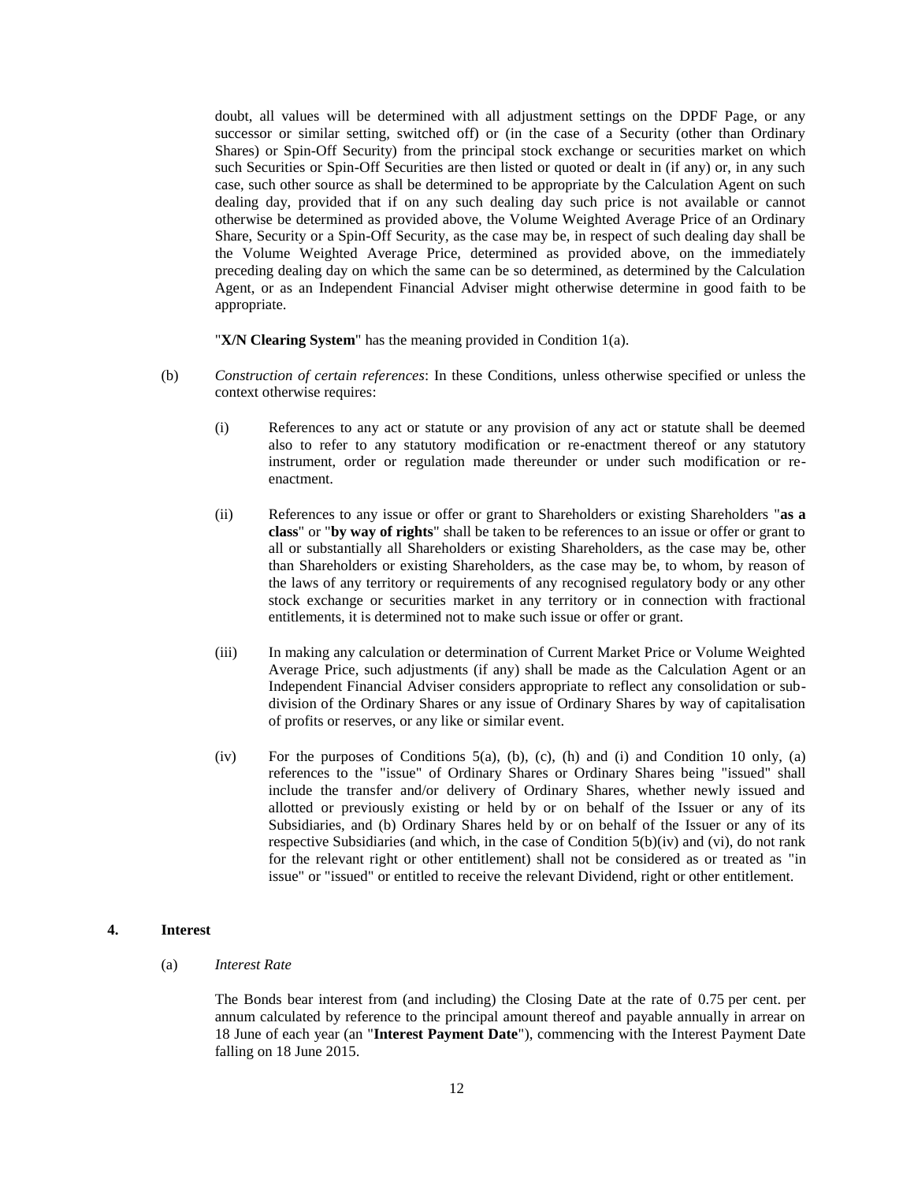doubt, all values will be determined with all adjustment settings on the DPDF Page, or any successor or similar setting, switched off) or (in the case of a Security (other than Ordinary Shares) or Spin-Off Security) from the principal stock exchange or securities market on which such Securities or Spin-Off Securities are then listed or quoted or dealt in (if any) or, in any such case, such other source as shall be determined to be appropriate by the Calculation Agent on such dealing day, provided that if on any such dealing day such price is not available or cannot otherwise be determined as provided above, the Volume Weighted Average Price of an Ordinary Share, Security or a Spin-Off Security, as the case may be, in respect of such dealing day shall be the Volume Weighted Average Price, determined as provided above, on the immediately preceding dealing day on which the same can be so determined, as determined by the Calculation Agent, or as an Independent Financial Adviser might otherwise determine in good faith to be appropriate.

"**X/N Clearing System**" has the meaning provided in Condition 1(a).

(b) *Construction of certain references*: In these Conditions, unless otherwise specified or unless the context otherwise requires:

(i) References to any act or statute or any provision of any act or statute shall be deemed also to refer to any statutory modification or re-enactment thereof or any statutory instrument, order or regulation made thereunder or under such modification or re-enactment.

(ii) References to any issue or offer or grant to Shareholders or existing Shareholders "**as a class**" or "**by way of rights**" shall be taken to be references to an issue or offer or grant to all or substantially all Shareholders or existing Shareholders, as the case may be, other than Shareholders or existing Shareholders, as the case may be, to whom, by reason of the laws of any territory or requirements of any recognised regulatory body or any other stock exchange or securities market in any territory or in connection with fractional entitlements, it is determined not to make such issue or offer or grant.

(iii) In making any calculation or determination of Current Market Price or Volume Weighted Average Price, such adjustments (if any) shall be made as the Calculation Agent or an Independent Financial Adviser considers appropriate to reflect any consolidation or sub-division of the Ordinary Shares or any issue of Ordinary Shares by way of capitalisation of profits or reserves, or any like or similar event.

(iv) For the purposes of Conditions 5(a), (b), (c), (h) and (i) and Condition 10 only, (a) references to the "issue" of Ordinary Shares or Ordinary Shares being "issued" shall include the transfer and/or delivery of Ordinary Shares, whether newly issued and allotted or previously existing or held by or on behalf of the Issuer or any of its Subsidiaries, and (b) Ordinary Shares held by or on behalf of the Issuer or any of its respective Subsidiaries (and which, in the case of Condition 5(b)(iv) and (vi), do not rank for the relevant right or other entitlement) shall not be considered as or treated as "in issue" or "issued" or entitled to receive the relevant Dividend, right or other entitlement.

## 4. Interest

(a) *Interest Rate*

The Bonds bear interest from (and including) the Closing Date at the rate of 0.75 per cent. per annum calculated by reference to the principal amount thereof and payable annually in arrear on 18 June of each year (an "**Interest Payment Date**"), commencing with the Interest Payment Date falling on 18 June 2015.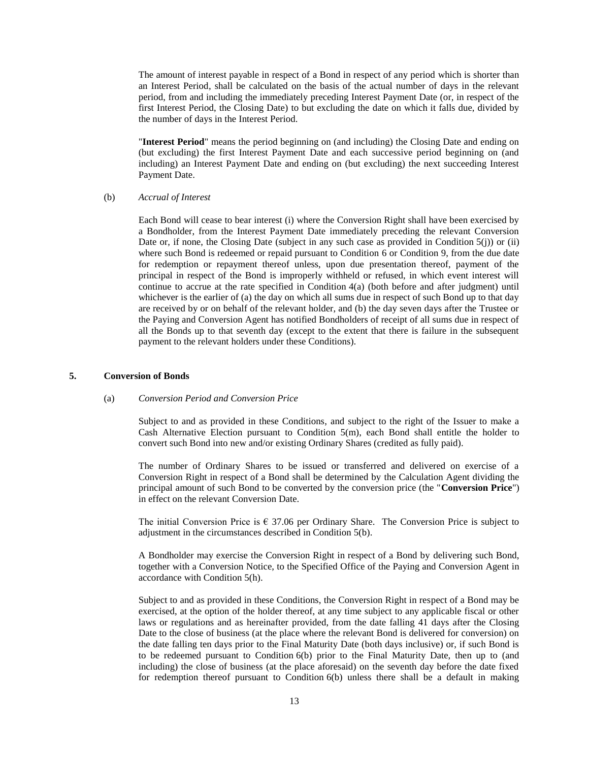The amount of interest payable in respect of a Bond in respect of any period which is shorter than an Interest Period, shall be calculated on the basis of the actual number of days in the relevant period, from and including the immediately preceding Interest Payment Date (or, in respect of the first Interest Period, the Closing Date) to but excluding the date on which it falls due, divided by the number of days in the Interest Period.

"**Interest Period**" means the period beginning on (and including) the Closing Date and ending on (but excluding) the first Interest Payment Date and each successive period beginning on (and including) an Interest Payment Date and ending on (but excluding) the next succeeding Interest Payment Date.

(b) *Accrual of Interest*

Each Bond will cease to bear interest (i) where the Conversion Right shall have been exercised by a Bondholder, from the Interest Payment Date immediately preceding the relevant Conversion Date or, if none, the Closing Date (subject in any such case as provided in Condition 5(j)) or (ii) where such Bond is redeemed or repaid pursuant to Condition 6 or Condition 9, from the due date for redemption or repayment thereof unless, upon due presentation thereof, payment of the principal in respect of the Bond is improperly withheld or refused, in which event interest will continue to accrue at the rate specified in Condition 4(a) (both before and after judgment) until whichever is the earlier of (a) the day on which all sums due in respect of such Bond up to that day are received by or on behalf of the relevant holder, and (b) the day seven days after the Trustee or the Paying and Conversion Agent has notified Bondholders of receipt of all sums due in respect of all the Bonds up to that seventh day (except to the extent that there is failure in the subsequent payment to the relevant holders under these Conditions).

## 5. Conversion of Bonds

(a) *Conversion Period and Conversion Price*

Subject to and as provided in these Conditions, and subject to the right of the Issuer to make a Cash Alternative Election pursuant to Condition 5(m), each Bond shall entitle the holder to convert such Bond into new and/or existing Ordinary Shares (credited as fully paid).

The number of Ordinary Shares to be issued or transferred and delivered on exercise of a Conversion Right in respect of a Bond shall be determined by the Calculation Agent dividing the principal amount of such Bond to be converted by the conversion price (the "**Conversion Price**") in effect on the relevant Conversion Date.

The initial Conversion Price is € 37.06 per Ordinary Share. The Conversion Price is subject to adjustment in the circumstances described in Condition 5(b).

A Bondholder may exercise the Conversion Right in respect of a Bond by delivering such Bond, together with a Conversion Notice, to the Specified Office of the Paying and Conversion Agent in accordance with Condition 5(h).

Subject to and as provided in these Conditions, the Conversion Right in respect of a Bond may be exercised, at the option of the holder thereof, at any time subject to any applicable fiscal or other laws or regulations and as hereinafter provided, from the date falling 41 days after the Closing Date to the close of business (at the place where the relevant Bond is delivered for conversion) on the date falling ten days prior to the Final Maturity Date (both days inclusive) or, if such Bond is to be redeemed pursuant to Condition 6(b) prior to the Final Maturity Date, then up to (and including) the close of business (at the place aforesaid) on the seventh day before the date fixed for redemption thereof pursuant to Condition 6(b) unless there shall be a default in making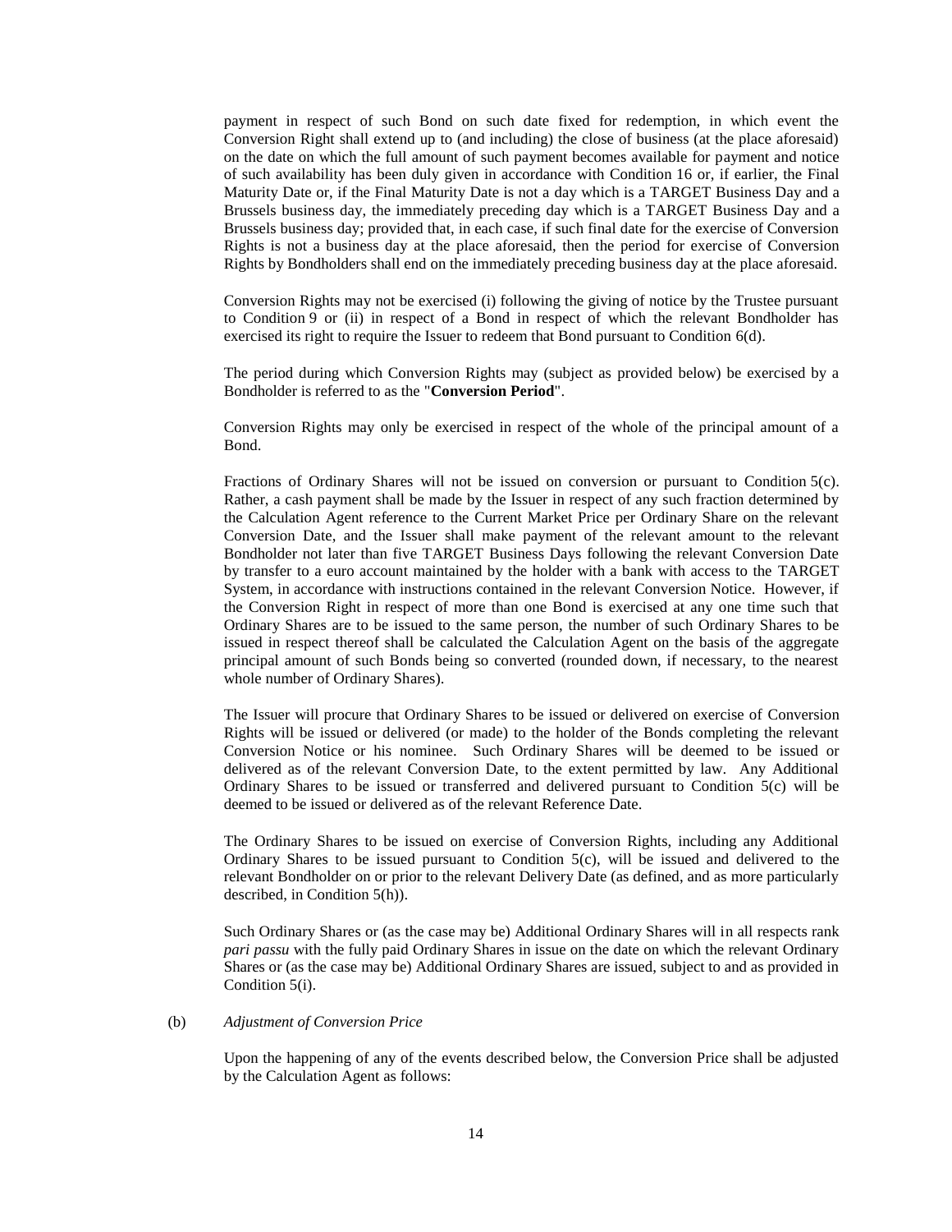payment in respect of such Bond on such date fixed for redemption, in which event the Conversion Right shall extend up to (and including) the close of business (at the place aforesaid) on the date on which the full amount of such payment becomes available for payment and notice of such availability has been duly given in accordance with Condition 16 or, if earlier, the Final Maturity Date or, if the Final Maturity Date is not a day which is a TARGET Business Day and a Brussels business day, the immediately preceding day which is a TARGET Business Day and a Brussels business day; provided that, in each case, if such final date for the exercise of Conversion Rights is not a business day at the place aforesaid, then the period for exercise of Conversion Rights by Bondholders shall end on the immediately preceding business day at the place aforesaid.

Conversion Rights may not be exercised (i) following the giving of notice by the Trustee pursuant to Condition 9 or (ii) in respect of a Bond in respect of which the relevant Bondholder has exercised its right to require the Issuer to redeem that Bond pursuant to Condition 6(d).

The period during which Conversion Rights may (subject as provided below) be exercised by a Bondholder is referred to as the "**Conversion Period**".

Conversion Rights may only be exercised in respect of the whole of the principal amount of a Bond.

Fractions of Ordinary Shares will not be issued on conversion or pursuant to Condition 5(c). Rather, a cash payment shall be made by the Issuer in respect of any such fraction determined by the Calculation Agent reference to the Current Market Price per Ordinary Share on the relevant Conversion Date, and the Issuer shall make payment of the relevant amount to the relevant Bondholder not later than five TARGET Business Days following the relevant Conversion Date by transfer to a euro account maintained by the holder with a bank with access to the TARGET System, in accordance with instructions contained in the relevant Conversion Notice. However, if the Conversion Right in respect of more than one Bond is exercised at any one time such that Ordinary Shares are to be issued to the same person, the number of such Ordinary Shares to be issued in respect thereof shall be calculated the Calculation Agent on the basis of the aggregate principal amount of such Bonds being so converted (rounded down, if necessary, to the nearest whole number of Ordinary Shares).

The Issuer will procure that Ordinary Shares to be issued or delivered on exercise of Conversion Rights will be issued or delivered (or made) to the holder of the Bonds completing the relevant Conversion Notice or his nominee. Such Ordinary Shares will be deemed to be issued or delivered as of the relevant Conversion Date, to the extent permitted by law. Any Additional Ordinary Shares to be issued or transferred and delivered pursuant to Condition 5(c) will be deemed to be issued or delivered as of the relevant Reference Date.

The Ordinary Shares to be issued on exercise of Conversion Rights, including any Additional Ordinary Shares to be issued pursuant to Condition 5(c), will be issued and delivered to the relevant Bondholder on or prior to the relevant Delivery Date (as defined, and as more particularly described, in Condition 5(h)).

Such Ordinary Shares or (as the case may be) Additional Ordinary Shares will in all respects rank *pari passu* with the fully paid Ordinary Shares in issue on the date on which the relevant Ordinary Shares or (as the case may be) Additional Ordinary Shares are issued, subject to and as provided in Condition 5(i).

(b) *Adjustment of Conversion Price*

Upon the happening of any of the events described below, the Conversion Price shall be adjusted by the Calculation Agent as follows: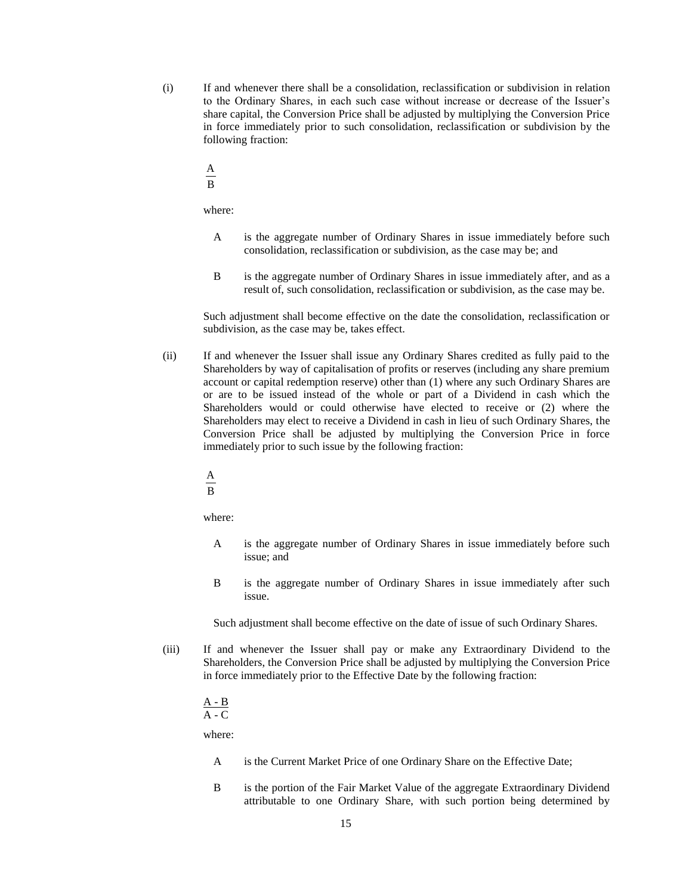(i) If and whenever there shall be a consolidation, reclassification or subdivision in relation to the Ordinary Shares, in each such case without increase or decrease of the Issuer's share capital, the Conversion Price shall be adjusted by multiplying the Conversion Price in force immediately prior to such consolidation, reclassification or subdivision by the following fraction:

$$\frac{A}{B}$$

where:

A is the aggregate number of Ordinary Shares in issue immediately before such consolidation, reclassification or subdivision, as the case may be; and

B is the aggregate number of Ordinary Shares in issue immediately after, and as a result of, such consolidation, reclassification or subdivision, as the case may be.

Such adjustment shall become effective on the date the consolidation, reclassification or subdivision, as the case may be, takes effect.

(ii) If and whenever the Issuer shall issue any Ordinary Shares credited as fully paid to the Shareholders by way of capitalisation of profits or reserves (including any share premium account or capital redemption reserve) other than (1) where any such Ordinary Shares are or are to be issued instead of the whole or part of a Dividend in cash which the Shareholders would or could otherwise have elected to receive or (2) where the Shareholders may elect to receive a Dividend in cash in lieu of such Ordinary Shares, the Conversion Price shall be adjusted by multiplying the Conversion Price in force immediately prior to such issue by the following fraction:

$$\frac{A}{B}$$

where:

A is the aggregate number of Ordinary Shares in issue immediately before such issue; and

B is the aggregate number of Ordinary Shares in issue immediately after such issue.

Such adjustment shall become effective on the date of issue of such Ordinary Shares.

(iii) If and whenever the Issuer shall pay or make any Extraordinary Dividend to the Shareholders, the Conversion Price shall be adjusted by multiplying the Conversion Price in force immediately prior to the Effective Date by the following fraction:

$$\frac{A - B}{A - C}$$

where:

A is the Current Market Price of one Ordinary Share on the Effective Date;

B is the portion of the Fair Market Value of the aggregate Extraordinary Dividend attributable to one Ordinary Share, with such portion being determined by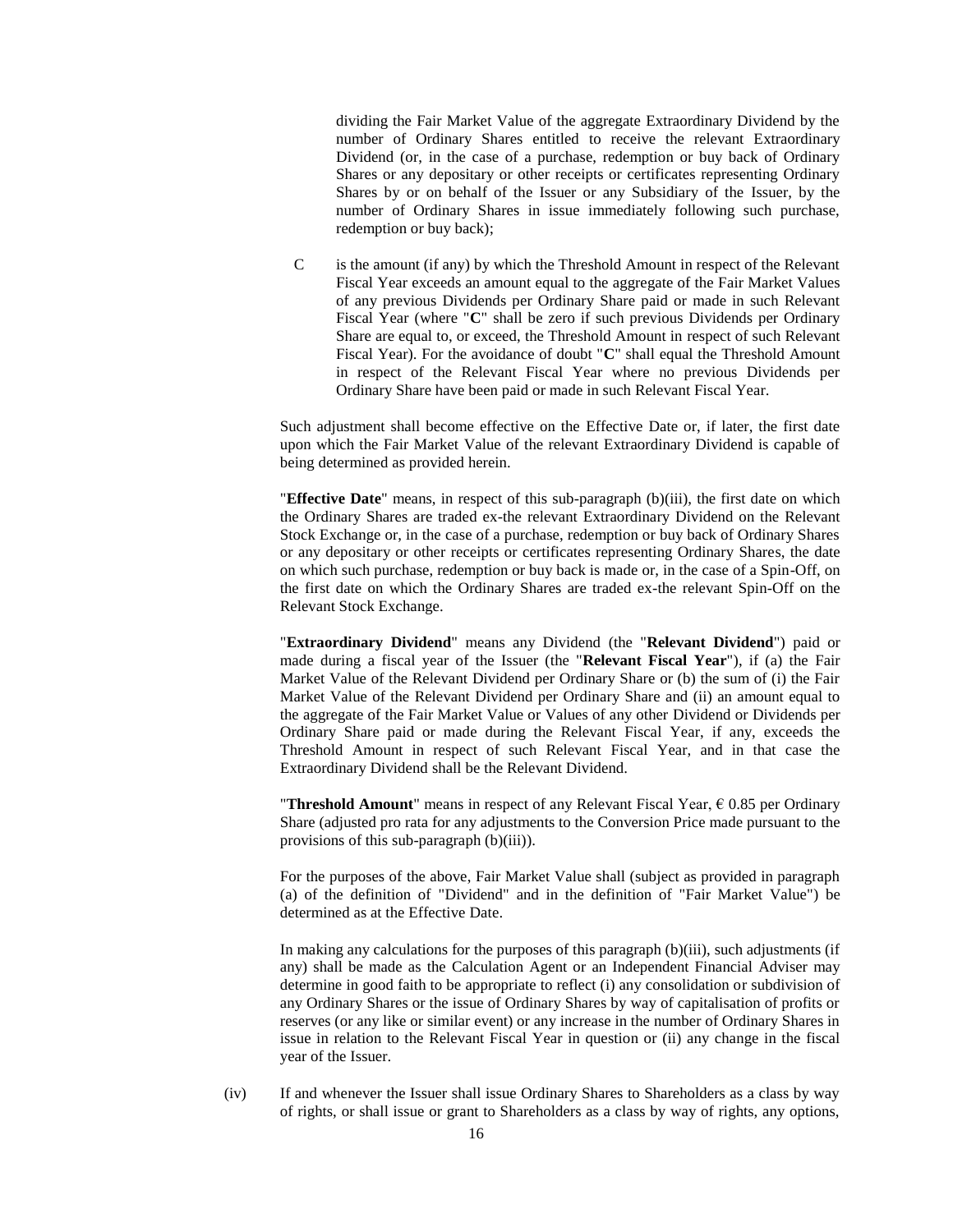dividing the Fair Market Value of the aggregate Extraordinary Dividend by the number of Ordinary Shares entitled to receive the relevant Extraordinary Dividend (or, in the case of a purchase, redemption or buy back of Ordinary Shares or any depositary or other receipts or certificates representing Ordinary Shares by or on behalf of the Issuer or any Subsidiary of the Issuer, by the number of Ordinary Shares in issue immediately following such purchase, redemption or buy back);

C is the amount (if any) by which the Threshold Amount in respect of the Relevant Fiscal Year exceeds an amount equal to the aggregate of the Fair Market Values of any previous Dividends per Ordinary Share paid or made in such Relevant Fiscal Year (where "**C**" shall be zero if such previous Dividends per Ordinary Share are equal to, or exceed, the Threshold Amount in respect of such Relevant Fiscal Year). For the avoidance of doubt "**C**" shall equal the Threshold Amount in respect of the Relevant Fiscal Year where no previous Dividends per Ordinary Share have been paid or made in such Relevant Fiscal Year.

Such adjustment shall become effective on the Effective Date or, if later, the first date upon which the Fair Market Value of the relevant Extraordinary Dividend is capable of being determined as provided herein.

"**Effective Date**" means, in respect of this sub-paragraph (b)(iii), the first date on which the Ordinary Shares are traded ex-the relevant Extraordinary Dividend on the Relevant Stock Exchange or, in the case of a purchase, redemption or buy back of Ordinary Shares or any depositary or other receipts or certificates representing Ordinary Shares, the date on which such purchase, redemption or buy back is made or, in the case of a Spin-Off, on the first date on which the Ordinary Shares are traded ex-the relevant Spin-Off on the Relevant Stock Exchange.

"**Extraordinary Dividend**" means any Dividend (the "**Relevant Dividend**") paid or made during a fiscal year of the Issuer (the "**Relevant Fiscal Year**"), if (a) the Fair Market Value of the Relevant Dividend per Ordinary Share or (b) the sum of (i) the Fair Market Value of the Relevant Dividend per Ordinary Share and (ii) an amount equal to the aggregate of the Fair Market Value or Values of any other Dividend or Dividends per Ordinary Share paid or made during the Relevant Fiscal Year, if any, exceeds the Threshold Amount in respect of such Relevant Fiscal Year, and in that case the Extraordinary Dividend shall be the Relevant Dividend.

"**Threshold Amount**" means in respect of any Relevant Fiscal Year, € 0.85 per Ordinary Share (adjusted pro rata for any adjustments to the Conversion Price made pursuant to the provisions of this sub-paragraph (b)(iii)).

For the purposes of the above, Fair Market Value shall (subject as provided in paragraph (a) of the definition of "Dividend" and in the definition of "Fair Market Value") be determined as at the Effective Date.

In making any calculations for the purposes of this paragraph (b)(iii), such adjustments (if any) shall be made as the Calculation Agent or an Independent Financial Adviser may determine in good faith to be appropriate to reflect (i) any consolidation or subdivision of any Ordinary Shares or the issue of Ordinary Shares by way of capitalisation of profits or reserves (or any like or similar event) or any increase in the number of Ordinary Shares in issue in relation to the Relevant Fiscal Year in question or (ii) any change in the fiscal year of the Issuer.

(iv) If and whenever the Issuer shall issue Ordinary Shares to Shareholders as a class by way of rights, or shall issue or grant to Shareholders as a class by way of rights, any options,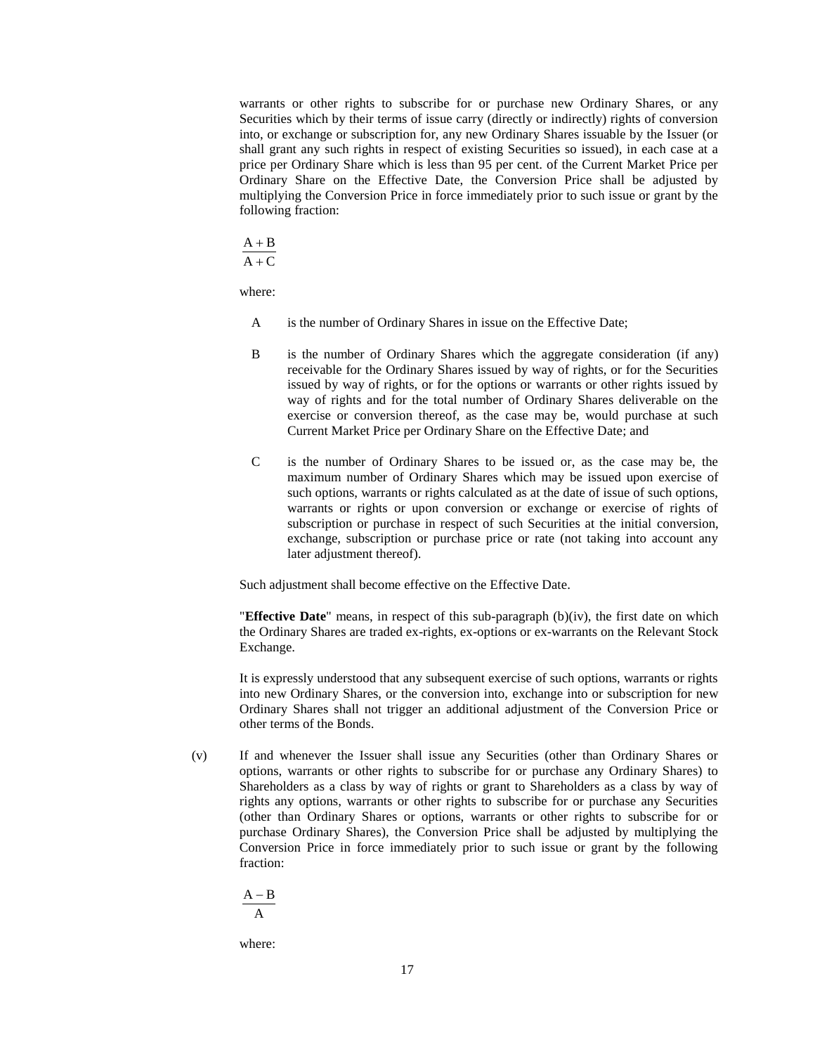warrants or other rights to subscribe for or purchase new Ordinary Shares, or any Securities which by their terms of issue carry (directly or indirectly) rights of conversion into, or exchange or subscription for, any new Ordinary Shares issuable by the Issuer (or shall grant any such rights in respect of existing Securities so issued), in each case at a price per Ordinary Share which is less than 95 per cent. of the Current Market Price per Ordinary Share on the Effective Date, the Conversion Price shall be adjusted by multiplying the Conversion Price in force immediately prior to such issue or grant by the following fraction:

$$\frac{A + B}{A + C}$$

where:

A is the number of Ordinary Shares in issue on the Effective Date;

B is the number of Ordinary Shares which the aggregate consideration (if any) receivable for the Ordinary Shares issued by way of rights, or for the Securities issued by way of rights, or for the options or warrants or other rights issued by way of rights and for the total number of Ordinary Shares deliverable on the exercise or conversion thereof, as the case may be, would purchase at such Current Market Price per Ordinary Share on the Effective Date; and

C is the number of Ordinary Shares to be issued or, as the case may be, the maximum number of Ordinary Shares which may be issued upon exercise of such options, warrants or rights calculated as at the date of issue of such options, warrants or rights or upon conversion or exchange or exercise of rights of subscription or purchase in respect of such Securities at the initial conversion, exchange, subscription or purchase price or rate (not taking into account any later adjustment thereof).

Such adjustment shall become effective on the Effective Date.

"**Effective Date**" means, in respect of this sub-paragraph (b)(iv), the first date on which the Ordinary Shares are traded ex-rights, ex-options or ex-warrants on the Relevant Stock Exchange.

It is expressly understood that any subsequent exercise of such options, warrants or rights into new Ordinary Shares, or the conversion into, exchange into or subscription for new Ordinary Shares shall not trigger an additional adjustment of the Conversion Price or other terms of the Bonds.

(v) If and whenever the Issuer shall issue any Securities (other than Ordinary Shares or options, warrants or other rights to subscribe for or purchase any Ordinary Shares) to Shareholders as a class by way of rights or grant to Shareholders as a class by way of rights any options, warrants or other rights to subscribe for or purchase any Securities (other than Ordinary Shares or options, warrants or other rights to subscribe for or purchase Ordinary Shares), the Conversion Price shall be adjusted by multiplying the Conversion Price in force immediately prior to such issue or grant by the following fraction:

$$\frac{A - B}{A}$$

where: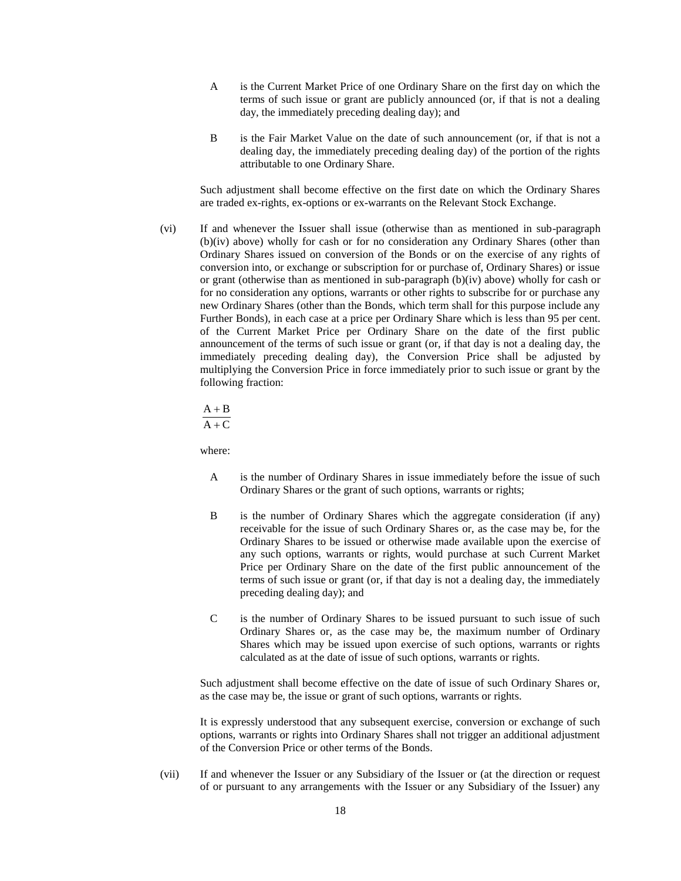A is the Current Market Price of one Ordinary Share on the first day on which the terms of such issue or grant are publicly announced (or, if that is not a dealing day, the immediately preceding dealing day); and

B is the Fair Market Value on the date of such announcement (or, if that is not a dealing day, the immediately preceding dealing day) of the portion of the rights attributable to one Ordinary Share.

Such adjustment shall become effective on the first date on which the Ordinary Shares are traded ex-rights, ex-options or ex-warrants on the Relevant Stock Exchange.

(vi) If and whenever the Issuer shall issue (otherwise than as mentioned in sub-paragraph (b)(iv) above) wholly for cash or for no consideration any Ordinary Shares (other than Ordinary Shares issued on conversion of the Bonds or on the exercise of any rights of conversion into, or exchange or subscription for or purchase of, Ordinary Shares) or issue or grant (otherwise than as mentioned in sub-paragraph (b)(iv) above) wholly for cash or for no consideration any options, warrants or other rights to subscribe for or purchase any new Ordinary Shares (other than the Bonds, which term shall for this purpose include any Further Bonds), in each case at a price per Ordinary Share which is less than 95 per cent. of the Current Market Price per Ordinary Share on the date of the first public announcement of the terms of such issue or grant (or, if that day is not a dealing day, the immediately preceding dealing day), the Conversion Price shall be adjusted by multiplying the Conversion Price in force immediately prior to such issue or grant by the following fraction:

$$\frac{A + B}{A + C}$$

where:

A is the number of Ordinary Shares in issue immediately before the issue of such Ordinary Shares or the grant of such options, warrants or rights;

B is the number of Ordinary Shares which the aggregate consideration (if any) receivable for the issue of such Ordinary Shares or, as the case may be, for the Ordinary Shares to be issued or otherwise made available upon the exercise of any such options, warrants or rights, would purchase at such Current Market Price per Ordinary Share on the date of the first public announcement of the terms of such issue or grant (or, if that day is not a dealing day, the immediately preceding dealing day); and

C is the number of Ordinary Shares to be issued pursuant to such issue of such Ordinary Shares or, as the case may be, the maximum number of Ordinary Shares which may be issued upon exercise of such options, warrants or rights calculated as at the date of issue of such options, warrants or rights.

Such adjustment shall become effective on the date of issue of such Ordinary Shares or, as the case may be, the issue or grant of such options, warrants or rights.

It is expressly understood that any subsequent exercise, conversion or exchange of such options, warrants or rights into Ordinary Shares shall not trigger an additional adjustment of the Conversion Price or other terms of the Bonds.

(vii) If and whenever the Issuer or any Subsidiary of the Issuer or (at the direction or request of or pursuant to any arrangements with the Issuer or any Subsidiary of the Issuer) any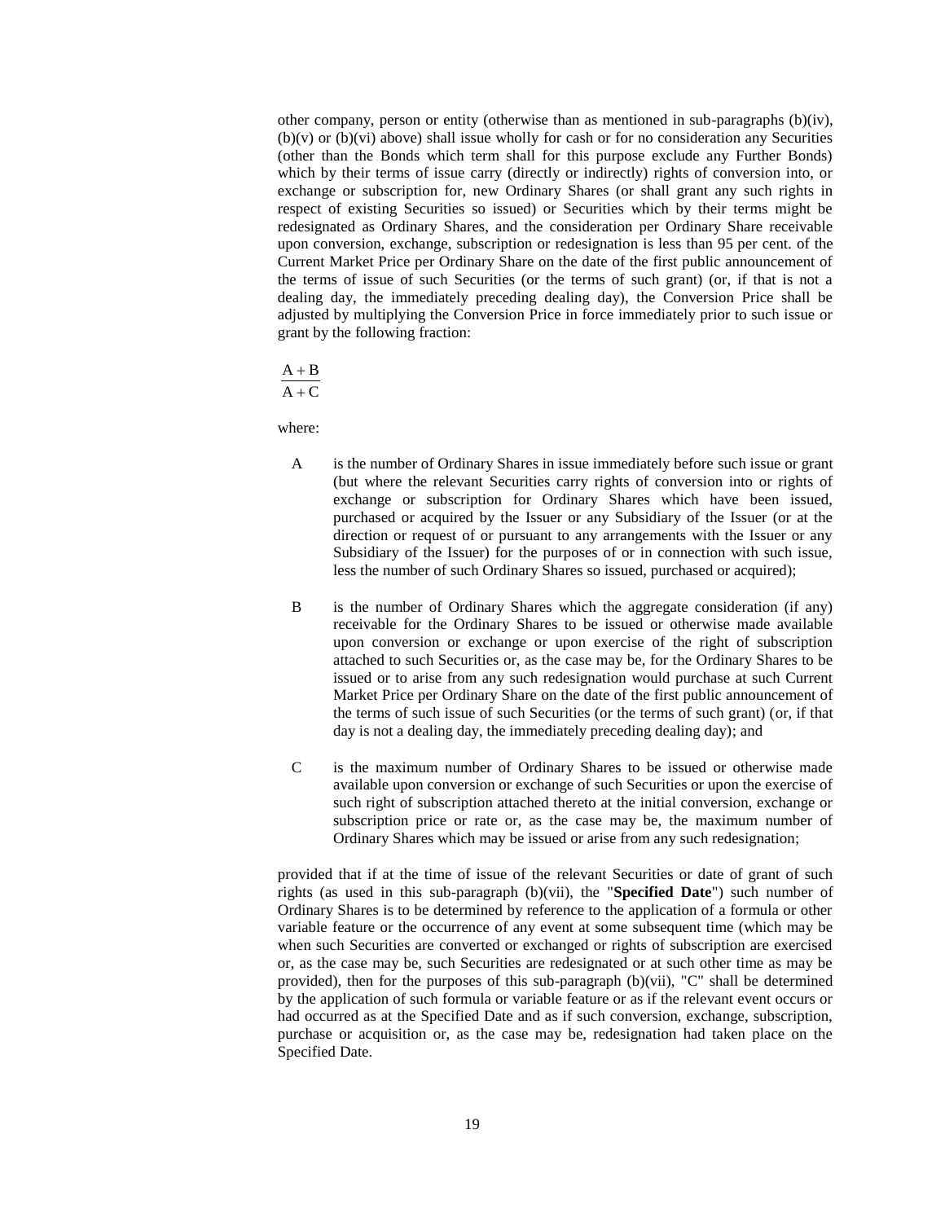other company, person or entity (otherwise than as mentioned in sub-paragraphs (b)(iv), (b)(v) or (b)(vi) above) shall issue wholly for cash or for no consideration any Securities (other than the Bonds which term shall for this purpose exclude any Further Bonds) which by their terms of issue carry (directly or indirectly) rights of conversion into, or exchange or subscription for, new Ordinary Shares (or shall grant any such rights in respect of existing Securities so issued) or Securities which by their terms might be redesignated as Ordinary Shares, and the consideration per Ordinary Share receivable upon conversion, exchange, subscription or redesignation is less than 95 per cent. of the Current Market Price per Ordinary Share on the date of the first public announcement of the terms of issue of such Securities (or the terms of such grant) (or, if that is not a dealing day, the immediately preceding dealing day), the Conversion Price shall be adjusted by multiplying the Conversion Price in force immediately prior to such issue or grant by the following fraction:

$$\frac{A + B}{A + C}$$

where:

A is the number of Ordinary Shares in issue immediately before such issue or grant (but where the relevant Securities carry rights of conversion into or rights of exchange or subscription for Ordinary Shares which have been issued, purchased or acquired by the Issuer or any Subsidiary of the Issuer (or at the direction or request of or pursuant to any arrangements with the Issuer or any Subsidiary of the Issuer) for the purposes of or in connection with such issue, less the number of such Ordinary Shares so issued, purchased or acquired);

B is the number of Ordinary Shares which the aggregate consideration (if any) receivable for the Ordinary Shares to be issued or otherwise made available upon conversion or exchange or upon exercise of the right of subscription attached to such Securities or, as the case may be, for the Ordinary Shares to be issued or to arise from any such redesignation would purchase at such Current Market Price per Ordinary Share on the date of the first public announcement of the terms of such issue of such Securities (or the terms of such grant) (or, if that day is not a dealing day, the immediately preceding dealing day); and

C is the maximum number of Ordinary Shares to be issued or otherwise made available upon conversion or exchange of such Securities or upon the exercise of such right of subscription attached thereto at the initial conversion, exchange or subscription price or rate or, as the case may be, the maximum number of Ordinary Shares which may be issued or arise from any such redesignation;

provided that if at the time of issue of the relevant Securities or date of grant of such rights (as used in this sub-paragraph (b)(vii), the "**Specified Date**") such number of Ordinary Shares is to be determined by reference to the application of a formula or other variable feature or the occurrence of any event at some subsequent time (which may be when such Securities are converted or exchanged or rights of subscription are exercised or, as the case may be, such Securities are redesignated or at such other time as may be provided), then for the purposes of this sub-paragraph (b)(vii), "C" shall be determined by the application of such formula or variable feature or as if the relevant event occurs or had occurred as at the Specified Date and as if such conversion, exchange, subscription, purchase or acquisition or, as the case may be, redesignation had taken place on the Specified Date.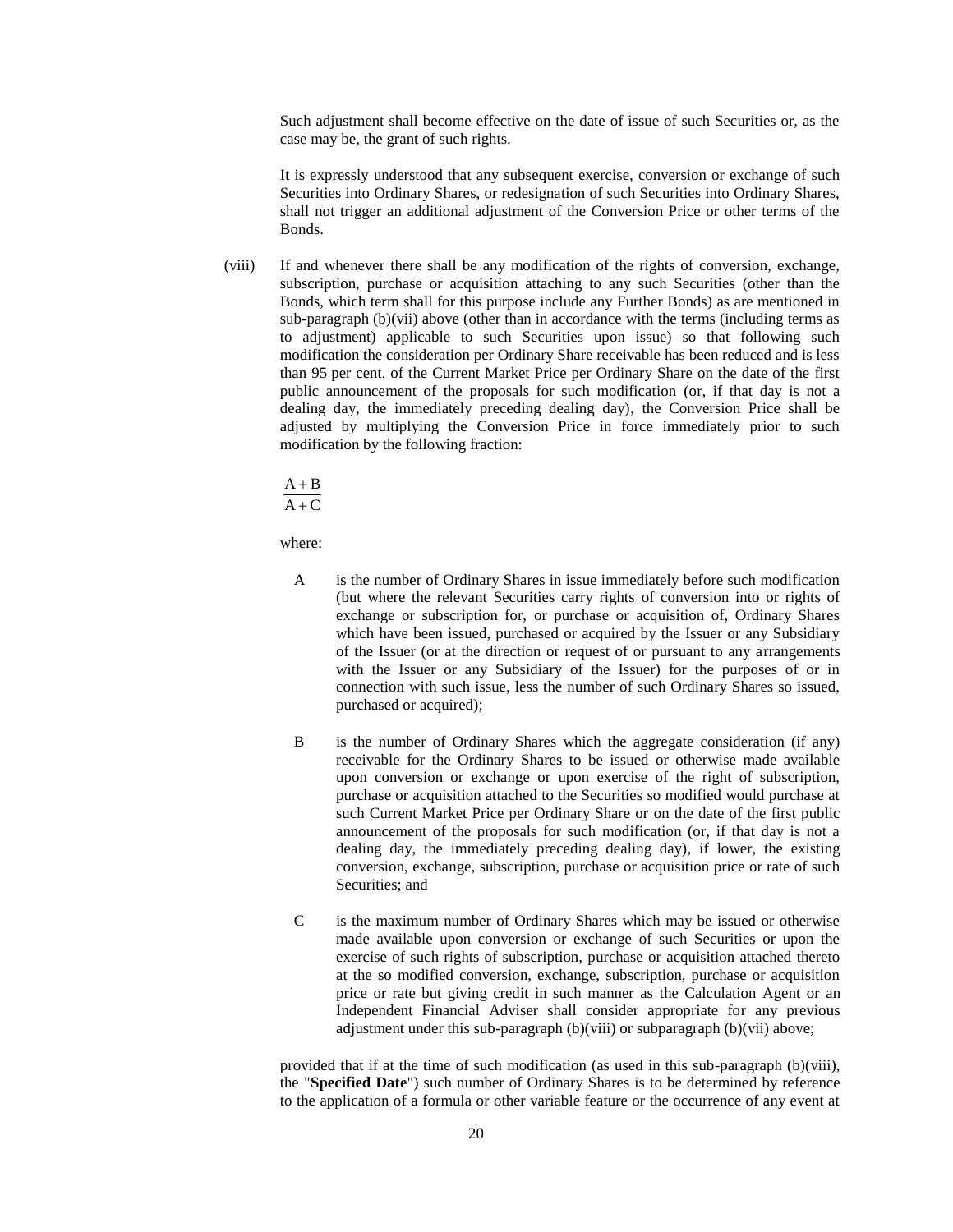Such adjustment shall become effective on the date of issue of such Securities or, as the case may be, the grant of such rights.

It is expressly understood that any subsequent exercise, conversion or exchange of such Securities into Ordinary Shares, or redesignation of such Securities into Ordinary Shares, shall not trigger an additional adjustment of the Conversion Price or other terms of the Bonds.

(viii) If and whenever there shall be any modification of the rights of conversion, exchange, subscription, purchase or acquisition attaching to any such Securities (other than the Bonds, which term shall for this purpose include any Further Bonds) as are mentioned in sub-paragraph (b)(vii) above (other than in accordance with the terms (including terms as to adjustment) applicable to such Securities upon issue) so that following such modification the consideration per Ordinary Share receivable has been reduced and is less than 95 per cent. of the Current Market Price per Ordinary Share on the date of the first public announcement of the proposals for such modification (or, if that day is not a dealing day, the immediately preceding dealing day), the Conversion Price shall be adjusted by multiplying the Conversion Price in force immediately prior to such modification by the following fraction:

$$\frac{A + B}{A + C}$$

where:

A is the number of Ordinary Shares in issue immediately before such modification (but where the relevant Securities carry rights of conversion into or rights of exchange or subscription for, or purchase or acquisition of, Ordinary Shares which have been issued, purchased or acquired by the Issuer or any Subsidiary of the Issuer (or at the direction or request of or pursuant to any arrangements with the Issuer or any Subsidiary of the Issuer) for the purposes of or in connection with such issue, less the number of such Ordinary Shares so issued, purchased or acquired);

B is the number of Ordinary Shares which the aggregate consideration (if any) receivable for the Ordinary Shares to be issued or otherwise made available upon conversion or exchange or upon exercise of the right of subscription, purchase or acquisition attached to the Securities so modified would purchase at such Current Market Price per Ordinary Share or on the date of the first public announcement of the proposals for such modification (or, if that day is not a dealing day, the immediately preceding dealing day), if lower, the existing conversion, exchange, subscription, purchase or acquisition price or rate of such Securities; and

C is the maximum number of Ordinary Shares which may be issued or otherwise made available upon conversion or exchange of such Securities or upon the exercise of such rights of subscription, purchase or acquisition attached thereto at the so modified conversion, exchange, subscription, purchase or acquisition price or rate but giving credit in such manner as the Calculation Agent or an Independent Financial Adviser shall consider appropriate for any previous adjustment under this sub-paragraph (b)(viii) or subparagraph (b)(vii) above;

provided that if at the time of such modification (as used in this sub-paragraph (b)(viii), the "**Specified Date**") such number of Ordinary Shares is to be determined by reference to the application of a formula or other variable feature or the occurrence of any event at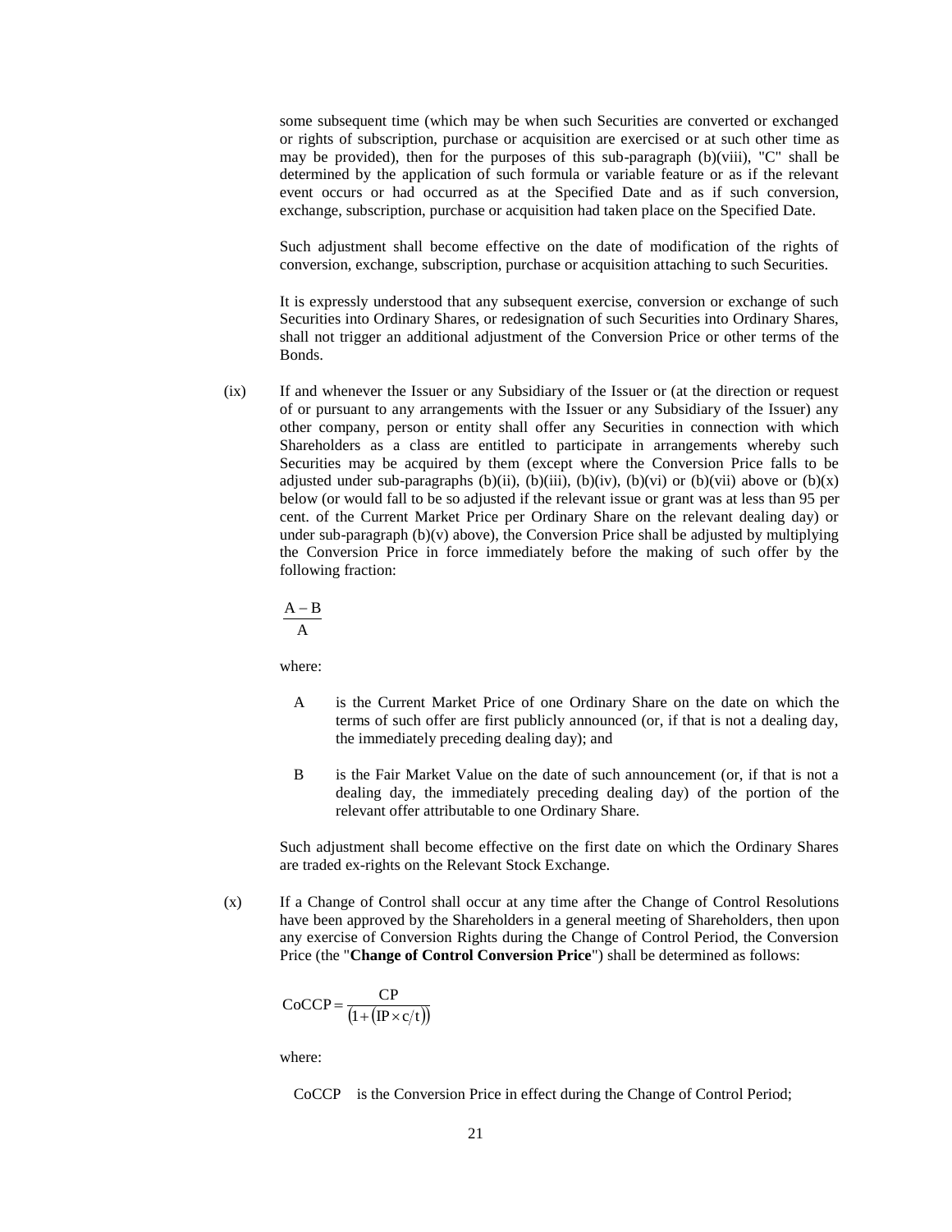some subsequent time (which may be when such Securities are converted or exchanged or rights of subscription, purchase or acquisition are exercised or at such other time as may be provided), then for the purposes of this sub-paragraph (b)(viii), "C" shall be determined by the application of such formula or variable feature or as if the relevant event occurs or had occurred as at the Specified Date and as if such conversion, exchange, subscription, purchase or acquisition had taken place on the Specified Date.

Such adjustment shall become effective on the date of modification of the rights of conversion, exchange, subscription, purchase or acquisition attaching to such Securities.

It is expressly understood that any subsequent exercise, conversion or exchange of such Securities into Ordinary Shares, or redesignation of such Securities into Ordinary Shares, shall not trigger an additional adjustment of the Conversion Price or other terms of the Bonds.

(ix) If and whenever the Issuer or any Subsidiary of the Issuer or (at the direction or request of or pursuant to any arrangements with the Issuer or any Subsidiary of the Issuer) any other company, person or entity shall offer any Securities in connection with which Shareholders as a class are entitled to participate in arrangements whereby such Securities may be acquired by them (except where the Conversion Price falls to be adjusted under sub-paragraphs (b)(ii), (b)(iii), (b)(iv), (b)(vi) or (b)(vii) above or (b)(x) below (or would fall to be so adjusted if the relevant issue or grant was at less than 95 per cent. of the Current Market Price per Ordinary Share on the relevant dealing day) or under sub-paragraph (b)(v) above), the Conversion Price shall be adjusted by multiplying the Conversion Price in force immediately before the making of such offer by the following fraction:

$$\frac{A - B}{A}$$

where:

A is the Current Market Price of one Ordinary Share on the date on which the terms of such offer are first publicly announced (or, if that is not a dealing day, the immediately preceding dealing day); and

B is the Fair Market Value on the date of such announcement (or, if that is not a dealing day, the immediately preceding dealing day) of the portion of the relevant offer attributable to one Ordinary Share.

Such adjustment shall become effective on the first date on which the Ordinary Shares are traded ex-rights on the Relevant Stock Exchange.

(x) If a Change of Control shall occur at any time after the Change of Control Resolutions have been approved by the Shareholders in a general meeting of Shareholders, then upon any exercise of Conversion Rights during the Change of Control Period, the Conversion Price (the "**Change of Control Conversion Price**") shall be determined as follows:

$$\text{CoCCP} = \frac{\text{CP}}{\left(1 + \left(\text{IP} \times c/t\right)\right)}$$

where:

CoCCP is the Conversion Price in effect during the Change of Control Period;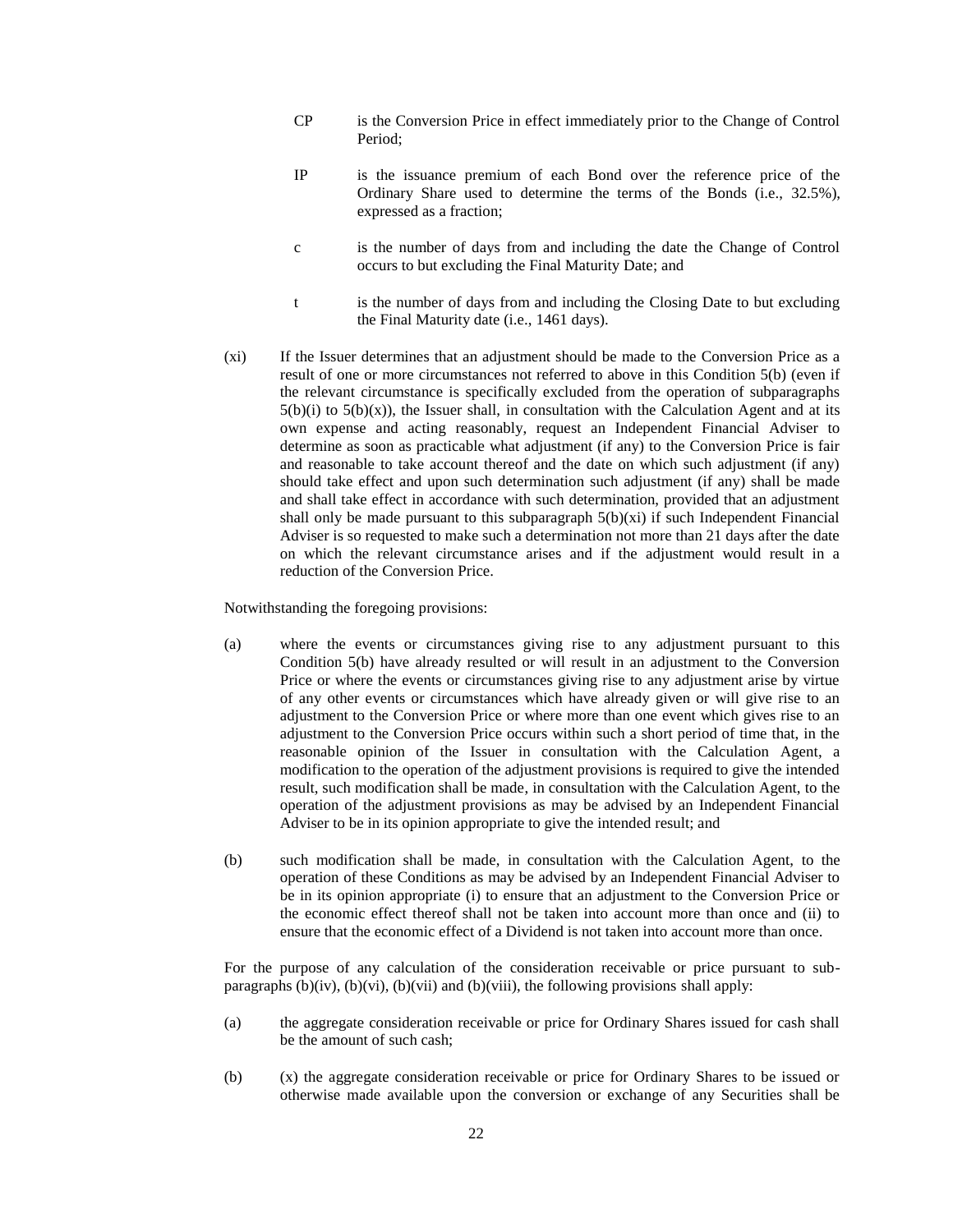CP is the Conversion Price in effect immediately prior to the Change of Control Period;

IP is the issuance premium of each Bond over the reference price of the Ordinary Share used to determine the terms of the Bonds (i.e., 32.5%), expressed as a fraction;

c is the number of days from and including the date the Change of Control occurs to but excluding the Final Maturity Date; and

t is the number of days from and including the Closing Date to but excluding the Final Maturity date (i.e., 1461 days).

(xi) If the Issuer determines that an adjustment should be made to the Conversion Price as a result of one or more circumstances not referred to above in this Condition 5(b) (even if the relevant circumstance is specifically excluded from the operation of subparagraphs 5(b)(i) to 5(b)(x)), the Issuer shall, in consultation with the Calculation Agent and at its own expense and acting reasonably, request an Independent Financial Adviser to determine as soon as practicable what adjustment (if any) to the Conversion Price is fair and reasonable to take account thereof and the date on which such adjustment (if any) should take effect and upon such determination such adjustment (if any) shall be made and shall take effect in accordance with such determination, provided that an adjustment shall only be made pursuant to this subparagraph 5(b)(xi) if such Independent Financial Adviser is so requested to make such a determination not more than 21 days after the date on which the relevant circumstance arises and if the adjustment would result in a reduction of the Conversion Price.

Notwithstanding the foregoing provisions:

(a) where the events or circumstances giving rise to any adjustment pursuant to this Condition 5(b) have already resulted or will result in an adjustment to the Conversion Price or where the events or circumstances giving rise to any adjustment arise by virtue of any other events or circumstances which have already given or will give rise to an adjustment to the Conversion Price or where more than one event which gives rise to an adjustment to the Conversion Price occurs within such a short period of time that, in the reasonable opinion of the Issuer in consultation with the Calculation Agent, a modification to the operation of the adjustment provisions is required to give the intended result, such modification shall be made, in consultation with the Calculation Agent, to the operation of the adjustment provisions as may be advised by an Independent Financial Adviser to be in its opinion appropriate to give the intended result; and

(b) such modification shall be made, in consultation with the Calculation Agent, to the operation of these Conditions as may be advised by an Independent Financial Adviser to be in its opinion appropriate (i) to ensure that an adjustment to the Conversion Price or the economic effect thereof shall not be taken into account more than once and (ii) to ensure that the economic effect of a Dividend is not taken into account more than once.

For the purpose of any calculation of the consideration receivable or price pursuant to sub-paragraphs (b)(iv), (b)(vi), (b)(vii) and (b)(viii), the following provisions shall apply:

(a) the aggregate consideration receivable or price for Ordinary Shares issued for cash shall be the amount of such cash;

(b) (x) the aggregate consideration receivable or price for Ordinary Shares to be issued or otherwise made available upon the conversion or exchange of any Securities shall be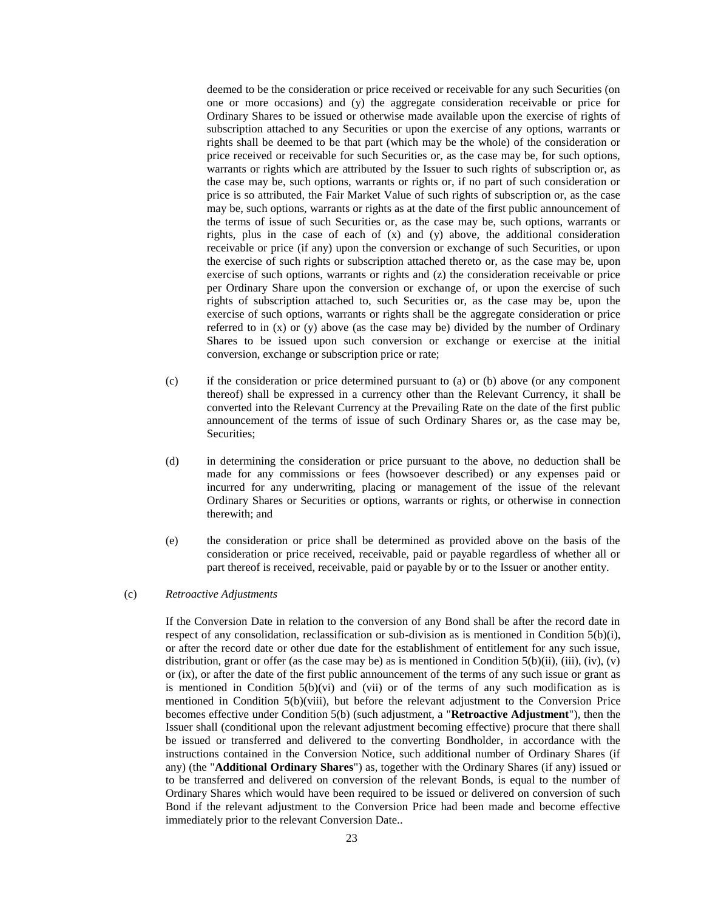deemed to be the consideration or price received or receivable for any such Securities (on one or more occasions) and (y) the aggregate consideration receivable or price for Ordinary Shares to be issued or otherwise made available upon the exercise of rights of subscription attached to any Securities or upon the exercise of any options, warrants or rights shall be deemed to be that part (which may be the whole) of the consideration or price received or receivable for such Securities or, as the case may be, for such options, warrants or rights which are attributed by the Issuer to such rights of subscription or, as the case may be, such options, warrants or rights or, if no part of such consideration or price is so attributed, the Fair Market Value of such rights of subscription or, as the case may be, such options, warrants or rights as at the date of the first public announcement of the terms of issue of such Securities or, as the case may be, such options, warrants or rights, plus in the case of each of (x) and (y) above, the additional consideration receivable or price (if any) upon the conversion or exchange of such Securities, or upon the exercise of such rights or subscription attached thereto or, as the case may be, upon exercise of such options, warrants or rights and (z) the consideration receivable or price per Ordinary Share upon the conversion or exchange of, or upon the exercise of such rights of subscription attached to, such Securities or, as the case may be, upon the exercise of such options, warrants or rights shall be the aggregate consideration or price referred to in (x) or (y) above (as the case may be) divided by the number of Ordinary Shares to be issued upon such conversion or exchange or exercise at the initial conversion, exchange or subscription price or rate;

(c) if the consideration or price determined pursuant to (a) or (b) above (or any component thereof) shall be expressed in a currency other than the Relevant Currency, it shall be converted into the Relevant Currency at the Prevailing Rate on the date of the first public announcement of the terms of issue of such Ordinary Shares or, as the case may be, Securities;

(d) in determining the consideration or price pursuant to the above, no deduction shall be made for any commissions or fees (howsoever described) or any expenses paid or incurred for any underwriting, placing or management of the issue of the relevant Ordinary Shares or Securities or options, warrants or rights, or otherwise in connection therewith; and

(e) the consideration or price shall be determined as provided above on the basis of the consideration or price received, receivable, paid or payable regardless of whether all or part thereof is received, receivable, paid or payable by or to the Issuer or another entity.

(c) *Retroactive Adjustments*

If the Conversion Date in relation to the conversion of any Bond shall be after the record date in respect of any consolidation, reclassification or sub-division as is mentioned in Condition 5(b)(i), or after the record date or other due date for the establishment of entitlement for any such issue, distribution, grant or offer (as the case may be) as is mentioned in Condition 5(b)(ii), (iii), (iv), (v) or (ix), or after the date of the first public announcement of the terms of any such issue or grant as is mentioned in Condition 5(b)(vi) and (vii) or of the terms of any such modification as is mentioned in Condition 5(b)(viii), but before the relevant adjustment to the Conversion Price becomes effective under Condition 5(b) (such adjustment, a "**Retroactive Adjustment**"), then the Issuer shall (conditional upon the relevant adjustment becoming effective) procure that there shall be issued or transferred and delivered to the converting Bondholder, in accordance with the instructions contained in the Conversion Notice, such additional number of Ordinary Shares (if any) (the "**Additional Ordinary Shares**") as, together with the Ordinary Shares (if any) issued or to be transferred and delivered on conversion of the relevant Bonds, is equal to the number of Ordinary Shares which would have been required to be issued or delivered on conversion of such Bond if the relevant adjustment to the Conversion Price had been made and become effective immediately prior to the relevant Conversion Date..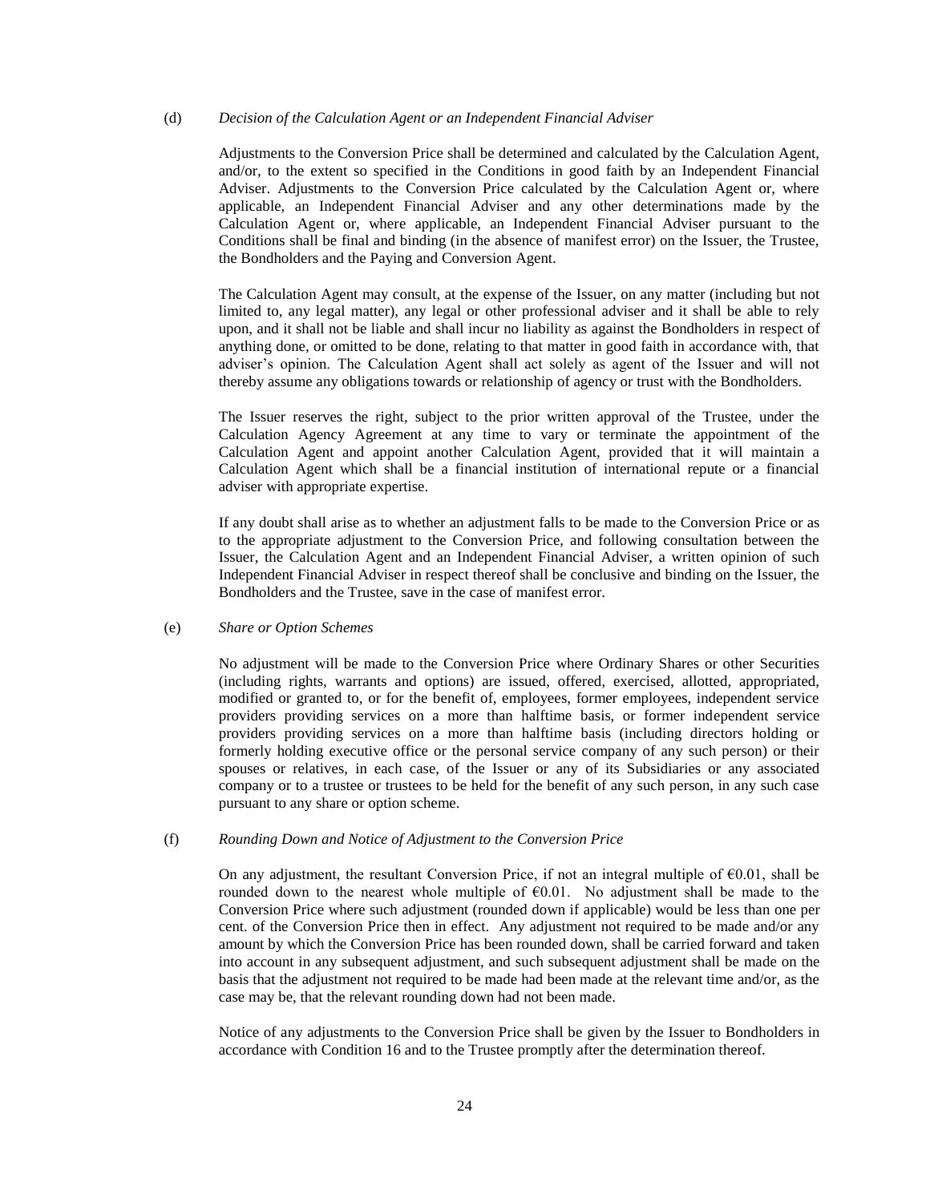(d) *Decision of the Calculation Agent or an Independent Financial Adviser*

Adjustments to the Conversion Price shall be determined and calculated by the Calculation Agent, and/or, to the extent so specified in the Conditions in good faith by an Independent Financial Adviser. Adjustments to the Conversion Price calculated by the Calculation Agent or, where applicable, an Independent Financial Adviser and any other determinations made by the Calculation Agent or, where applicable, an Independent Financial Adviser pursuant to the Conditions shall be final and binding (in the absence of manifest error) on the Issuer, the Trustee, the Bondholders and the Paying and Conversion Agent.

The Calculation Agent may consult, at the expense of the Issuer, on any matter (including but not limited to, any legal matter), any legal or other professional adviser and it shall be able to rely upon, and it shall not be liable and shall incur no liability as against the Bondholders in respect of anything done, or omitted to be done, relating to that matter in good faith in accordance with, that adviser's opinion. The Calculation Agent shall act solely as agent of the Issuer and will not thereby assume any obligations towards or relationship of agency or trust with the Bondholders.

The Issuer reserves the right, subject to the prior written approval of the Trustee, under the Calculation Agency Agreement at any time to vary or terminate the appointment of the Calculation Agent and appoint another Calculation Agent, provided that it will maintain a Calculation Agent which shall be a financial institution of international repute or a financial adviser with appropriate expertise.

If any doubt shall arise as to whether an adjustment falls to be made to the Conversion Price or as to the appropriate adjustment to the Conversion Price, and following consultation between the Issuer, the Calculation Agent and an Independent Financial Adviser, a written opinion of such Independent Financial Adviser in respect thereof shall be conclusive and binding on the Issuer, the Bondholders and the Trustee, save in the case of manifest error.

(e) *Share or Option Schemes*

No adjustment will be made to the Conversion Price where Ordinary Shares or other Securities (including rights, warrants and options) are issued, offered, exercised, allotted, appropriated, modified or granted to, or for the benefit of, employees, former employees, independent service providers providing services on a more than halftime basis, or former independent service providers providing services on a more than halftime basis (including directors holding or formerly holding executive office or the personal service company of any such person) or their spouses or relatives, in each case, of the Issuer or any of its Subsidiaries or any associated company or to a trustee or trustees to be held for the benefit of any such person, in any such case pursuant to any share or option scheme.

(f) *Rounding Down and Notice of Adjustment to the Conversion Price*

On any adjustment, the resultant Conversion Price, if not an integral multiple of €0.01, shall be rounded down to the nearest whole multiple of €0.01. No adjustment shall be made to the Conversion Price where such adjustment (rounded down if applicable) would be less than one per cent. of the Conversion Price then in effect. Any adjustment not required to be made and/or any amount by which the Conversion Price has been rounded down, shall be carried forward and taken into account in any subsequent adjustment, and such subsequent adjustment shall be made on the basis that the adjustment not required to be made had been made at the relevant time and/or, as the case may be, that the relevant rounding down had not been made.

Notice of any adjustments to the Conversion Price shall be given by the Issuer to Bondholders in accordance with Condition 16 and to the Trustee promptly after the determination thereof.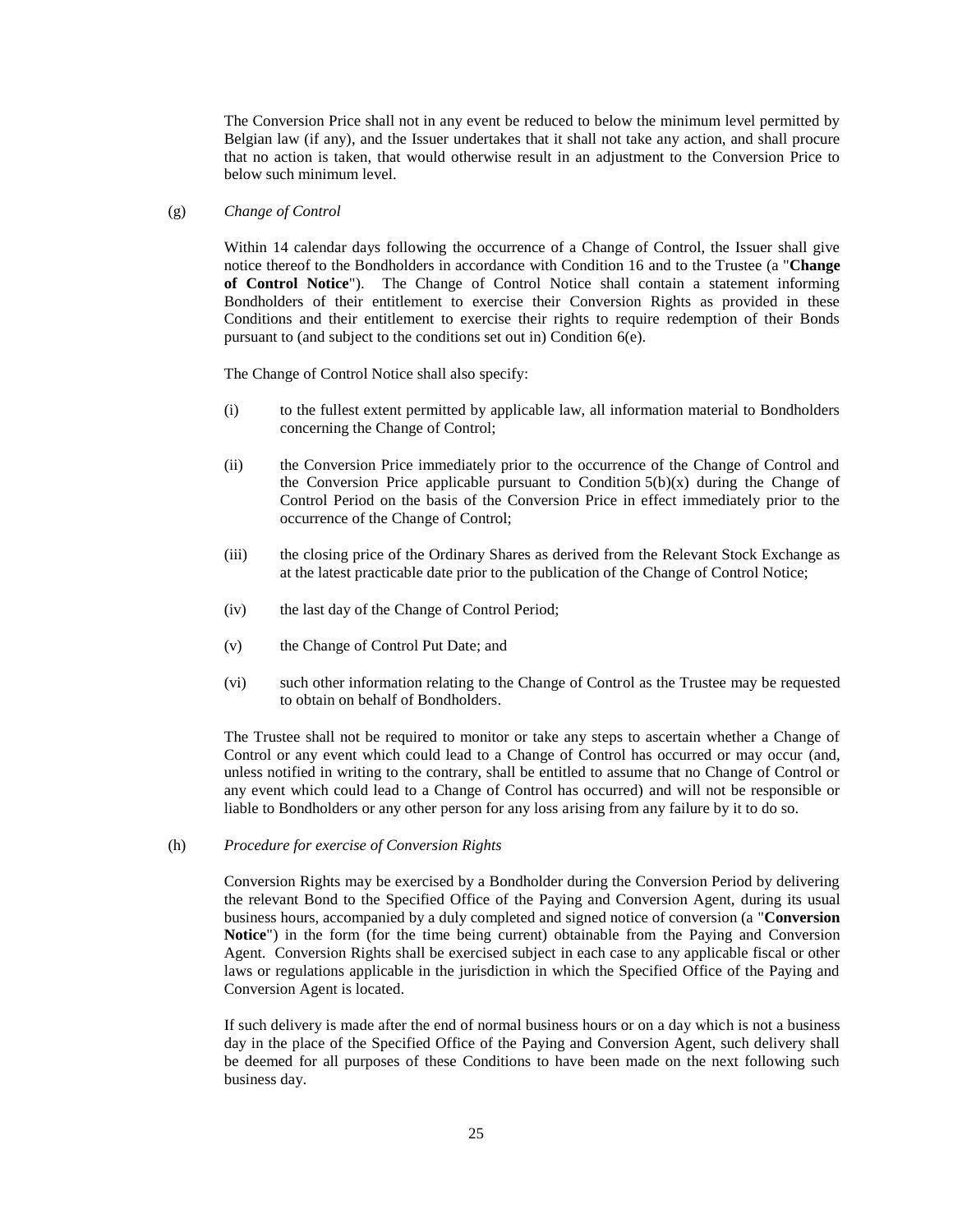The Conversion Price shall not in any event be reduced to below the minimum level permitted by Belgian law (if any), and the Issuer undertakes that it shall not take any action, and shall procure that no action is taken, that would otherwise result in an adjustment to the Conversion Price to below such minimum level.

(g) *Change of Control*

Within 14 calendar days following the occurrence of a Change of Control, the Issuer shall give notice thereof to the Bondholders in accordance with Condition 16 and to the Trustee (a "**Change of Control Notice**"). The Change of Control Notice shall contain a statement informing Bondholders of their entitlement to exercise their Conversion Rights as provided in these Conditions and their entitlement to exercise their rights to require redemption of their Bonds pursuant to (and subject to the conditions set out in) Condition 6(e).

The Change of Control Notice shall also specify:

(i) to the fullest extent permitted by applicable law, all information material to Bondholders concerning the Change of Control;

(ii) the Conversion Price immediately prior to the occurrence of the Change of Control and the Conversion Price applicable pursuant to Condition 5(b)(x) during the Change of Control Period on the basis of the Conversion Price in effect immediately prior to the occurrence of the Change of Control;

(iii) the closing price of the Ordinary Shares as derived from the Relevant Stock Exchange as at the latest practicable date prior to the publication of the Change of Control Notice;

(iv) the last day of the Change of Control Period;

(v) the Change of Control Put Date; and

(vi) such other information relating to the Change of Control as the Trustee may be requested to obtain on behalf of Bondholders.

The Trustee shall not be required to monitor or take any steps to ascertain whether a Change of Control or any event which could lead to a Change of Control has occurred or may occur (and, unless notified in writing to the contrary, shall be entitled to assume that no Change of Control or any event which could lead to a Change of Control has occurred) and will not be responsible or liable to Bondholders or any other person for any loss arising from any failure by it to do so.

(h) *Procedure for exercise of Conversion Rights*

Conversion Rights may be exercised by a Bondholder during the Conversion Period by delivering the relevant Bond to the Specified Office of the Paying and Conversion Agent, during its usual business hours, accompanied by a duly completed and signed notice of conversion (a "**Conversion Notice**") in the form (for the time being current) obtainable from the Paying and Conversion Agent. Conversion Rights shall be exercised subject in each case to any applicable fiscal or other laws or regulations applicable in the jurisdiction in which the Specified Office of the Paying and Conversion Agent is located.

If such delivery is made after the end of normal business hours or on a day which is not a business day in the place of the Specified Office of the Paying and Conversion Agent, such delivery shall be deemed for all purposes of these Conditions to have been made on the next following such business day.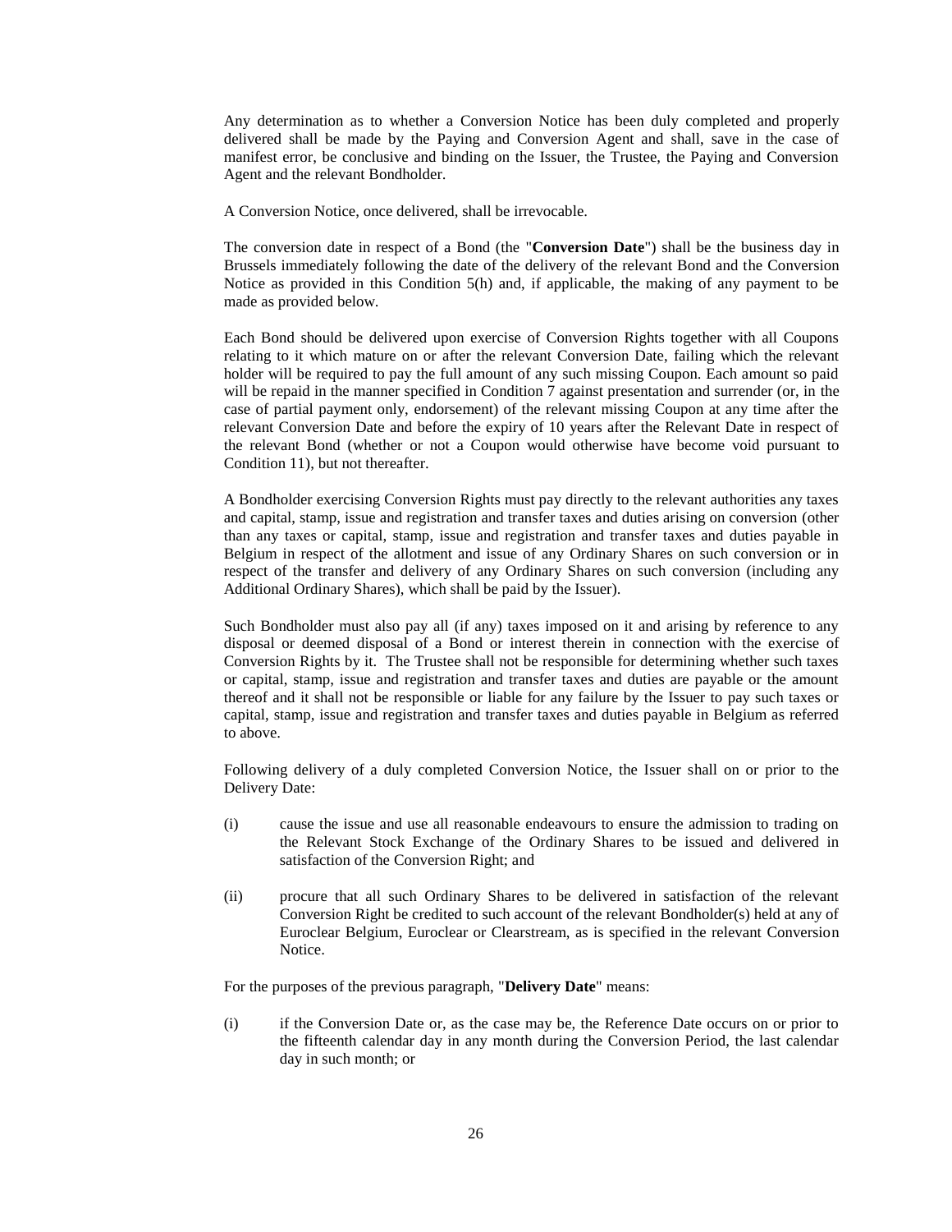Any determination as to whether a Conversion Notice has been duly completed and properly delivered shall be made by the Paying and Conversion Agent and shall, save in the case of manifest error, be conclusive and binding on the Issuer, the Trustee, the Paying and Conversion Agent and the relevant Bondholder.

A Conversion Notice, once delivered, shall be irrevocable.

The conversion date in respect of a Bond (the "**Conversion Date**") shall be the business day in Brussels immediately following the date of the delivery of the relevant Bond and the Conversion Notice as provided in this Condition 5(h) and, if applicable, the making of any payment to be made as provided below.

Each Bond should be delivered upon exercise of Conversion Rights together with all Coupons relating to it which mature on or after the relevant Conversion Date, failing which the relevant holder will be required to pay the full amount of any such missing Coupon. Each amount so paid will be repaid in the manner specified in Condition 7 against presentation and surrender (or, in the case of partial payment only, endorsement) of the relevant missing Coupon at any time after the relevant Conversion Date and before the expiry of 10 years after the Relevant Date in respect of the relevant Bond (whether or not a Coupon would otherwise have become void pursuant to Condition 11), but not thereafter.

A Bondholder exercising Conversion Rights must pay directly to the relevant authorities any taxes and capital, stamp, issue and registration and transfer taxes and duties arising on conversion (other than any taxes or capital, stamp, issue and registration and transfer taxes and duties payable in Belgium in respect of the allotment and issue of any Ordinary Shares on such conversion or in respect of the transfer and delivery of any Ordinary Shares on such conversion (including any Additional Ordinary Shares), which shall be paid by the Issuer).

Such Bondholder must also pay all (if any) taxes imposed on it and arising by reference to any disposal or deemed disposal of a Bond or interest therein in connection with the exercise of Conversion Rights by it. The Trustee shall not be responsible for determining whether such taxes or capital, stamp, issue and registration and transfer taxes and duties are payable or the amount thereof and it shall not be responsible or liable for any failure by the Issuer to pay such taxes or capital, stamp, issue and registration and transfer taxes and duties payable in Belgium as referred to above.

Following delivery of a duly completed Conversion Notice, the Issuer shall on or prior to the Delivery Date:

(i) cause the issue and use all reasonable endeavours to ensure the admission to trading on the Relevant Stock Exchange of the Ordinary Shares to be issued and delivered in satisfaction of the Conversion Right; and

(ii) procure that all such Ordinary Shares to be delivered in satisfaction of the relevant Conversion Right be credited to such account of the relevant Bondholder(s) held at any of Euroclear Belgium, Euroclear or Clearstream, as is specified in the relevant Conversion Notice.

For the purposes of the previous paragraph, "**Delivery Date**" means:

(i) if the Conversion Date or, as the case may be, the Reference Date occurs on or prior to the fifteenth calendar day in any month during the Conversion Period, the last calendar day in such month; or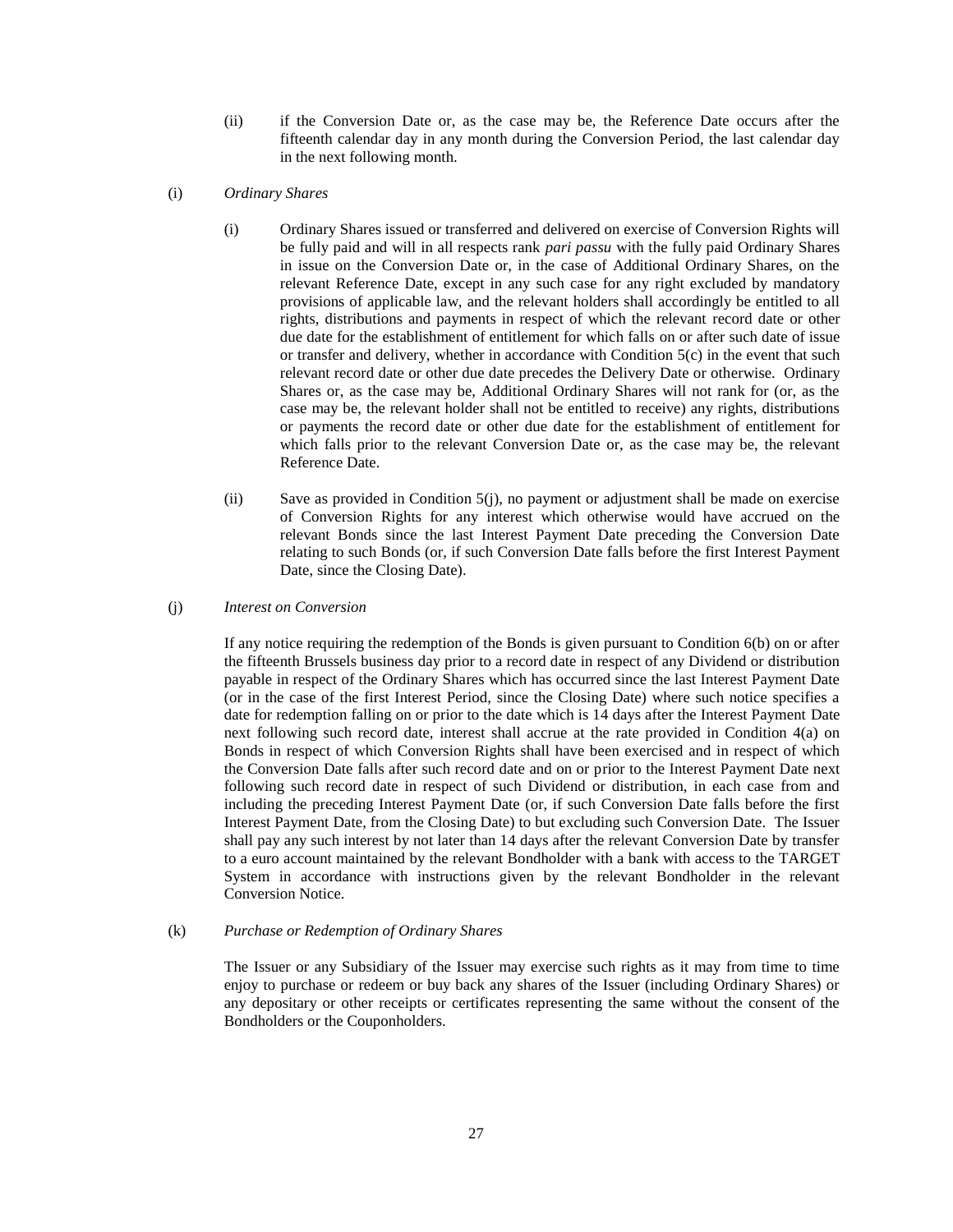(ii) if the Conversion Date or, as the case may be, the Reference Date occurs after the fifteenth calendar day in any month during the Conversion Period, the last calendar day in the next following month.

(i) *Ordinary Shares*

(i) Ordinary Shares issued or transferred and delivered on exercise of Conversion Rights will be fully paid and will in all respects rank *pari passu* with the fully paid Ordinary Shares in issue on the Conversion Date or, in the case of Additional Ordinary Shares, on the relevant Reference Date, except in any such case for any right excluded by mandatory provisions of applicable law, and the relevant holders shall accordingly be entitled to all rights, distributions and payments in respect of which the relevant record date or other due date for the establishment of entitlement for which falls on or after such date of issue or transfer and delivery, whether in accordance with Condition 5(c) in the event that such relevant record date or other due date precedes the Delivery Date or otherwise. Ordinary Shares or, as the case may be, Additional Ordinary Shares will not rank for (or, as the case may be, the relevant holder shall not be entitled to receive) any rights, distributions or payments the record date or other due date for the establishment of entitlement for which falls prior to the relevant Conversion Date or, as the case may be, the relevant Reference Date.

(ii) Save as provided in Condition 5(j), no payment or adjustment shall be made on exercise of Conversion Rights for any interest which otherwise would have accrued on the relevant Bonds since the last Interest Payment Date preceding the Conversion Date relating to such Bonds (or, if such Conversion Date falls before the first Interest Payment Date, since the Closing Date).

(j) *Interest on Conversion*

If any notice requiring the redemption of the Bonds is given pursuant to Condition 6(b) on or after the fifteenth Brussels business day prior to a record date in respect of any Dividend or distribution payable in respect of the Ordinary Shares which has occurred since the last Interest Payment Date (or in the case of the first Interest Period, since the Closing Date) where such notice specifies a date for redemption falling on or prior to the date which is 14 days after the Interest Payment Date next following such record date, interest shall accrue at the rate provided in Condition 4(a) on Bonds in respect of which Conversion Rights shall have been exercised and in respect of which the Conversion Date falls after such record date and on or prior to the Interest Payment Date next following such record date in respect of such Dividend or distribution, in each case from and including the preceding Interest Payment Date (or, if such Conversion Date falls before the first Interest Payment Date, from the Closing Date) to but excluding such Conversion Date. The Issuer shall pay any such interest by not later than 14 days after the relevant Conversion Date by transfer to a euro account maintained by the relevant Bondholder with a bank with access to the TARGET System in accordance with instructions given by the relevant Bondholder in the relevant Conversion Notice.

(k) *Purchase or Redemption of Ordinary Shares*

The Issuer or any Subsidiary of the Issuer may exercise such rights as it may from time to time enjoy to purchase or redeem or buy back any shares of the Issuer (including Ordinary Shares) or any depositary or other receipts or certificates representing the same without the consent of the Bondholders or the Couponholders.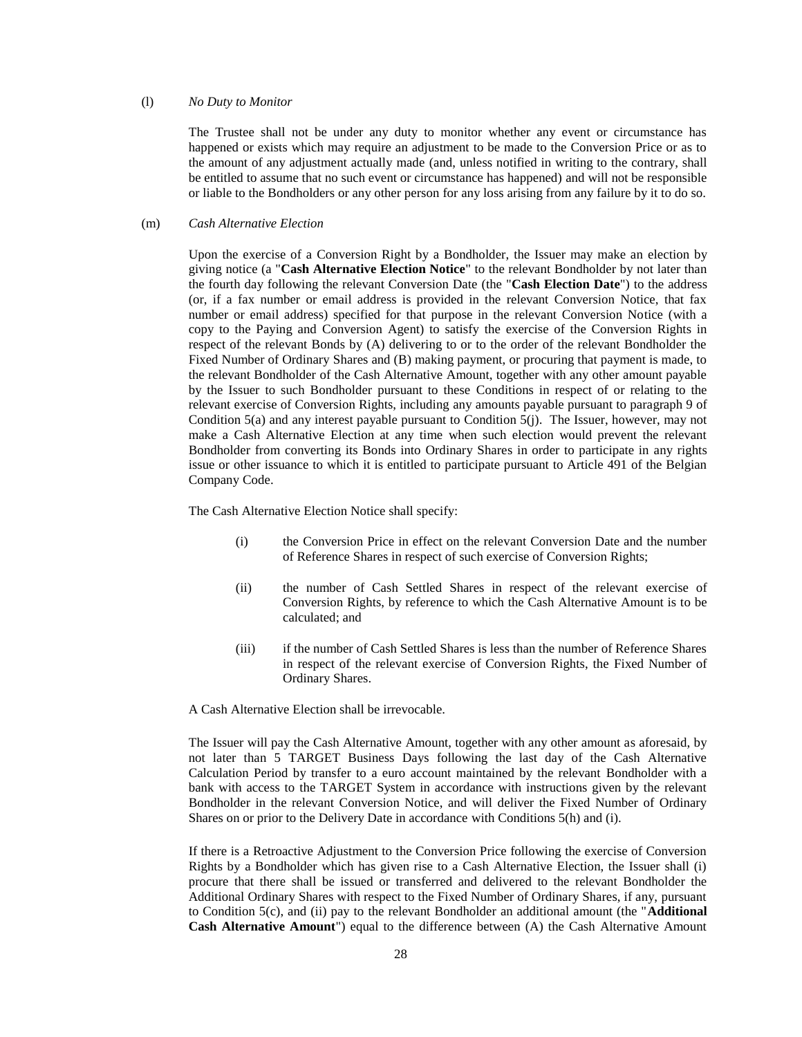(l) *No Duty to Monitor*

The Trustee shall not be under any duty to monitor whether any event or circumstance has happened or exists which may require an adjustment to be made to the Conversion Price or as to the amount of any adjustment actually made (and, unless notified in writing to the contrary, shall be entitled to assume that no such event or circumstance has happened) and will not be responsible or liable to the Bondholders or any other person for any loss arising from any failure by it to do so.

(m) *Cash Alternative Election*

Upon the exercise of a Conversion Right by a Bondholder, the Issuer may make an election by giving notice (a "**Cash Alternative Election Notice**" to the relevant Bondholder by not later than the fourth day following the relevant Conversion Date (the "**Cash Election Date**") to the address (or, if a fax number or email address is provided in the relevant Conversion Notice, that fax number or email address) specified for that purpose in the relevant Conversion Notice (with a copy to the Paying and Conversion Agent) to satisfy the exercise of the Conversion Rights in respect of the relevant Bonds by (A) delivering to or to the order of the relevant Bondholder the Fixed Number of Ordinary Shares and (B) making payment, or procuring that payment is made, to the relevant Bondholder of the Cash Alternative Amount, together with any other amount payable by the Issuer to such Bondholder pursuant to these Conditions in respect of or relating to the relevant exercise of Conversion Rights, including any amounts payable pursuant to paragraph 9 of Condition 5(a) and any interest payable pursuant to Condition 5(j). The Issuer, however, may not make a Cash Alternative Election at any time when such election would prevent the relevant Bondholder from converting its Bonds into Ordinary Shares in order to participate in any rights issue or other issuance to which it is entitled to participate pursuant to Article 491 of the Belgian Company Code.

The Cash Alternative Election Notice shall specify:

(i) the Conversion Price in effect on the relevant Conversion Date and the number of Reference Shares in respect of such exercise of Conversion Rights;

(ii) the number of Cash Settled Shares in respect of the relevant exercise of Conversion Rights, by reference to which the Cash Alternative Amount is to be calculated; and

(iii) if the number of Cash Settled Shares is less than the number of Reference Shares in respect of the relevant exercise of Conversion Rights, the Fixed Number of Ordinary Shares.

A Cash Alternative Election shall be irrevocable.

The Issuer will pay the Cash Alternative Amount, together with any other amount as aforesaid, by not later than 5 TARGET Business Days following the last day of the Cash Alternative Calculation Period by transfer to a euro account maintained by the relevant Bondholder with a bank with access to the TARGET System in accordance with instructions given by the relevant Bondholder in the relevant Conversion Notice, and will deliver the Fixed Number of Ordinary Shares on or prior to the Delivery Date in accordance with Conditions 5(h) and (i).

If there is a Retroactive Adjustment to the Conversion Price following the exercise of Conversion Rights by a Bondholder which has given rise to a Cash Alternative Election, the Issuer shall (i) procure that there shall be issued or transferred and delivered to the relevant Bondholder the Additional Ordinary Shares with respect to the Fixed Number of Ordinary Shares, if any, pursuant to Condition 5(c), and (ii) pay to the relevant Bondholder an additional amount (the "**Additional Cash Alternative Amount**") equal to the difference between (A) the Cash Alternative Amount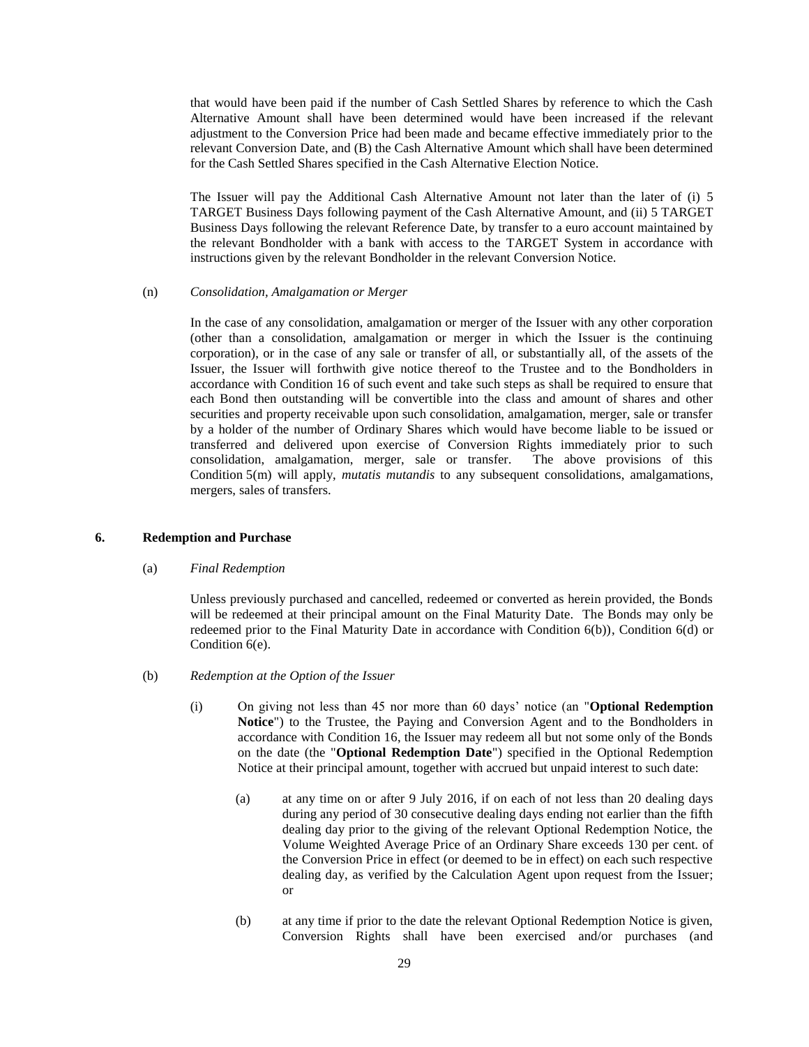that would have been paid if the number of Cash Settled Shares by reference to which the Cash Alternative Amount shall have been determined would have been increased if the relevant adjustment to the Conversion Price had been made and became effective immediately prior to the relevant Conversion Date, and (B) the Cash Alternative Amount which shall have been determined for the Cash Settled Shares specified in the Cash Alternative Election Notice.

The Issuer will pay the Additional Cash Alternative Amount not later than the later of (i) 5 TARGET Business Days following payment of the Cash Alternative Amount, and (ii) 5 TARGET Business Days following the relevant Reference Date, by transfer to a euro account maintained by the relevant Bondholder with a bank with access to the TARGET System in accordance with instructions given by the relevant Bondholder in the relevant Conversion Notice.

(n) *Consolidation, Amalgamation or Merger*

In the case of any consolidation, amalgamation or merger of the Issuer with any other corporation (other than a consolidation, amalgamation or merger in which the Issuer is the continuing corporation), or in the case of any sale or transfer of all, or substantially all, of the assets of the Issuer, the Issuer will forthwith give notice thereof to the Trustee and to the Bondholders in accordance with Condition 16 of such event and take such steps as shall be required to ensure that each Bond then outstanding will be convertible into the class and amount of shares and other securities and property receivable upon such consolidation, amalgamation, merger, sale or transfer by a holder of the number of Ordinary Shares which would have become liable to be issued or transferred and delivered upon exercise of Conversion Rights immediately prior to such consolidation, amalgamation, merger, sale or transfer. The above provisions of this Condition 5(m) will apply, *mutatis mutandis* to any subsequent consolidations, amalgamations, mergers, sales of transfers.

## 6. Redemption and Purchase

(a) *Final Redemption*

Unless previously purchased and cancelled, redeemed or converted as herein provided, the Bonds will be redeemed at their principal amount on the Final Maturity Date. The Bonds may only be redeemed prior to the Final Maturity Date in accordance with Condition 6(b)), Condition 6(d) or Condition 6(e).

(b) *Redemption at the Option of the Issuer*

(i) On giving not less than 45 nor more than 60 days' notice (an "**Optional Redemption Notice**") to the Trustee, the Paying and Conversion Agent and to the Bondholders in accordance with Condition 16, the Issuer may redeem all but not some only of the Bonds on the date (the "**Optional Redemption Date**") specified in the Optional Redemption Notice at their principal amount, together with accrued but unpaid interest to such date:

(a) at any time on or after 9 July 2016, if on each of not less than 20 dealing days during any period of 30 consecutive dealing days ending not earlier than the fifth dealing day prior to the giving of the relevant Optional Redemption Notice, the Volume Weighted Average Price of an Ordinary Share exceeds 130 per cent. of the Conversion Price in effect (or deemed to be in effect) on each such respective dealing day, as verified by the Calculation Agent upon request from the Issuer; or

(b) at any time if prior to the date the relevant Optional Redemption Notice is given, Conversion Rights shall have been exercised and/or purchases (and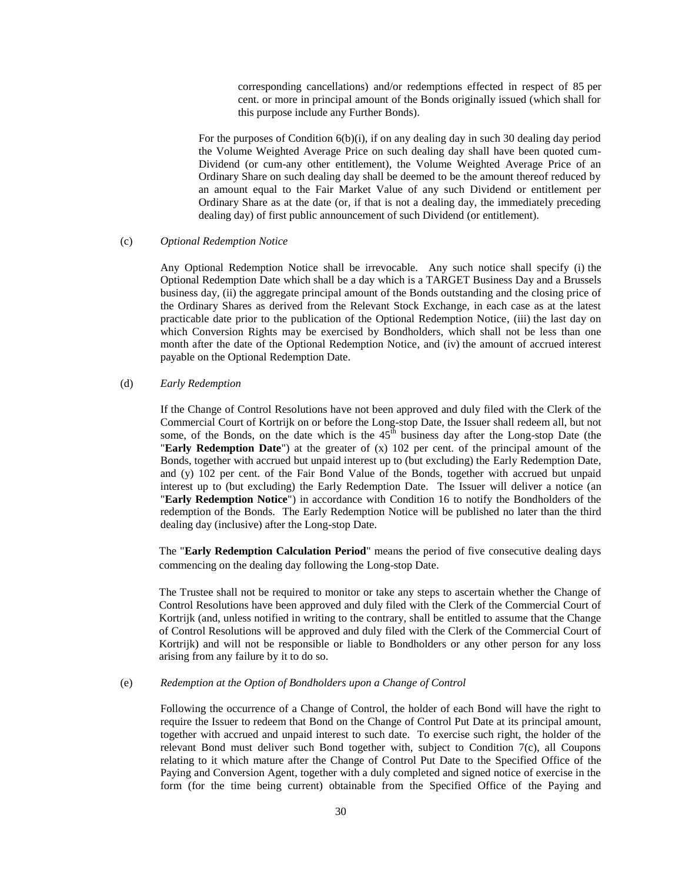corresponding cancellations) and/or redemptions effected in respect of 85 per cent. or more in principal amount of the Bonds originally issued (which shall for this purpose include any Further Bonds).

For the purposes of Condition 6(b)(i), if on any dealing day in such 30 dealing day period the Volume Weighted Average Price on such dealing day shall have been quoted cum-Dividend (or cum-any other entitlement), the Volume Weighted Average Price of an Ordinary Share on such dealing day shall be deemed to be the amount thereof reduced by an amount equal to the Fair Market Value of any such Dividend or entitlement per Ordinary Share as at the date (or, if that is not a dealing day, the immediately preceding dealing day) of first public announcement of such Dividend (or entitlement).

(c) *Optional Redemption Notice*

Any Optional Redemption Notice shall be irrevocable. Any such notice shall specify (i) the Optional Redemption Date which shall be a day which is a TARGET Business Day and a Brussels business day, (ii) the aggregate principal amount of the Bonds outstanding and the closing price of the Ordinary Shares as derived from the Relevant Stock Exchange, in each case as at the latest practicable date prior to the publication of the Optional Redemption Notice, (iii) the last day on which Conversion Rights may be exercised by Bondholders, which shall not be less than one month after the date of the Optional Redemption Notice, and (iv) the amount of accrued interest payable on the Optional Redemption Date.

(d) *Early Redemption*

If the Change of Control Resolutions have not been approved and duly filed with the Clerk of the Commercial Court of Kortrijk on or before the Long-stop Date, the Issuer shall redeem all, but not some, of the Bonds, on the date which is the 45th business day after the Long-stop Date (the "**Early Redemption Date**") at the greater of (x) 102 per cent. of the principal amount of the Bonds, together with accrued but unpaid interest up to (but excluding) the Early Redemption Date, and (y) 102 per cent. of the Fair Bond Value of the Bonds, together with accrued but unpaid interest up to (but excluding) the Early Redemption Date. The Issuer will deliver a notice (an "**Early Redemption Notice**") in accordance with Condition 16 to notify the Bondholders of the redemption of the Bonds. The Early Redemption Notice will be published no later than the third dealing day (inclusive) after the Long-stop Date.

The "**Early Redemption Calculation Period**" means the period of five consecutive dealing days commencing on the dealing day following the Long-stop Date.

The Trustee shall not be required to monitor or take any steps to ascertain whether the Change of Control Resolutions have been approved and duly filed with the Clerk of the Commercial Court of Kortrijk (and, unless notified in writing to the contrary, shall be entitled to assume that the Change of Control Resolutions will be approved and duly filed with the Clerk of the Commercial Court of Kortrijk) and will not be responsible or liable to Bondholders or any other person for any loss arising from any failure by it to do so.

(e) *Redemption at the Option of Bondholders upon a Change of Control*

Following the occurrence of a Change of Control, the holder of each Bond will have the right to require the Issuer to redeem that Bond on the Change of Control Put Date at its principal amount, together with accrued and unpaid interest to such date. To exercise such right, the holder of the relevant Bond must deliver such Bond together with, subject to Condition 7(c), all Coupons relating to it which mature after the Change of Control Put Date to the Specified Office of the Paying and Conversion Agent, together with a duly completed and signed notice of exercise in the form (for the time being current) obtainable from the Specified Office of the Paying and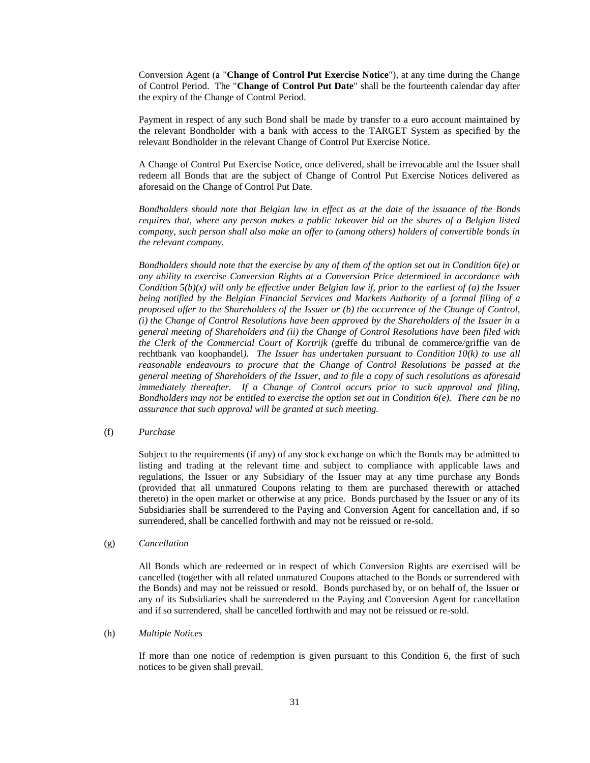Conversion Agent (a "**Change of Control Put Exercise Notice**"), at any time during the Change of Control Period. The "**Change of Control Put Date**" shall be the fourteenth calendar day after the expiry of the Change of Control Period.

Payment in respect of any such Bond shall be made by transfer to a euro account maintained by the relevant Bondholder with a bank with access to the TARGET System as specified by the relevant Bondholder in the relevant Change of Control Put Exercise Notice.

A Change of Control Put Exercise Notice, once delivered, shall be irrevocable and the Issuer shall redeem all Bonds that are the subject of Change of Control Put Exercise Notices delivered as aforesaid on the Change of Control Put Date.

*Bondholders should note that Belgian law in effect as at the date of the issuance of the Bonds requires that, where any person makes a public takeover bid on the shares of a Belgian listed company, such person shall also make an offer to (among others) holders of convertible bonds in the relevant company.*

*Bondholders should note that the exercise by any of them of the option set out in Condition 6(e) or any ability to exercise Conversion Rights at a Conversion Price determined in accordance with Condition 5(b)(x) will only be effective under Belgian law if, prior to the earliest of (a) the Issuer being notified by the Belgian Financial Services and Markets Authority of a formal filing of a proposed offer to the Shareholders of the Issuer or (b) the occurrence of the Change of Control, (i) the Change of Control Resolutions have been approved by the Shareholders of the Issuer in a general meeting of Shareholders and (ii) the Change of Control Resolutions have been filed with the Clerk of the Commercial Court of Kortrijk (*greffe du tribunal de commerce/griffie van de rechtbank van koophandel*). The Issuer has undertaken pursuant to Condition 10(k) to use all reasonable endeavours to procure that the Change of Control Resolutions be passed at the general meeting of Shareholders of the Issuer, and to file a copy of such resolutions as aforesaid immediately thereafter. If a Change of Control occurs prior to such approval and filing, Bondholders may not be entitled to exercise the option set out in Condition 6(e). There can be no assurance that such approval will be granted at such meeting.*

(f) *Purchase*

Subject to the requirements (if any) of any stock exchange on which the Bonds may be admitted to listing and trading at the relevant time and subject to compliance with applicable laws and regulations, the Issuer or any Subsidiary of the Issuer may at any time purchase any Bonds (provided that all unmatured Coupons relating to them are purchased therewith or attached thereto) in the open market or otherwise at any price. Bonds purchased by the Issuer or any of its Subsidiaries shall be surrendered to the Paying and Conversion Agent for cancellation and, if so surrendered, shall be cancelled forthwith and may not be reissued or re-sold.

(g) *Cancellation*

All Bonds which are redeemed or in respect of which Conversion Rights are exercised will be cancelled (together with all related unmatured Coupons attached to the Bonds or surrendered with the Bonds) and may not be reissued or resold. Bonds purchased by, or on behalf of, the Issuer or any of its Subsidiaries shall be surrendered to the Paying and Conversion Agent for cancellation and if so surrendered, shall be cancelled forthwith and may not be reissued or re-sold.

(h) *Multiple Notices*

If more than one notice of redemption is given pursuant to this Condition 6, the first of such notices to be given shall prevail.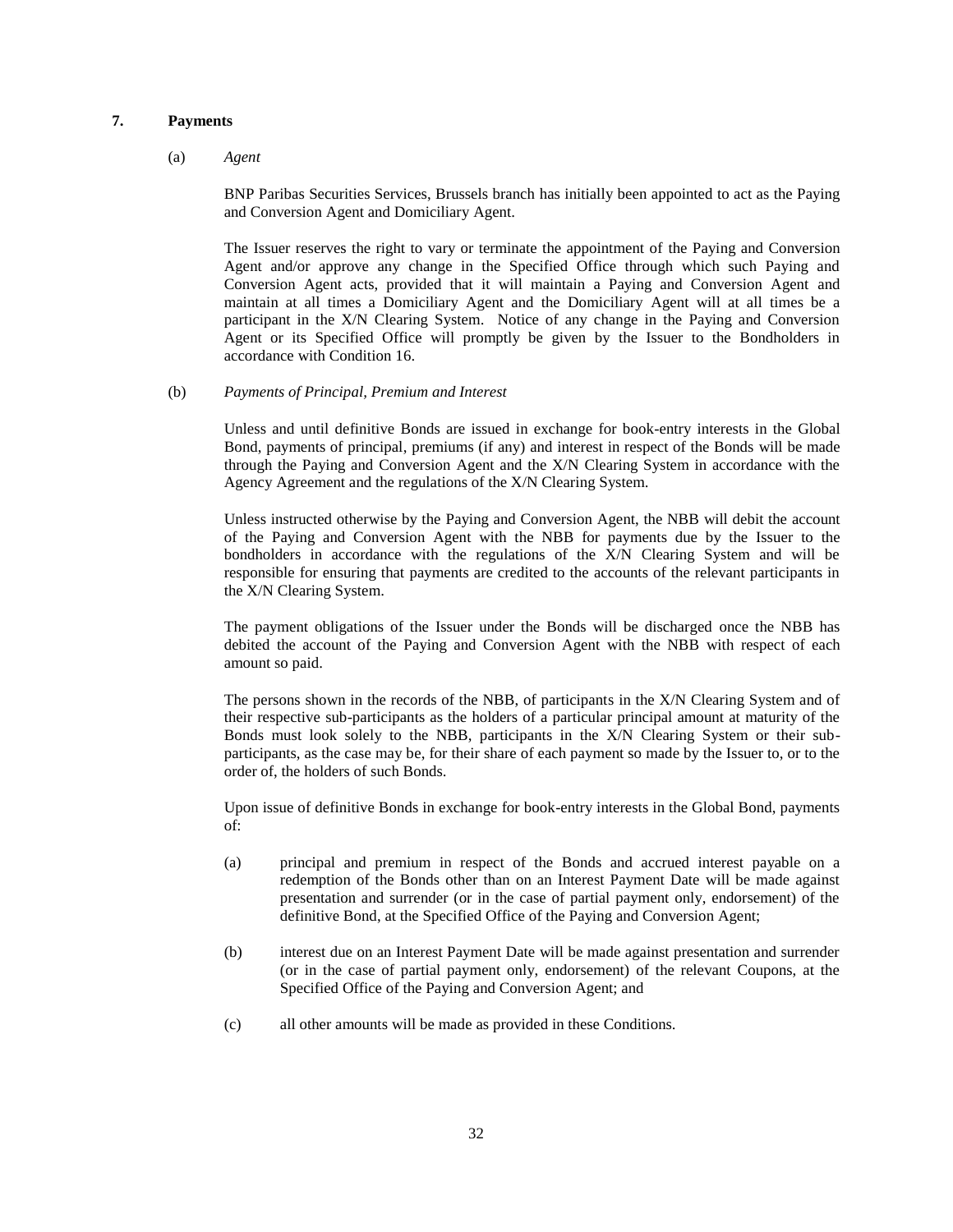## 7. Payments

(a) *Agent*

BNP Paribas Securities Services, Brussels branch has initially been appointed to act as the Paying and Conversion Agent and Domiciliary Agent.

The Issuer reserves the right to vary or terminate the appointment of the Paying and Conversion Agent and/or approve any change in the Specified Office through which such Paying and Conversion Agent acts, provided that it will maintain a Paying and Conversion Agent and maintain at all times a Domiciliary Agent and the Domiciliary Agent will at all times be a participant in the X/N Clearing System. Notice of any change in the Paying and Conversion Agent or its Specified Office will promptly be given by the Issuer to the Bondholders in accordance with Condition 16.

(b) *Payments of Principal, Premium and Interest*

Unless and until definitive Bonds are issued in exchange for book-entry interests in the Global Bond, payments of principal, premiums (if any) and interest in respect of the Bonds will be made through the Paying and Conversion Agent and the X/N Clearing System in accordance with the Agency Agreement and the regulations of the X/N Clearing System.

Unless instructed otherwise by the Paying and Conversion Agent, the NBB will debit the account of the Paying and Conversion Agent with the NBB for payments due by the Issuer to the bondholders in accordance with the regulations of the X/N Clearing System and will be responsible for ensuring that payments are credited to the accounts of the relevant participants in the X/N Clearing System.

The payment obligations of the Issuer under the Bonds will be discharged once the NBB has debited the account of the Paying and Conversion Agent with the NBB with respect of each amount so paid.

The persons shown in the records of the NBB, of participants in the X/N Clearing System and of their respective sub-participants as the holders of a particular principal amount at maturity of the Bonds must look solely to the NBB, participants in the X/N Clearing System or their sub-participants, as the case may be, for their share of each payment so made by the Issuer to, or to the order of, the holders of such Bonds.

Upon issue of definitive Bonds in exchange for book-entry interests in the Global Bond, payments of:

(a) principal and premium in respect of the Bonds and accrued interest payable on a redemption of the Bonds other than on an Interest Payment Date will be made against presentation and surrender (or in the case of partial payment only, endorsement) of the definitive Bond, at the Specified Office of the Paying and Conversion Agent;

(b) interest due on an Interest Payment Date will be made against presentation and surrender (or in the case of partial payment only, endorsement) of the relevant Coupons, at the Specified Office of the Paying and Conversion Agent; and

(c) all other amounts will be made as provided in these Conditions.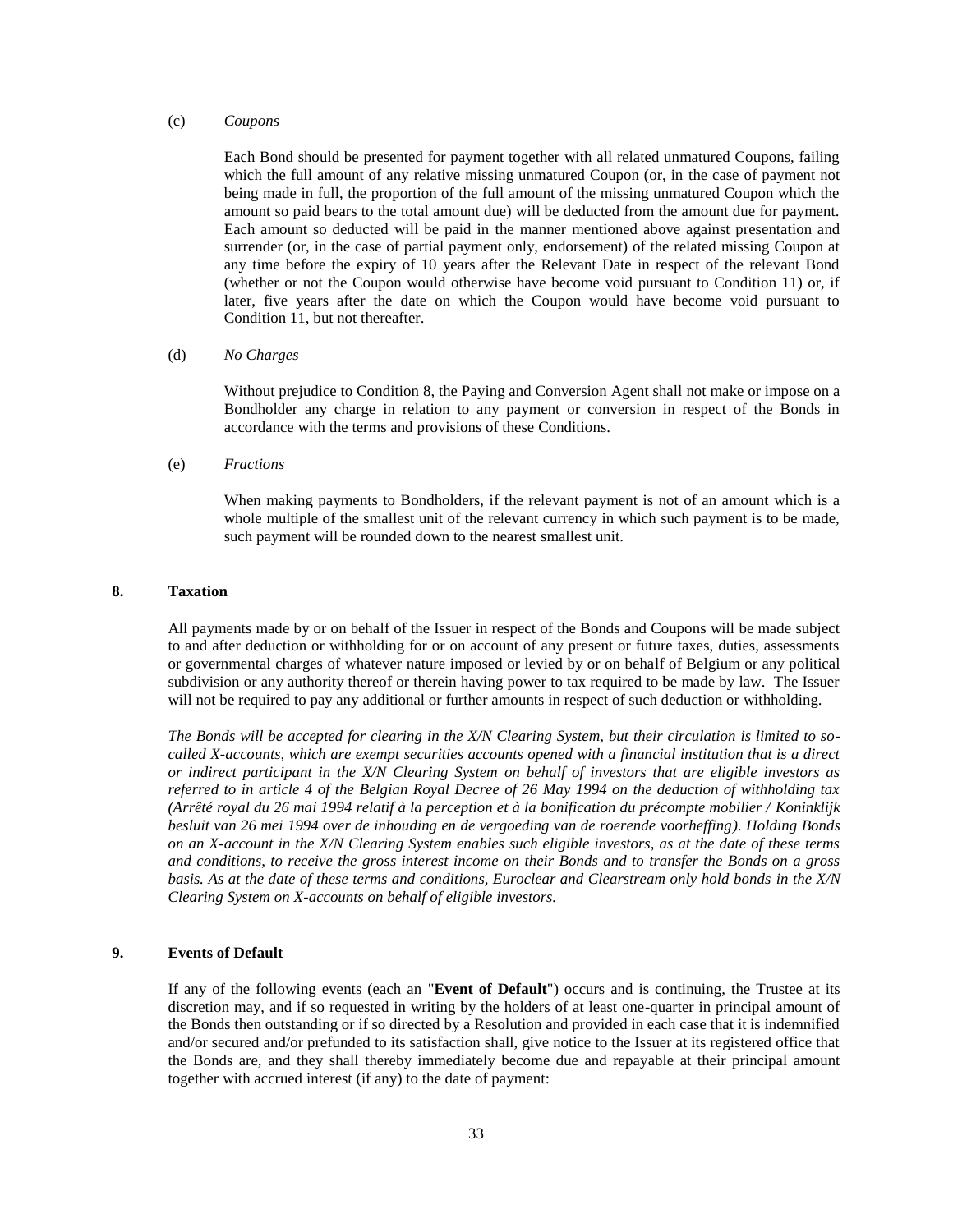(c) *Coupons*

Each Bond should be presented for payment together with all related unmatured Coupons, failing which the full amount of any relative missing unmatured Coupon (or, in the case of payment not being made in full, the proportion of the full amount of the missing unmatured Coupon which the amount so paid bears to the total amount due) will be deducted from the amount due for payment. Each amount so deducted will be paid in the manner mentioned above against presentation and surrender (or, in the case of partial payment only, endorsement) of the related missing Coupon at any time before the expiry of 10 years after the Relevant Date in respect of the relevant Bond (whether or not the Coupon would otherwise have become void pursuant to Condition 11) or, if later, five years after the date on which the Coupon would have become void pursuant to Condition 11, but not thereafter.

(d) *No Charges*

Without prejudice to Condition 8, the Paying and Conversion Agent shall not make or impose on a Bondholder any charge in relation to any payment or conversion in respect of the Bonds in accordance with the terms and provisions of these Conditions.

(e) *Fractions*

When making payments to Bondholders, if the relevant payment is not of an amount which is a whole multiple of the smallest unit of the relevant currency in which such payment is to be made, such payment will be rounded down to the nearest smallest unit.

## 8. Taxation

All payments made by or on behalf of the Issuer in respect of the Bonds and Coupons will be made subject to and after deduction or withholding for or on account of any present or future taxes, duties, assessments or governmental charges of whatever nature imposed or levied by or on behalf of Belgium or any political subdivision or any authority thereof or therein having power to tax required to be made by law. The Issuer will not be required to pay any additional or further amounts in respect of such deduction or withholding.

*The Bonds will be accepted for clearing in the X/N Clearing System, but their circulation is limited to so-called X-accounts, which are exempt securities accounts opened with a financial institution that is a direct or indirect participant in the X/N Clearing System on behalf of investors that are eligible investors as referred to in article 4 of the Belgian Royal Decree of 26 May 1994 on the deduction of withholding tax (Arrêté royal du 26 mai 1994 relatif à la perception et à la bonification du précompte mobilier / Koninklijk besluit van 26 mei 1994 over de inhouding en de vergoeding van de roerende voorheffing). Holding Bonds on an X-account in the X/N Clearing System enables such eligible investors, as at the date of these terms and conditions, to receive the gross interest income on their Bonds and to transfer the Bonds on a gross basis. As at the date of these terms and conditions, Euroclear and Clearstream only hold bonds in the X/N Clearing System on X-accounts on behalf of eligible investors.*

## 9. Events of Default

If any of the following events (each an "**Event of Default**") occurs and is continuing, the Trustee at its discretion may, and if so requested in writing by the holders of at least one-quarter in principal amount of the Bonds then outstanding or if so directed by a Resolution and provided in each case that it is indemnified and/or secured and/or prefunded to its satisfaction shall, give notice to the Issuer at its registered office that the Bonds are, and they shall thereby immediately become due and repayable at their principal amount together with accrued interest (if any) to the date of payment: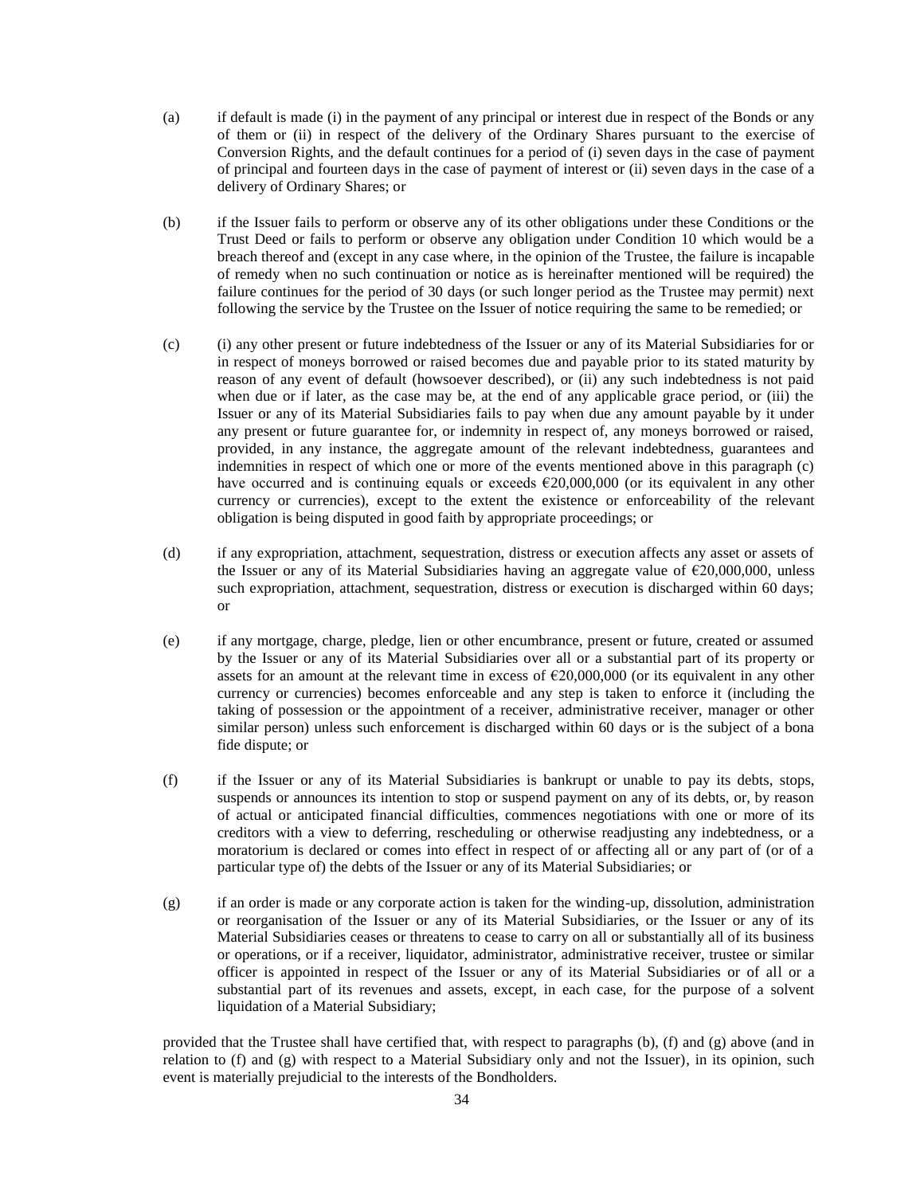(a) if default is made (i) in the payment of any principal or interest due in respect of the Bonds or any of them or (ii) in respect of the delivery of the Ordinary Shares pursuant to the exercise of Conversion Rights, and the default continues for a period of (i) seven days in the case of payment of principal and fourteen days in the case of payment of interest or (ii) seven days in the case of a delivery of Ordinary Shares; or

(b) if the Issuer fails to perform or observe any of its other obligations under these Conditions or the Trust Deed or fails to perform or observe any obligation under Condition 10 which would be a breach thereof and (except in any case where, in the opinion of the Trustee, the failure is incapable of remedy when no such continuation or notice as is hereinafter mentioned will be required) the failure continues for the period of 30 days (or such longer period as the Trustee may permit) next following the service by the Trustee on the Issuer of notice requiring the same to be remedied; or

(c) (i) any other present or future indebtedness of the Issuer or any of its Material Subsidiaries for or in respect of moneys borrowed or raised becomes due and payable prior to its stated maturity by reason of any event of default (howsoever described), or (ii) any such indebtedness is not paid when due or if later, as the case may be, at the end of any applicable grace period, or (iii) the Issuer or any of its Material Subsidiaries fails to pay when due any amount payable by it under any present or future guarantee for, or indemnity in respect of, any moneys borrowed or raised, provided, in any instance, the aggregate amount of the relevant indebtedness, guarantees and indemnities in respect of which one or more of the events mentioned above in this paragraph (c) have occurred and is continuing equals or exceeds €20,000,000 (or its equivalent in any other currency or currencies), except to the extent the existence or enforceability of the relevant obligation is being disputed in good faith by appropriate proceedings; or

(d) if any expropriation, attachment, sequestration, distress or execution affects any asset or assets of the Issuer or any of its Material Subsidiaries having an aggregate value of €20,000,000, unless such expropriation, attachment, sequestration, distress or execution is discharged within 60 days; or

(e) if any mortgage, charge, pledge, lien or other encumbrance, present or future, created or assumed by the Issuer or any of its Material Subsidiaries over all or a substantial part of its property or assets for an amount at the relevant time in excess of €20,000,000 (or its equivalent in any other currency or currencies) becomes enforceable and any step is taken to enforce it (including the taking of possession or the appointment of a receiver, administrative receiver, manager or other similar person) unless such enforcement is discharged within 60 days or is the subject of a bona fide dispute; or

(f) if the Issuer or any of its Material Subsidiaries is bankrupt or unable to pay its debts, stops, suspends or announces its intention to stop or suspend payment on any of its debts, or, by reason of actual or anticipated financial difficulties, commences negotiations with one or more of its creditors with a view to deferring, rescheduling or otherwise readjusting any indebtedness, or a moratorium is declared or comes into effect in respect of or affecting all or any part of (or of a particular type of) the debts of the Issuer or any of its Material Subsidiaries; or

(g) if an order is made or any corporate action is taken for the winding-up, dissolution, administration or reorganisation of the Issuer or any of its Material Subsidiaries, or the Issuer or any of its Material Subsidiaries ceases or threatens to cease to carry on all or substantially all of its business or operations, or if a receiver, liquidator, administrator, administrative receiver, trustee or similar officer is appointed in respect of the Issuer or any of its Material Subsidiaries or of all or a substantial part of its revenues and assets, except, in each case, for the purpose of a solvent liquidation of a Material Subsidiary;

provided that the Trustee shall have certified that, with respect to paragraphs (b), (f) and (g) above (and in relation to (f) and (g) with respect to a Material Subsidiary only and not the Issuer), in its opinion, such event is materially prejudicial to the interests of the Bondholders.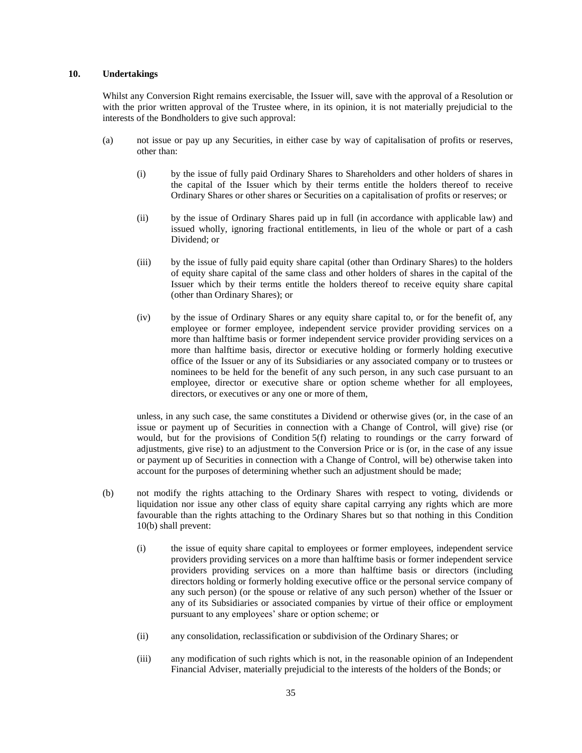## 10. Undertakings

Whilst any Conversion Right remains exercisable, the Issuer will, save with the approval of a Resolution or with the prior written approval of the Trustee where, in its opinion, it is not materially prejudicial to the interests of the Bondholders to give such approval:

(a) not issue or pay up any Securities, in either case by way of capitalisation of profits or reserves, other than:

  (i) by the issue of fully paid Ordinary Shares to Shareholders and other holders of shares in the capital of the Issuer which by their terms entitle the holders thereof to receive Ordinary Shares or other shares or Securities on a capitalisation of profits or reserves; or

  (ii) by the issue of Ordinary Shares paid up in full (in accordance with applicable law) and issued wholly, ignoring fractional entitlements, in lieu of the whole or part of a cash Dividend; or

  (iii) by the issue of fully paid equity share capital (other than Ordinary Shares) to the holders of equity share capital of the same class and other holders of shares in the capital of the Issuer which by their terms entitle the holders thereof to receive equity share capital (other than Ordinary Shares); or

  (iv) by the issue of Ordinary Shares or any equity share capital to, or for the benefit of, any employee or former employee, independent service provider providing services on a more than halftime basis or former independent service provider providing services on a more than halftime basis, director or executive holding or formerly holding executive office of the Issuer or any of its Subsidiaries or any associated company or to trustees or nominees to be held for the benefit of any such person, in any such case pursuant to an employee, director or executive share or option scheme whether for all employees, directors, or executives or any one or more of them,

unless, in any such case, the same constitutes a Dividend or otherwise gives (or, in the case of an issue or payment up of Securities in connection with a Change of Control, will give) rise (or would, but for the provisions of Condition 5(f) relating to roundings or the carry forward of adjustments, give rise) to an adjustment to the Conversion Price or is (or, in the case of any issue or payment up of Securities in connection with a Change of Control, will be) otherwise taken into account for the purposes of determining whether such an adjustment should be made;

(b) not modify the rights attaching to the Ordinary Shares with respect to voting, dividends or liquidation nor issue any other class of equity share capital carrying any rights which are more favourable than the rights attaching to the Ordinary Shares but so that nothing in this Condition 10(b) shall prevent:

  (i) the issue of equity share capital to employees or former employees, independent service providers providing services on a more than halftime basis or former independent service providers providing services on a more than halftime basis or directors (including directors holding or formerly holding executive office or the personal service company of any such person) (or the spouse or relative of any such person) whether of the Issuer or any of its Subsidiaries or associated companies by virtue of their office or employment pursuant to any employees' share or option scheme; or

  (ii) any consolidation, reclassification or subdivision of the Ordinary Shares; or

  (iii) any modification of such rights which is not, in the reasonable opinion of an Independent Financial Adviser, materially prejudicial to the interests of the holders of the Bonds; or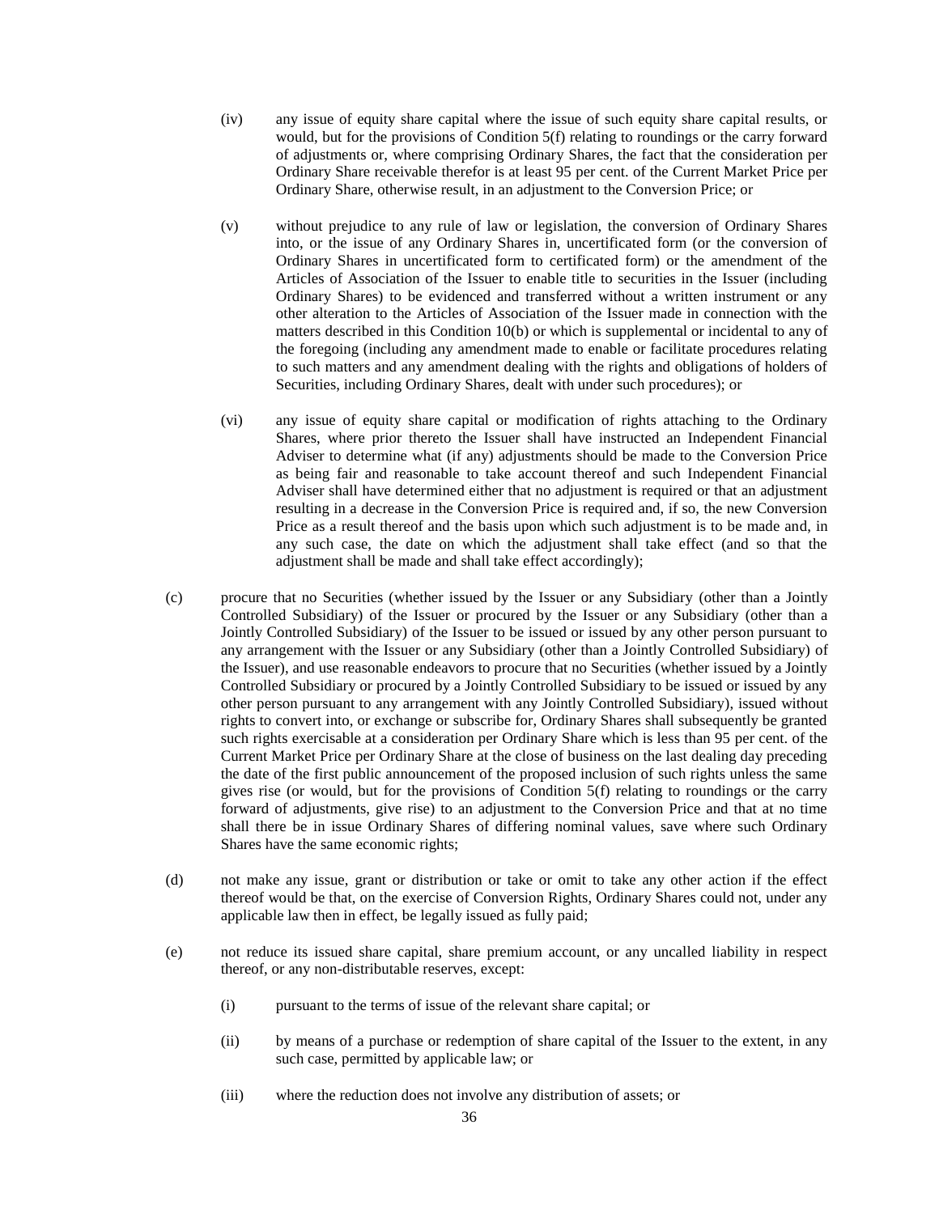(iv) any issue of equity share capital where the issue of such equity share capital results, or would, but for the provisions of Condition 5(f) relating to roundings or the carry forward of adjustments or, where comprising Ordinary Shares, the fact that the consideration per Ordinary Share receivable therefor is at least 95 per cent. of the Current Market Price per Ordinary Share, otherwise result, in an adjustment to the Conversion Price; or

(v) without prejudice to any rule of law or legislation, the conversion of Ordinary Shares into, or the issue of any Ordinary Shares in, uncertificated form (or the conversion of Ordinary Shares in uncertificated form to certificated form) or the amendment of the Articles of Association of the Issuer to enable title to securities in the Issuer (including Ordinary Shares) to be evidenced and transferred without a written instrument or any other alteration to the Articles of Association of the Issuer made in connection with the matters described in this Condition 10(b) or which is supplemental or incidental to any of the foregoing (including any amendment made to enable or facilitate procedures relating to such matters and any amendment dealing with the rights and obligations of holders of Securities, including Ordinary Shares, dealt with under such procedures); or

(vi) any issue of equity share capital or modification of rights attaching to the Ordinary Shares, where prior thereto the Issuer shall have instructed an Independent Financial Adviser to determine what (if any) adjustments should be made to the Conversion Price as being fair and reasonable to take account thereof and such Independent Financial Adviser shall have determined either that no adjustment is required or that an adjustment resulting in a decrease in the Conversion Price is required and, if so, the new Conversion Price as a result thereof and the basis upon which such adjustment is to be made and, in any such case, the date on which the adjustment shall take effect (and so that the adjustment shall be made and shall take effect accordingly);

(c) procure that no Securities (whether issued by the Issuer or any Subsidiary (other than a Jointly Controlled Subsidiary) of the Issuer or procured by the Issuer or any Subsidiary (other than a Jointly Controlled Subsidiary) of the Issuer to be issued or issued by any other person pursuant to any arrangement with the Issuer or any Subsidiary (other than a Jointly Controlled Subsidiary) of the Issuer), and use reasonable endeavors to procure that no Securities (whether issued by a Jointly Controlled Subsidiary or procured by a Jointly Controlled Subsidiary to be issued or issued by any other person pursuant to any arrangement with any Jointly Controlled Subsidiary), issued without rights to convert into, or exchange or subscribe for, Ordinary Shares shall subsequently be granted such rights exercisable at a consideration per Ordinary Share which is less than 95 per cent. of the Current Market Price per Ordinary Share at the close of business on the last dealing day preceding the date of the first public announcement of the proposed inclusion of such rights unless the same gives rise (or would, but for the provisions of Condition 5(f) relating to roundings or the carry forward of adjustments, give rise) to an adjustment to the Conversion Price and that at no time shall there be in issue Ordinary Shares of differing nominal values, save where such Ordinary Shares have the same economic rights;

(d) not make any issue, grant or distribution or take or omit to take any other action if the effect thereof would be that, on the exercise of Conversion Rights, Ordinary Shares could not, under any applicable law then in effect, be legally issued as fully paid;

(e) not reduce its issued share capital, share premium account, or any uncalled liability in respect thereof, or any non-distributable reserves, except:

(i) pursuant to the terms of issue of the relevant share capital; or

(ii) by means of a purchase or redemption of share capital of the Issuer to the extent, in any such case, permitted by applicable law; or

(iii) where the reduction does not involve any distribution of assets; or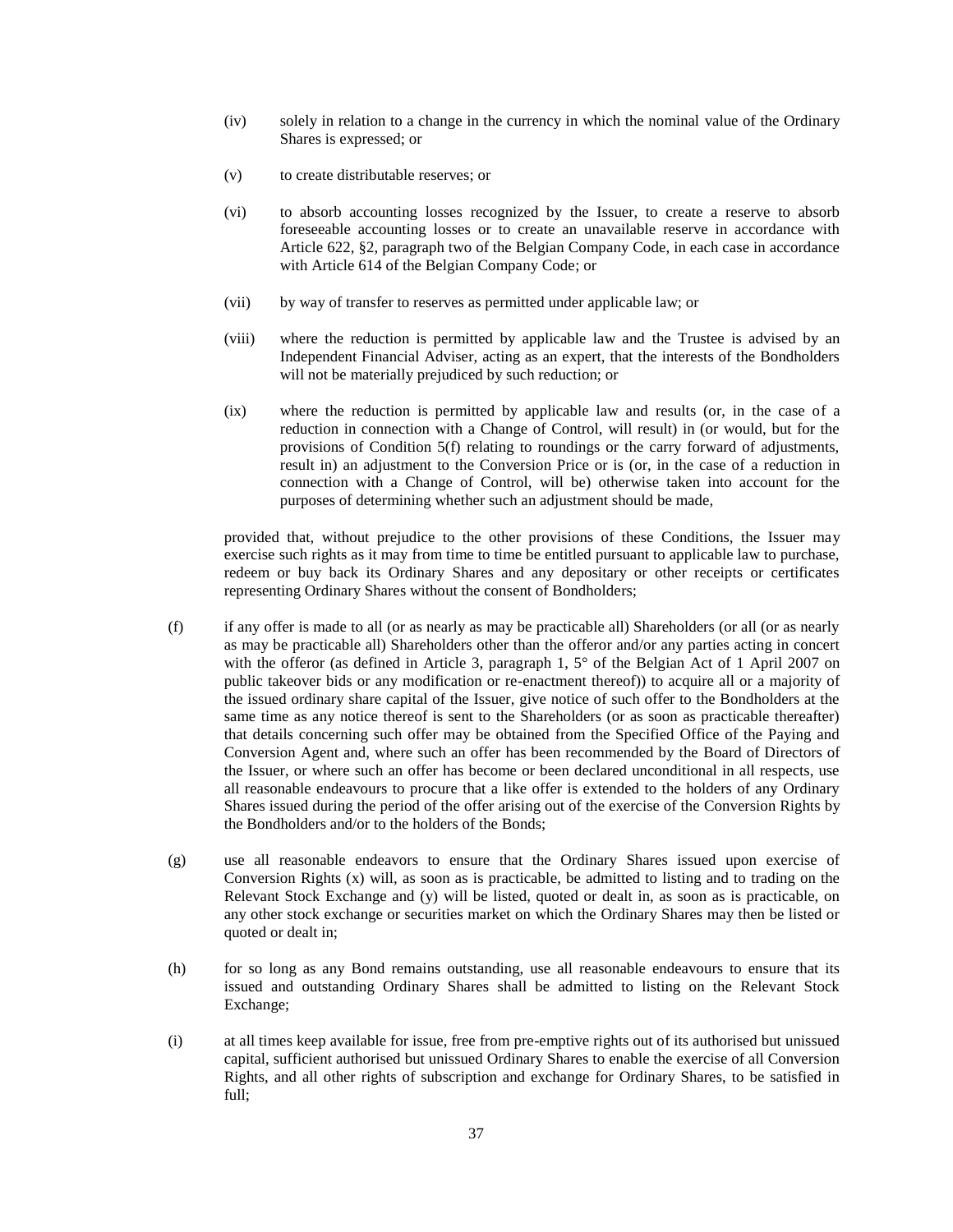(iv) solely in relation to a change in the currency in which the nominal value of the Ordinary Shares is expressed; or

(v) to create distributable reserves; or

(vi) to absorb accounting losses recognized by the Issuer, to create a reserve to absorb foreseeable accounting losses or to create an unavailable reserve in accordance with Article 622, §2, paragraph two of the Belgian Company Code, in each case in accordance with Article 614 of the Belgian Company Code; or

(vii) by way of transfer to reserves as permitted under applicable law; or

(viii) where the reduction is permitted by applicable law and the Trustee is advised by an Independent Financial Adviser, acting as an expert, that the interests of the Bondholders will not be materially prejudiced by such reduction; or

(ix) where the reduction is permitted by applicable law and results (or, in the case of a reduction in connection with a Change of Control, will result) in (or would, but for the provisions of Condition 5(f) relating to roundings or the carry forward of adjustments, result in) an adjustment to the Conversion Price or is (or, in the case of a reduction in connection with a Change of Control, will be) otherwise taken into account for the purposes of determining whether such an adjustment should be made,

provided that, without prejudice to the other provisions of these Conditions, the Issuer may exercise such rights as it may from time to time be entitled pursuant to applicable law to purchase, redeem or buy back its Ordinary Shares and any depositary or other receipts or certificates representing Ordinary Shares without the consent of Bondholders;

(f) if any offer is made to all (or as nearly as may be practicable all) Shareholders (or all (or as nearly as may be practicable all) Shareholders other than the offeror and/or any parties acting in concert with the offeror (as defined in Article 3, paragraph 1, 5° of the Belgian Act of 1 April 2007 on public takeover bids or any modification or re-enactment thereof)) to acquire all or a majority of the issued ordinary share capital of the Issuer, give notice of such offer to the Bondholders at the same time as any notice thereof is sent to the Shareholders (or as soon as practicable thereafter) that details concerning such offer may be obtained from the Specified Office of the Paying and Conversion Agent and, where such an offer has been recommended by the Board of Directors of the Issuer, or where such an offer has become or been declared unconditional in all respects, use all reasonable endeavours to procure that a like offer is extended to the holders of any Ordinary Shares issued during the period of the offer arising out of the exercise of the Conversion Rights by the Bondholders and/or to the holders of the Bonds;

(g) use all reasonable endeavors to ensure that the Ordinary Shares issued upon exercise of Conversion Rights (x) will, as soon as is practicable, be admitted to listing and to trading on the Relevant Stock Exchange and (y) will be listed, quoted or dealt in, as soon as is practicable, on any other stock exchange or securities market on which the Ordinary Shares may then be listed or quoted or dealt in;

(h) for so long as any Bond remains outstanding, use all reasonable endeavours to ensure that its issued and outstanding Ordinary Shares shall be admitted to listing on the Relevant Stock Exchange;

(i) at all times keep available for issue, free from pre-emptive rights out of its authorised but unissued capital, sufficient authorised but unissued Ordinary Shares to enable the exercise of all Conversion Rights, and all other rights of subscription and exchange for Ordinary Shares, to be satisfied in full;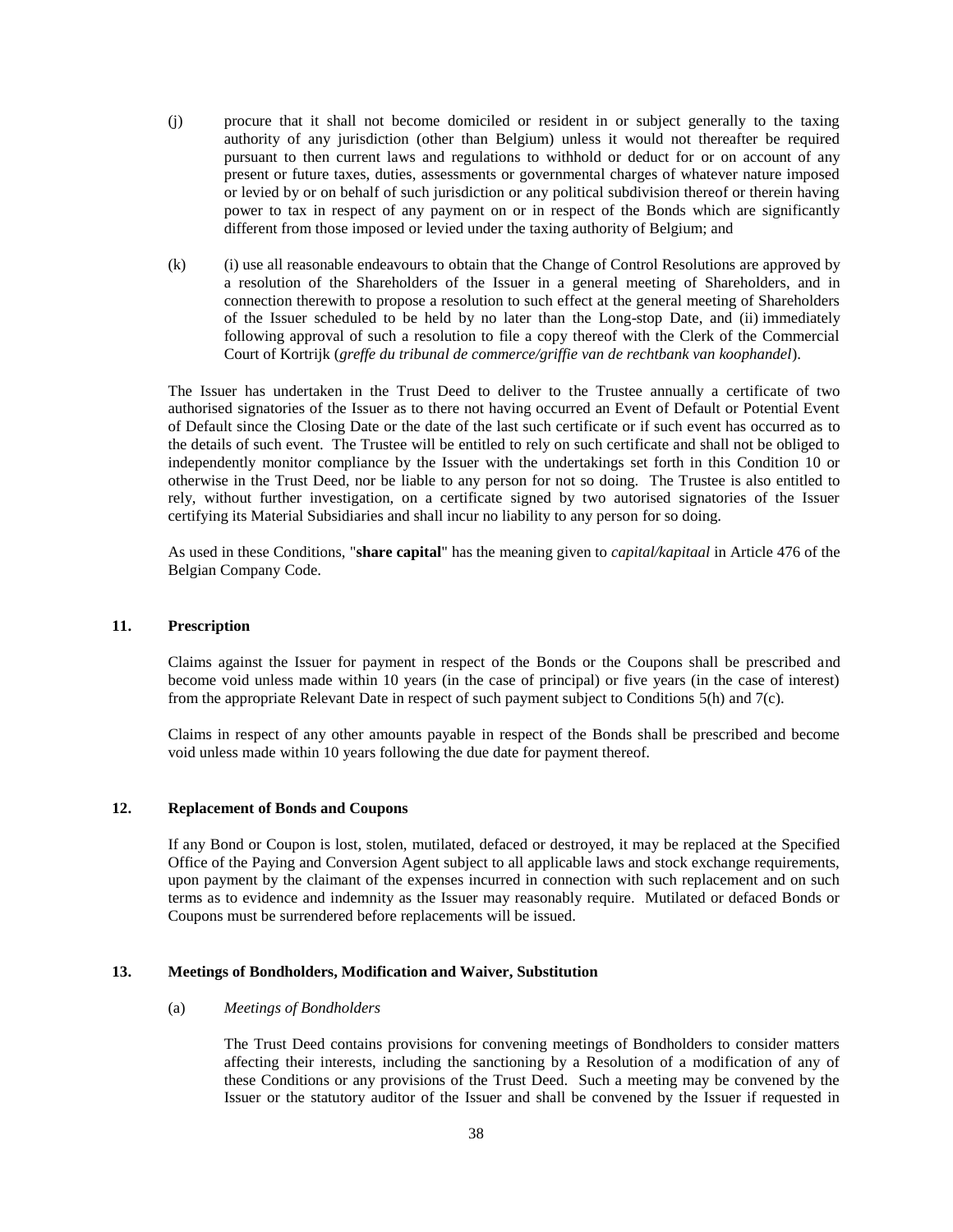(j) procure that it shall not become domiciled or resident in or subject generally to the taxing authority of any jurisdiction (other than Belgium) unless it would not thereafter be required pursuant to then current laws and regulations to withhold or deduct for or on account of any present or future taxes, duties, assessments or governmental charges of whatever nature imposed or levied by or on behalf of such jurisdiction or any political subdivision thereof or therein having power to tax in respect of any payment on or in respect of the Bonds which are significantly different from those imposed or levied under the taxing authority of Belgium; and

(k) (i) use all reasonable endeavours to obtain that the Change of Control Resolutions are approved by a resolution of the Shareholders of the Issuer in a general meeting of Shareholders, and in connection therewith to propose a resolution to such effect at the general meeting of Shareholders of the Issuer scheduled to be held by no later than the Long-stop Date, and (ii) immediately following approval of such a resolution to file a copy thereof with the Clerk of the Commercial Court of Kortrijk (*greffe du tribunal de commerce/griffie van de rechtbank van koophandel*).

The Issuer has undertaken in the Trust Deed to deliver to the Trustee annually a certificate of two authorised signatories of the Issuer as to there not having occurred an Event of Default or Potential Event of Default since the Closing Date or the date of the last such certificate or if such event has occurred as to the details of such event. The Trustee will be entitled to rely on such certificate and shall not be obliged to independently monitor compliance by the Issuer with the undertakings set forth in this Condition 10 or otherwise in the Trust Deed, nor be liable to any person for not so doing. The Trustee is also entitled to rely, without further investigation, on a certificate signed by two autorised signatories of the Issuer certifying its Material Subsidiaries and shall incur no liability to any person for so doing.

As used in these Conditions, "**share capital**" has the meaning given to *capital/kapitaal* in Article 476 of the Belgian Company Code.

## 11. Prescription

Claims against the Issuer for payment in respect of the Bonds or the Coupons shall be prescribed and become void unless made within 10 years (in the case of principal) or five years (in the case of interest) from the appropriate Relevant Date in respect of such payment subject to Conditions 5(h) and 7(c).

Claims in respect of any other amounts payable in respect of the Bonds shall be prescribed and become void unless made within 10 years following the due date for payment thereof.

## 12. Replacement of Bonds and Coupons

If any Bond or Coupon is lost, stolen, mutilated, defaced or destroyed, it may be replaced at the Specified Office of the Paying and Conversion Agent subject to all applicable laws and stock exchange requirements, upon payment by the claimant of the expenses incurred in connection with such replacement and on such terms as to evidence and indemnity as the Issuer may reasonably require. Mutilated or defaced Bonds or Coupons must be surrendered before replacements will be issued.

## 13. Meetings of Bondholders, Modification and Waiver, Substitution

(a) *Meetings of Bondholders*

The Trust Deed contains provisions for convening meetings of Bondholders to consider matters affecting their interests, including the sanctioning by a Resolution of a modification of any of these Conditions or any provisions of the Trust Deed. Such a meeting may be convened by the Issuer or the statutory auditor of the Issuer and shall be convened by the Issuer if requested in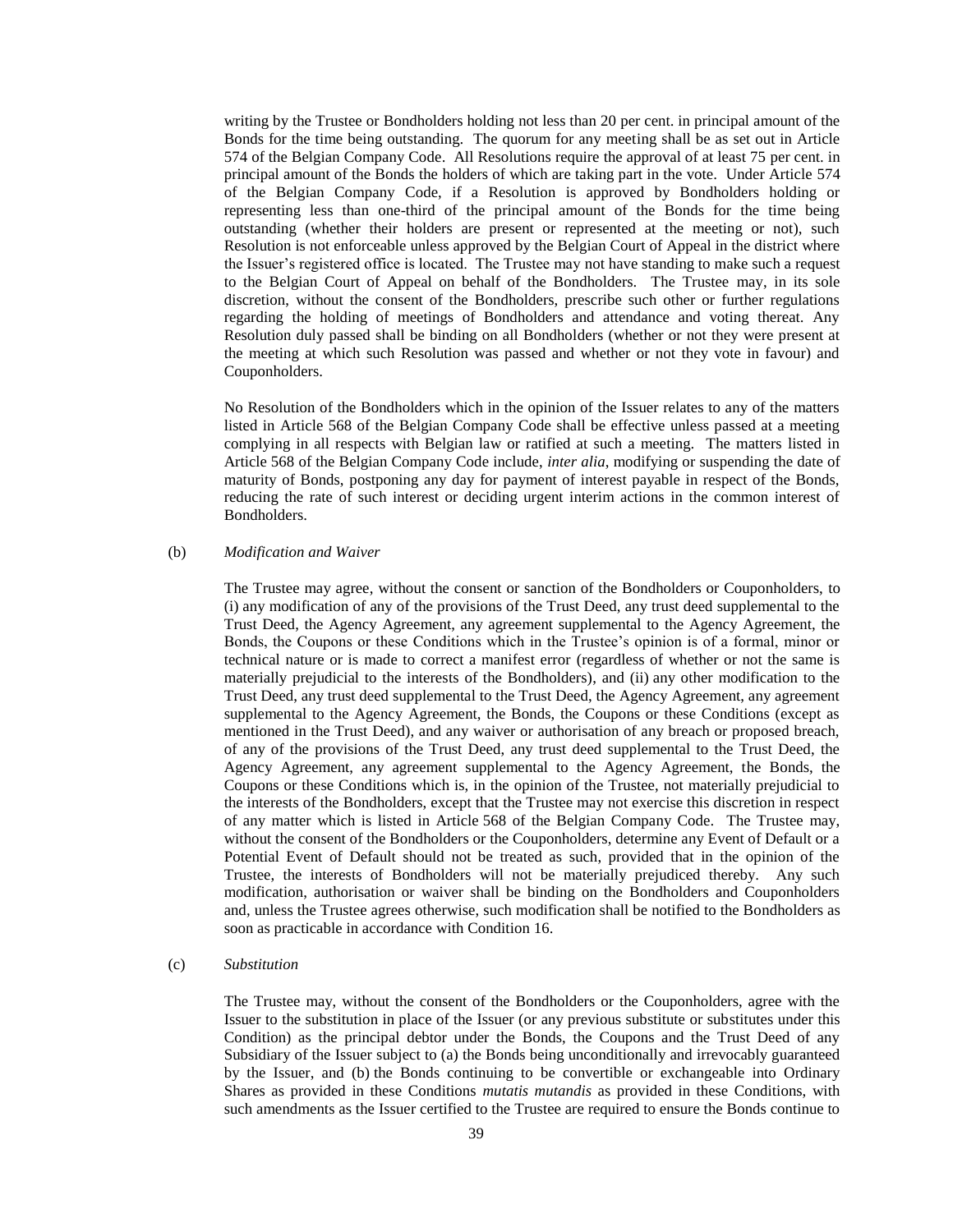writing by the Trustee or Bondholders holding not less than 20 per cent. in principal amount of the Bonds for the time being outstanding. The quorum for any meeting shall be as set out in Article 574 of the Belgian Company Code. All Resolutions require the approval of at least 75 per cent. in principal amount of the Bonds the holders of which are taking part in the vote. Under Article 574 of the Belgian Company Code, if a Resolution is approved by Bondholders holding or representing less than one-third of the principal amount of the Bonds for the time being outstanding (whether their holders are present or represented at the meeting or not), such Resolution is not enforceable unless approved by the Belgian Court of Appeal in the district where the Issuer's registered office is located. The Trustee may not have standing to make such a request to the Belgian Court of Appeal on behalf of the Bondholders. The Trustee may, in its sole discretion, without the consent of the Bondholders, prescribe such other or further regulations regarding the holding of meetings of Bondholders and attendance and voting thereat. Any Resolution duly passed shall be binding on all Bondholders (whether or not they were present at the meeting at which such Resolution was passed and whether or not they vote in favour) and Couponholders.

No Resolution of the Bondholders which in the opinion of the Issuer relates to any of the matters listed in Article 568 of the Belgian Company Code shall be effective unless passed at a meeting complying in all respects with Belgian law or ratified at such a meeting. The matters listed in Article 568 of the Belgian Company Code include, *inter alia*, modifying or suspending the date of maturity of Bonds, postponing any day for payment of interest payable in respect of the Bonds, reducing the rate of such interest or deciding urgent interim actions in the common interest of Bondholders.

(b) *Modification and Waiver*

The Trustee may agree, without the consent or sanction of the Bondholders or Couponholders, to (i) any modification of any of the provisions of the Trust Deed, any trust deed supplemental to the Trust Deed, the Agency Agreement, any agreement supplemental to the Agency Agreement, the Bonds, the Coupons or these Conditions which in the Trustee's opinion is of a formal, minor or technical nature or is made to correct a manifest error (regardless of whether or not the same is materially prejudicial to the interests of the Bondholders), and (ii) any other modification to the Trust Deed, any trust deed supplemental to the Trust Deed, the Agency Agreement, any agreement supplemental to the Agency Agreement, the Bonds, the Coupons or these Conditions (except as mentioned in the Trust Deed), and any waiver or authorisation of any breach or proposed breach, of any of the provisions of the Trust Deed, any trust deed supplemental to the Trust Deed, the Agency Agreement, any agreement supplemental to the Agency Agreement, the Bonds, the Coupons or these Conditions which is, in the opinion of the Trustee, not materially prejudicial to the interests of the Bondholders, except that the Trustee may not exercise this discretion in respect of any matter which is listed in Article 568 of the Belgian Company Code. The Trustee may, without the consent of the Bondholders or the Couponholders, determine any Event of Default or a Potential Event of Default should not be treated as such, provided that in the opinion of the Trustee, the interests of Bondholders will not be materially prejudiced thereby. Any such modification, authorisation or waiver shall be binding on the Bondholders and Couponholders and, unless the Trustee agrees otherwise, such modification shall be notified to the Bondholders as soon as practicable in accordance with Condition 16.

(c) *Substitution*

The Trustee may, without the consent of the Bondholders or the Couponholders, agree with the Issuer to the substitution in place of the Issuer (or any previous substitute or substitutes under this Condition) as the principal debtor under the Bonds, the Coupons and the Trust Deed of any Subsidiary of the Issuer subject to (a) the Bonds being unconditionally and irrevocably guaranteed by the Issuer, and (b) the Bonds continuing to be convertible or exchangeable into Ordinary Shares as provided in these Conditions *mutatis mutandis* as provided in these Conditions, with such amendments as the Issuer certified to the Trustee are required to ensure the Bonds continue to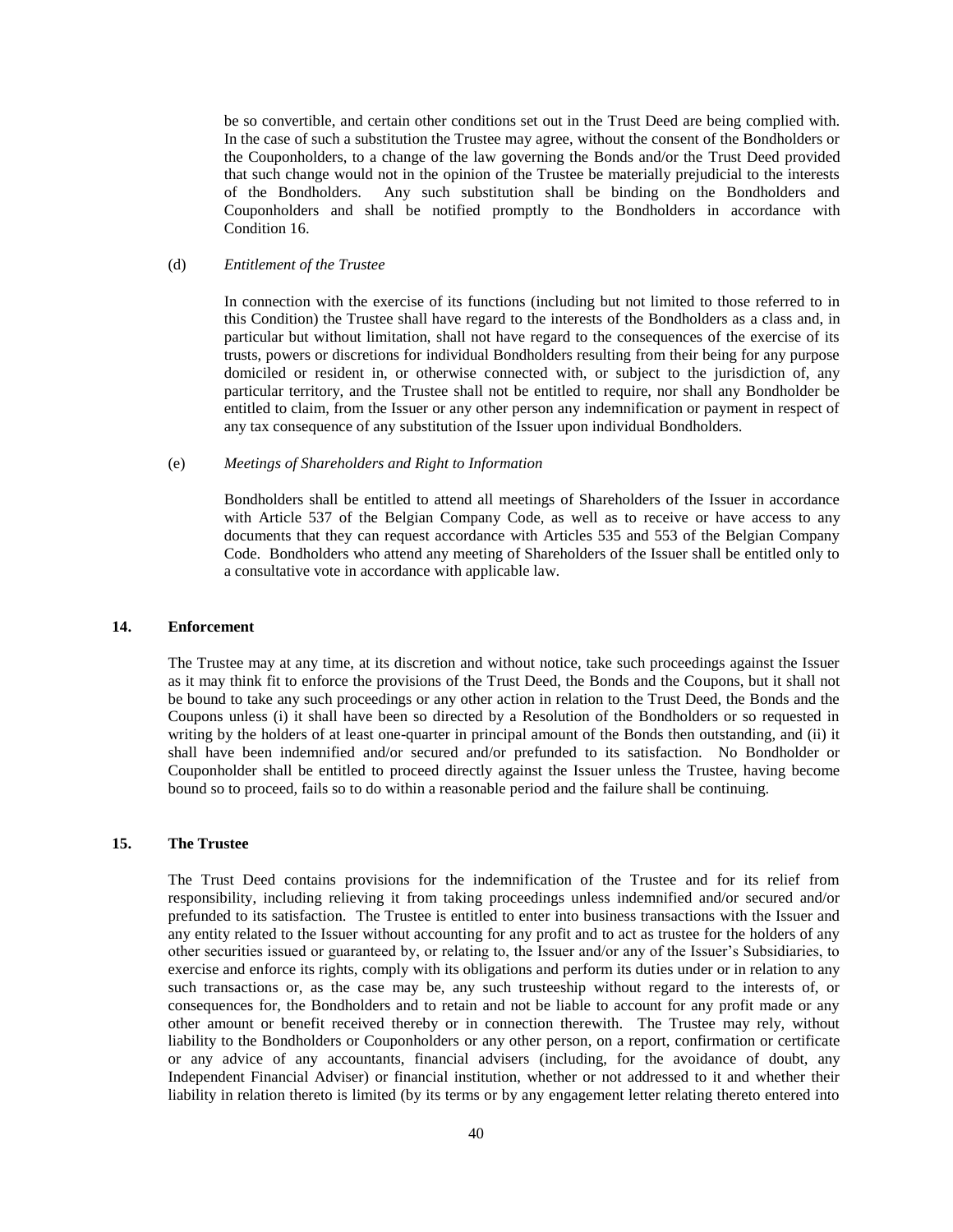be so convertible, and certain other conditions set out in the Trust Deed are being complied with. In the case of such a substitution the Trustee may agree, without the consent of the Bondholders or the Couponholders, to a change of the law governing the Bonds and/or the Trust Deed provided that such change would not in the opinion of the Trustee be materially prejudicial to the interests of the Bondholders. Any such substitution shall be binding on the Bondholders and Couponholders and shall be notified promptly to the Bondholders in accordance with Condition 16.

(d) *Entitlement of the Trustee*

In connection with the exercise of its functions (including but not limited to those referred to in this Condition) the Trustee shall have regard to the interests of the Bondholders as a class and, in particular but without limitation, shall not have regard to the consequences of the exercise of its trusts, powers or discretions for individual Bondholders resulting from their being for any purpose domiciled or resident in, or otherwise connected with, or subject to the jurisdiction of, any particular territory, and the Trustee shall not be entitled to require, nor shall any Bondholder be entitled to claim, from the Issuer or any other person any indemnification or payment in respect of any tax consequence of any substitution of the Issuer upon individual Bondholders.

(e) *Meetings of Shareholders and Right to Information*

Bondholders shall be entitled to attend all meetings of Shareholders of the Issuer in accordance with Article 537 of the Belgian Company Code, as well as to receive or have access to any documents that they can request accordance with Articles 535 and 553 of the Belgian Company Code. Bondholders who attend any meeting of Shareholders of the Issuer shall be entitled only to a consultative vote in accordance with applicable law.

## 14. Enforcement

The Trustee may at any time, at its discretion and without notice, take such proceedings against the Issuer as it may think fit to enforce the provisions of the Trust Deed, the Bonds and the Coupons, but it shall not be bound to take any such proceedings or any other action in relation to the Trust Deed, the Bonds and the Coupons unless (i) it shall have been so directed by a Resolution of the Bondholders or so requested in writing by the holders of at least one-quarter in principal amount of the Bonds then outstanding, and (ii) it shall have been indemnified and/or secured and/or prefunded to its satisfaction. No Bondholder or Couponholder shall be entitled to proceed directly against the Issuer unless the Trustee, having become bound so to proceed, fails so to do within a reasonable period and the failure shall be continuing.

## 15. The Trustee

The Trust Deed contains provisions for the indemnification of the Trustee and for its relief from responsibility, including relieving it from taking proceedings unless indemnified and/or secured and/or prefunded to its satisfaction. The Trustee is entitled to enter into business transactions with the Issuer and any entity related to the Issuer without accounting for any profit and to act as trustee for the holders of any other securities issued or guaranteed by, or relating to, the Issuer and/or any of the Issuer's Subsidiaries, to exercise and enforce its rights, comply with its obligations and perform its duties under or in relation to any such transactions or, as the case may be, any such trusteeship without regard to the interests of, or consequences for, the Bondholders and to retain and not be liable to account for any profit made or any other amount or benefit received thereby or in connection therewith. The Trustee may rely, without liability to the Bondholders or Couponholders or any other person, on a report, confirmation or certificate or any advice of any accountants, financial advisers (including, for the avoidance of doubt, any Independent Financial Adviser) or financial institution, whether or not addressed to it and whether their liability in relation thereto is limited (by its terms or by any engagement letter relating thereto entered into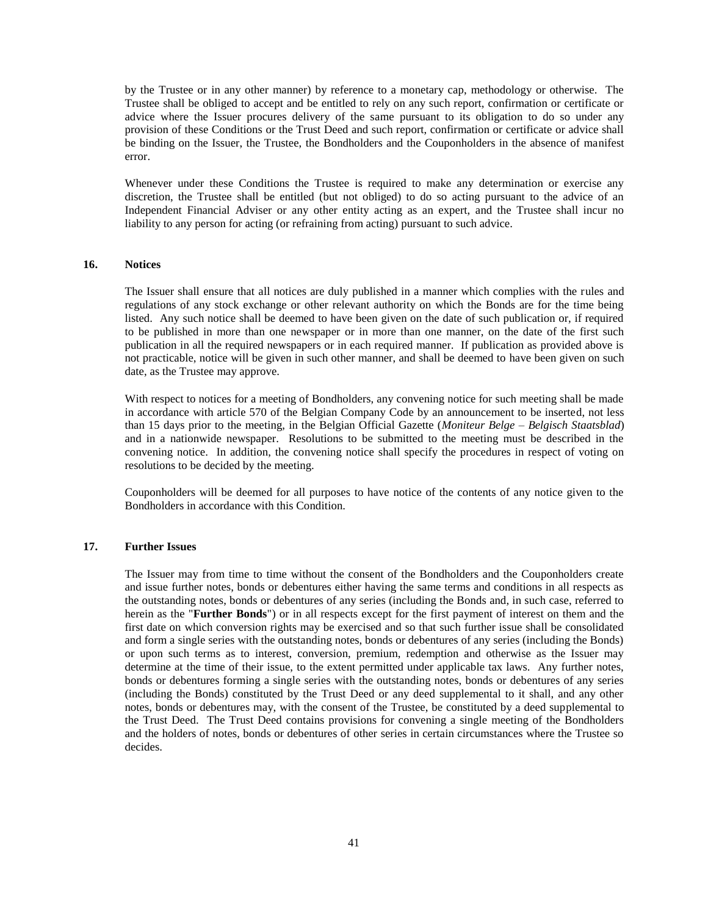by the Trustee or in any other manner) by reference to a monetary cap, methodology or otherwise. The Trustee shall be obliged to accept and be entitled to rely on any such report, confirmation or certificate or advice where the Issuer procures delivery of the same pursuant to its obligation to do so under any provision of these Conditions or the Trust Deed and such report, confirmation or certificate or advice shall be binding on the Issuer, the Trustee, the Bondholders and the Couponholders in the absence of manifest error.

Whenever under these Conditions the Trustee is required to make any determination or exercise any discretion, the Trustee shall be entitled (but not obliged) to do so acting pursuant to the advice of an Independent Financial Adviser or any other entity acting as an expert, and the Trustee shall incur no liability to any person for acting (or refraining from acting) pursuant to such advice.

## 16. Notices

The Issuer shall ensure that all notices are duly published in a manner which complies with the rules and regulations of any stock exchange or other relevant authority on which the Bonds are for the time being listed. Any such notice shall be deemed to have been given on the date of such publication or, if required to be published in more than one newspaper or in more than one manner, on the date of the first such publication in all the required newspapers or in each required manner. If publication as provided above is not practicable, notice will be given in such other manner, and shall be deemed to have been given on such date, as the Trustee may approve.

With respect to notices for a meeting of Bondholders, any convening notice for such meeting shall be made in accordance with article 570 of the Belgian Company Code by an announcement to be inserted, not less than 15 days prior to the meeting, in the Belgian Official Gazette (*Moniteur Belge – Belgisch Staatsblad*) and in a nationwide newspaper. Resolutions to be submitted to the meeting must be described in the convening notice. In addition, the convening notice shall specify the procedures in respect of voting on resolutions to be decided by the meeting.

Couponholders will be deemed for all purposes to have notice of the contents of any notice given to the Bondholders in accordance with this Condition.

## 17. Further Issues

The Issuer may from time to time without the consent of the Bondholders and the Couponholders create and issue further notes, bonds or debentures either having the same terms and conditions in all respects as the outstanding notes, bonds or debentures of any series (including the Bonds and, in such case, referred to herein as the "**Further Bonds**") or in all respects except for the first payment of interest on them and the first date on which conversion rights may be exercised and so that such further issue shall be consolidated and form a single series with the outstanding notes, bonds or debentures of any series (including the Bonds) or upon such terms as to interest, conversion, premium, redemption and otherwise as the Issuer may determine at the time of their issue, to the extent permitted under applicable tax laws. Any further notes, bonds or debentures forming a single series with the outstanding notes, bonds or debentures of any series (including the Bonds) constituted by the Trust Deed or any deed supplemental to it shall, and any other notes, bonds or debentures may, with the consent of the Trustee, be constituted by a deed supplemental to the Trust Deed. The Trust Deed contains provisions for convening a single meeting of the Bondholders and the holders of notes, bonds or debentures of other series in certain circumstances where the Trustee so decides.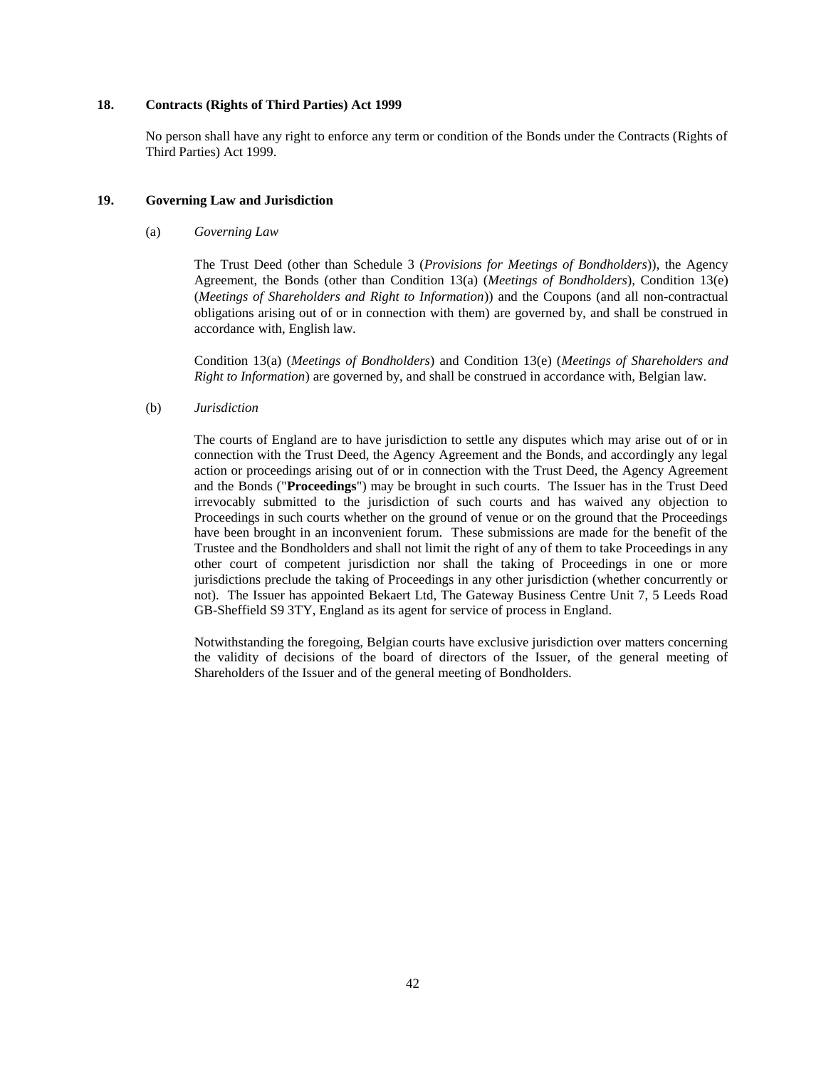## 18. Contracts (Rights of Third Parties) Act 1999

No person shall have any right to enforce any term or condition of the Bonds under the Contracts (Rights of Third Parties) Act 1999.

## 19. Governing Law and Jurisdiction

(a) *Governing Law*

The Trust Deed (other than Schedule 3 (*Provisions for Meetings of Bondholders*)), the Agency Agreement, the Bonds (other than Condition 13(a) (*Meetings of Bondholders*), Condition 13(e) (*Meetings of Shareholders and Right to Information*)) and the Coupons (and all non-contractual obligations arising out of or in connection with them) are governed by, and shall be construed in accordance with, English law.

Condition 13(a) (*Meetings of Bondholders*) and Condition 13(e) (*Meetings of Shareholders and Right to Information*) are governed by, and shall be construed in accordance with, Belgian law.

(b) *Jurisdiction*

The courts of England are to have jurisdiction to settle any disputes which may arise out of or in connection with the Trust Deed, the Agency Agreement and the Bonds, and accordingly any legal action or proceedings arising out of or in connection with the Trust Deed, the Agency Agreement and the Bonds ("**Proceedings**") may be brought in such courts. The Issuer has in the Trust Deed irrevocably submitted to the jurisdiction of such courts and has waived any objection to Proceedings in such courts whether on the ground of venue or on the ground that the Proceedings have been brought in an inconvenient forum. These submissions are made for the benefit of the Trustee and the Bondholders and shall not limit the right of any of them to take Proceedings in any other court of competent jurisdiction nor shall the taking of Proceedings in one or more jurisdictions preclude the taking of Proceedings in any other jurisdiction (whether concurrently or not). The Issuer has appointed Bekaert Ltd, The Gateway Business Centre Unit 7, 5 Leeds Road GB-Sheffield S9 3TY, England as its agent for service of process in England.

Notwithstanding the foregoing, Belgian courts have exclusive jurisdiction over matters concerning the validity of decisions of the board of directors of the Issuer, of the general meeting of Shareholders of the Issuer and of the general meeting of Bondholders.